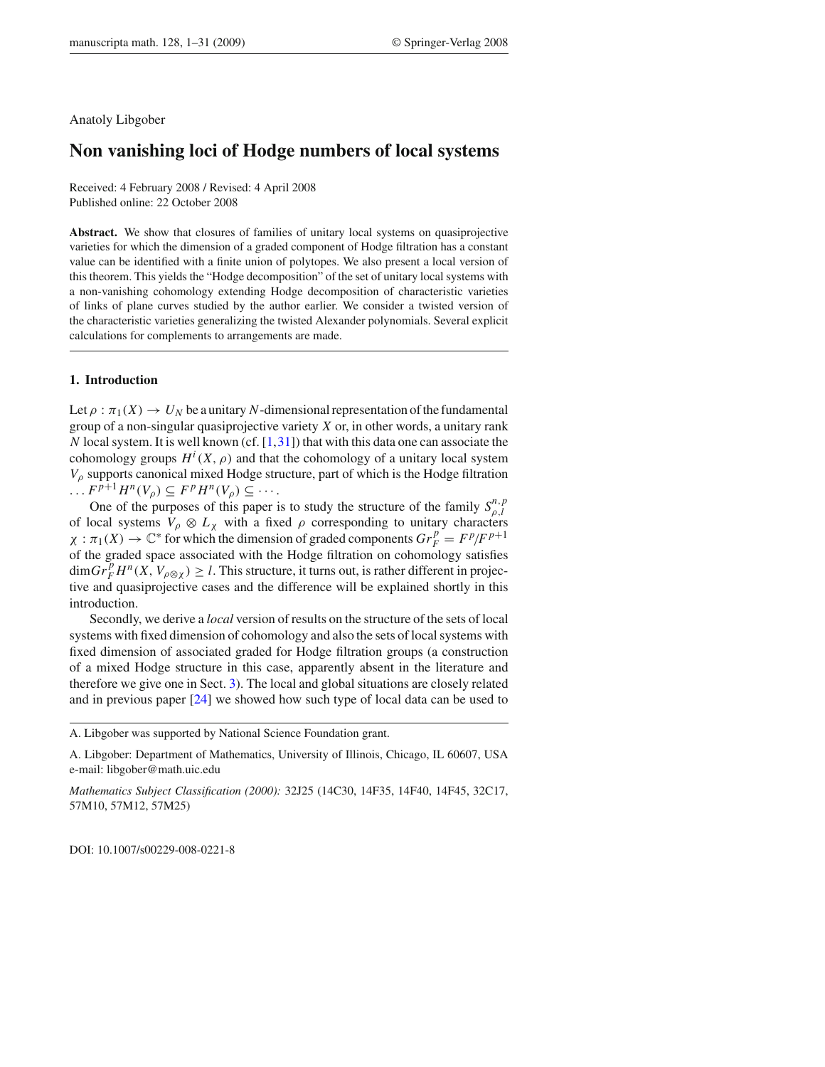Anatoly Libgober

# Non vanishing loci of Hodge numbers of local systems

Received: 4 February 2008 / Revised: 4 April 2008
Published online: 22 October 2008

**Abstract.** We show that closures of families of unitary local systems on quasiprojective varieties for which the dimension of a graded component of Hodge filtration has a constant value can be identified with a finite union of polytopes. We also present a local version of this theorem. This yields the "Hodge decomposition" of the set of unitary local systems with a non-vanishing cohomology extending Hodge decomposition of characteristic varieties of links of plane curves studied by the author earlier. We consider a twisted version of the characteristic varieties generalizing the twisted Alexander polynomials. Several explicit calculations for complements to arrangements are made.

## 1. Introduction

Let $\rho : \pi_1(X) \to U_N$ be a unitary $N$-dimensional representation of the fundamental group of a non-singular quasiprojective variety $X$ or, in other words, a unitary rank $N$ local system. It is well known (cf. [1,31]) that with this data one can associate the cohomology groups $H^i(X, \rho)$ and that the cohomology of a unitary local system $V_\rho$ supports canonical mixed Hodge structure, part of which is the Hodge filtration $\dots F^{p+1}H^n(V_\rho) \subseteq F^p H^n(V_\rho) \subseteq \cdots$.

One of the purposes of this paper is to study the structure of the family $S^{n,p}_{\rho,l}$ of local systems $V_\rho \otimes L_\chi$ with a fixed $\rho$ corresponding to unitary characters $\chi : \pi_1(X) \to \mathbb{C}^*$ for which the dimension of graded components $Gr^p_F = F^p/F^{p+1}$ of the graded space associated with the Hodge filtration on cohomology satisfies $\dim Gr^p_F H^n(X, V_{\rho\otimes\chi}) \geq l$. This structure, it turns out, is rather different in projective and quasiprojective cases and the difference will be explained shortly in this introduction.

Secondly, we derive a *local* version of results on the structure of the sets of local systems with fixed dimension of cohomology and also the sets of local systems with fixed dimension of associated graded for Hodge filtration groups (a construction of a mixed Hodge structure in this case, apparently absent in the literature and therefore we give one in Sect. 3). The local and global situations are closely related and in previous paper [24] we showed how such type of local data can be used to

---

A. Libgober was supported by National Science Foundation grant.

A. Libgober: Department of Mathematics, University of Illinois, Chicago, IL 60607, USA
e-mail: libgober@math.uic.edu

*Mathematics Subject Classification (2000):* 32J25 (14C30, 14F35, 14F40, 14F45, 32C17, 57M10, 57M12, 57M25)

DOI: 10.1007/s00229-008-0221-8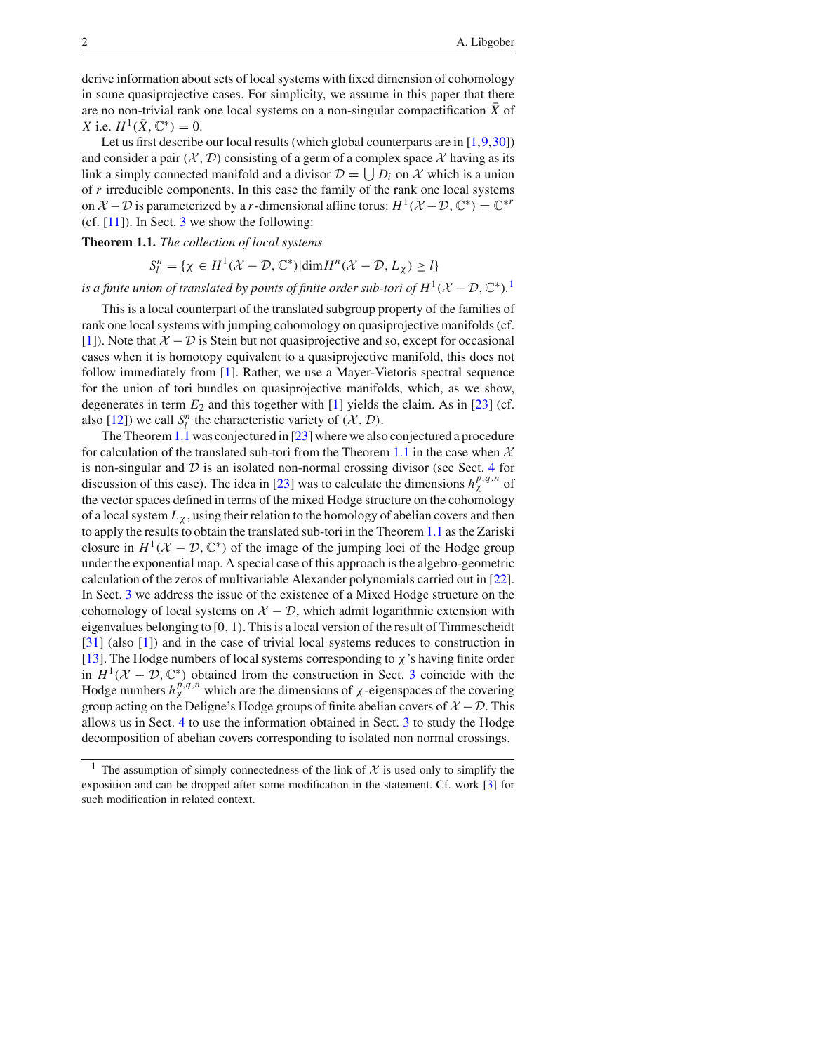derive information about sets of local systems with fixed dimension of cohomology in some quasiprojective cases. For simplicity, we assume in this paper that there are no non-trivial rank one local systems on a non-singular compactification $\bar{X}$ of $X$ i.e. $H^1(\bar{X}, \mathbb{C}^*) = 0$.

Let us first describe our local results (which global counterparts are in [1,9,30]) and consider a pair $(\mathcal{X}, \mathcal{D})$ consisting of a germ of a complex space $\mathcal{X}$ having as its link a simply connected manifold and a divisor $\mathcal{D} = \bigcup D_i$ on $\mathcal{X}$ which is a union of $r$ irreducible components. In this case the family of the rank one local systems on $\mathcal{X} - \mathcal{D}$ is parameterized by a $r$-dimensional affine torus: $H^1(\mathcal{X} - \mathcal{D}, \mathbb{C}^*) = \mathbb{C}^{*r}$ (cf. [11]). In Sect. 3 we show the following:

**Theorem 1.1.** *The collection of local systems*

$$S_l^n = \{\chi \in H^1(\mathcal{X} - \mathcal{D}, \mathbb{C}^*) | \dim H^n(\mathcal{X} - \mathcal{D}, L_\chi) \geq l\}$$

*is a finite union of translated by points of finite order sub-tori of $H^1(\mathcal{X} - \mathcal{D}, \mathbb{C}^*)$.*[1]

This is a local counterpart of the translated subgroup property of the families of rank one local systems with jumping cohomology on quasiprojective manifolds (cf. [1]). Note that $\mathcal{X} - \mathcal{D}$ is Stein but not quasiprojective and so, except for occasional cases when it is homotopy equivalent to a quasiprojective manifold, this does not follow immediately from [1]. Rather, we use a Mayer-Vietoris spectral sequence for the union of tori bundles on quasiprojective manifolds, which, as we show, degenerates in term $E_2$ and this together with [1] yields the claim. As in [23] (cf. also [12]) we call $S_l^n$ the characteristic variety of $(\mathcal{X}, \mathcal{D})$.

The Theorem 1.1 was conjectured in [23] where we also conjectured a procedure for calculation of the translated sub-tori from the Theorem 1.1 in the case when $\mathcal{X}$ is non-singular and $\mathcal{D}$ is an isolated non-normal crossing divisor (see Sect. 4 for discussion of this case). The idea in [23] was to calculate the dimensions $h_\chi^{p,q,n}$ of the vector spaces defined in terms of the mixed Hodge structure on the cohomology of a local system $L_\chi$, using their relation to the homology of abelian covers and then to apply the results to obtain the translated sub-tori in the Theorem 1.1 as the Zariski closure in $H^1(\mathcal{X} - \mathcal{D}, \mathbb{C}^*)$ of the image of the jumping loci of the Hodge group under the exponential map. A special case of this approach is the algebro-geometric calculation of the zeros of multivariable Alexander polynomials carried out in [22]. In Sect. 3 we address the issue of the existence of a Mixed Hodge structure on the cohomology of local systems on $\mathcal{X} - \mathcal{D}$, which admit logarithmic extension with eigenvalues belonging to $[0, 1)$. This is a local version of the result of Timmescheidt [31] (also [1]) and in the case of trivial local systems reduces to construction in [13]. The Hodge numbers of local systems corresponding to $\chi$'s having finite order in $H^1(\mathcal{X} - \mathcal{D}, \mathbb{C}^*)$ obtained from the construction in Sect. 3 coincide with the Hodge numbers $h_\chi^{p,q,n}$ which are the dimensions of $\chi$-eigenspaces of the covering group acting on the Deligne's Hodge groups of finite abelian covers of $\mathcal{X} - \mathcal{D}$. This allows us in Sect. 4 to use the information obtained in Sect. 3 to study the Hodge decomposition of abelian covers corresponding to isolated non normal crossings.

---

[1] The assumption of simply connectedness of the link of $\mathcal{X}$ is used only to simplify the exposition and can be dropped after some modification in the statement. Cf. work [3] for such modification in related context.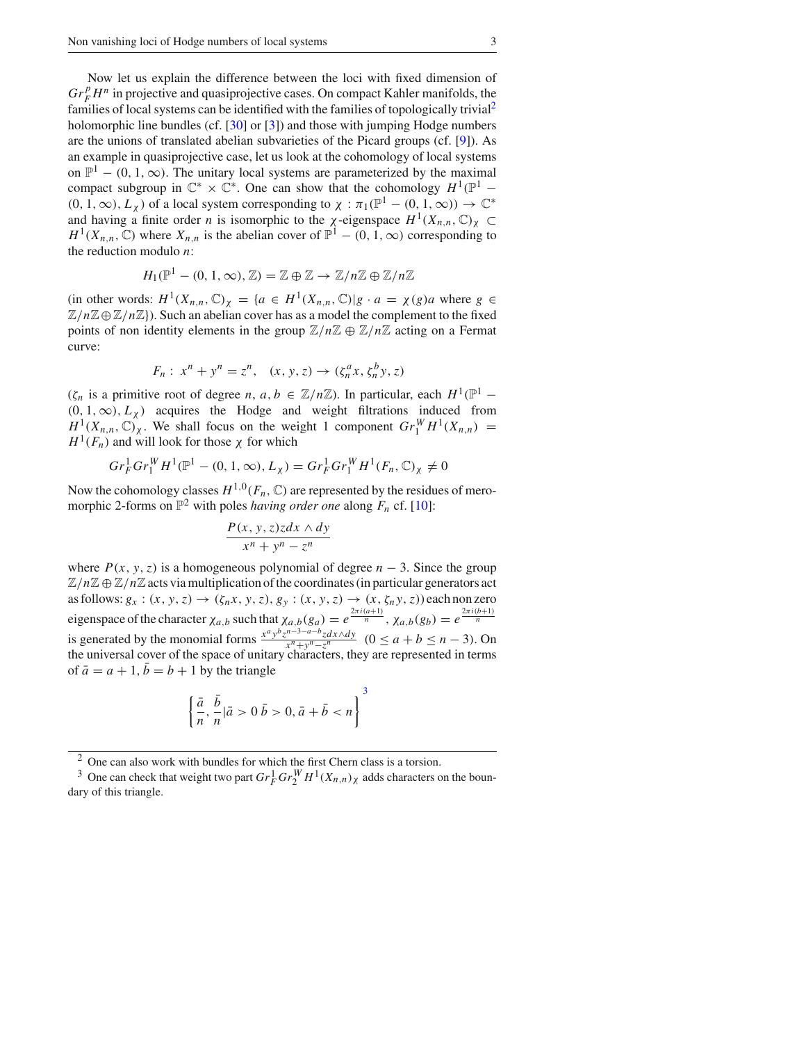Now let us explain the difference between the loci with fixed dimension of $Gr_F^p H^n$ in projective and quasiprojective cases. On compact Kahler manifolds, the families of local systems can be identified with the families of topologically trivial[2] holomorphic line bundles (cf. [30] or [3]) and those with jumping Hodge numbers are the unions of translated abelian subvarieties of the Picard groups (cf. [9]). As an example in quasiprojective case, let us look at the cohomology of local systems on $\mathbb{P}^1 - (0, 1, \infty)$. The unitary local systems are parameterized by the maximal compact subgroup in $\mathbb{C}^* \times \mathbb{C}^*$. One can show that the cohomology $H^1(\mathbb{P}^1 - (0, 1, \infty), L_\chi)$ of a local system corresponding to $\chi : \pi_1(\mathbb{P}^1 - (0, 1, \infty)) \to \mathbb{C}^*$ and having a finite order $n$ is isomorphic to the $\chi$-eigenspace $H^1(X_{n,n}, \mathbb{C})_\chi \subset H^1(X_{n,n}, \mathbb{C})$ where $X_{n,n}$ is the abelian cover of $\mathbb{P}^1 - (0, 1, \infty)$ corresponding to the reduction modulo $n$:

$$H_1(\mathbb{P}^1 - (0, 1, \infty), \mathbb{Z}) = \mathbb{Z} \oplus \mathbb{Z} \to \mathbb{Z}/n\mathbb{Z} \oplus \mathbb{Z}/n\mathbb{Z}$$

(in other words: $H^1(X_{n,n}, \mathbb{C})_\chi = \{a \in H^1(X_{n,n}, \mathbb{C}) | g \cdot a = \chi(g)a$ where $g \in \mathbb{Z}/n\mathbb{Z} \oplus \mathbb{Z}/n\mathbb{Z}\}$). Such an abelian cover has as a model the complement to the fixed points of non identity elements in the group $\mathbb{Z}/n\mathbb{Z} \oplus \mathbb{Z}/n\mathbb{Z}$ acting on a Fermat curve:

$$F_n : \; x^n + y^n = z^n, \quad (x, y, z) \to (\zeta_n^a x, \zeta_n^b y, z)$$

($\zeta_n$ is a primitive root of degree $n$, $a, b \in \mathbb{Z}/n\mathbb{Z}$). In particular, each $H^1(\mathbb{P}^1 - (0, 1, \infty), L_\chi)$ acquires the Hodge and weight filtrations induced from $H^1(X_{n,n}, \mathbb{C})_\chi$. We shall focus on the weight 1 component $Gr_1^W H^1(X_{n,n}) = H^1(F_n)$ and will look for those $\chi$ for which

$$Gr_F^1 Gr_1^W H^1(\mathbb{P}^1 - (0, 1, \infty), L_\chi) = Gr_F^1 Gr_1^W H^1(F_n, \mathbb{C})_\chi \neq 0$$

Now the cohomology classes $H^{1,0}(F_n, \mathbb{C})$ are represented by the residues of meromorphic 2-forms on $\mathbb{P}^2$ with poles *having order one* along $F_n$ cf. [10]:

$$\frac{P(x, y, z) z dx \wedge dy}{x^n + y^n - z^n}$$

where $P(x, y, z)$ is a homogeneous polynomial of degree $n - 3$. Since the group $\mathbb{Z}/n\mathbb{Z} \oplus \mathbb{Z}/n\mathbb{Z}$ acts via multiplication of the coordinates (in particular generators act as follows: $g_x : (x, y, z) \to (\zeta_n x, y, z)$, $g_y : (x, y, z) \to (x, \zeta_n y, z)$) each non zero eigenspace of the character $\chi_{a,b}$ such that $\chi_{a,b}(g_a) = e^{\frac{2\pi i (a+1)}{n}}$, $\chi_{a,b}(g_b) = e^{\frac{2\pi i (b+1)}{n}}$ is generated by the monomial forms $\frac{x^a y^b z^{n-3-a-b} z dx \wedge dy}{x^n + y^n - z^n}$ $(0 \leq a + b \leq n - 3)$. On the universal cover of the space of unitary characters, they are represented in terms of $\bar{a} = a + 1, \bar{b} = b + 1$ by the triangle

$$\left\{ \frac{\bar{a}}{n}, \frac{\bar{b}}{n} | \bar{a} > 0 \; \bar{b} > 0, \bar{a} + \bar{b} < n \right\}^{3}$$

[2] One can also work with bundles for which the first Chern class is a torsion.

[3] One can check that weight two part $Gr_F^1 Gr_2^W H^1(X_{n,n})_\chi$ adds characters on the boundary of this triangle.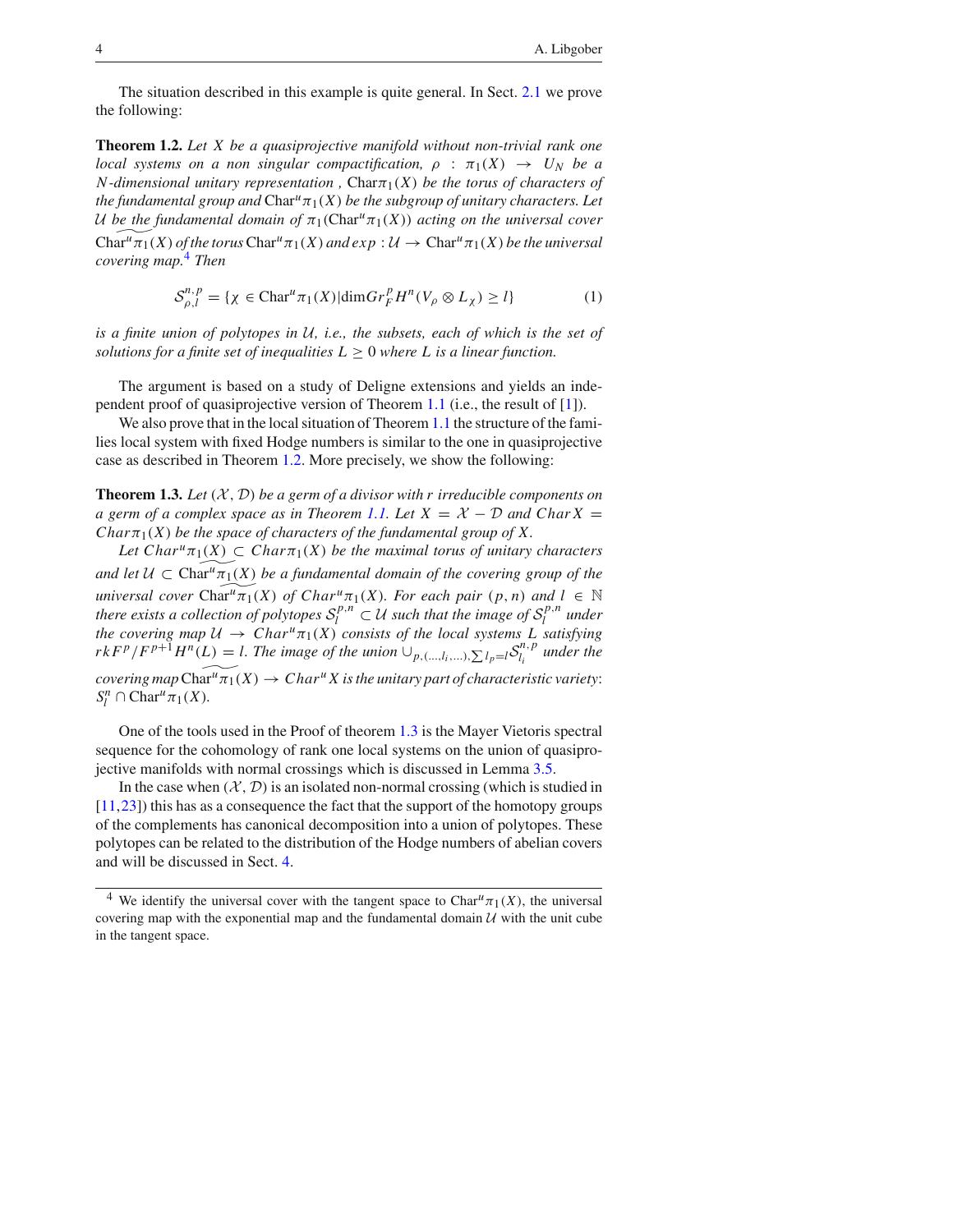The situation described in this example is quite general. In Sect. 2.1 we prove the following:

**Theorem 1.2.** *Let $X$ be a quasiprojective manifold without non-trivial rank one local systems on a non singular compactification, $\rho : \pi_1(X) \to U_N$ be a $N$-dimensional unitary representation , $\mathrm{Char}\pi_1(X)$ be the torus of characters of the fundamental group and $\mathrm{Char}^u\pi_1(X)$ be the subgroup of unitary characters. Let $\mathcal{U}$ be the fundamental domain of $\pi_1(\mathrm{Char}^u\pi_1(X))$ acting on the universal cover $\widetilde{\mathrm{Char}^u\pi_1(X)}$ of the torus $\mathrm{Char}^u\pi_1(X)$ and $exp : \mathcal{U} \to \mathrm{Char}^u\pi_1(X)$ be the universal covering map.*[4] *Then*

$$\mathcal{S}^{n,p}_{\rho,l} = \{\chi \in \mathrm{Char}^u\pi_1(X) | \dim Gr^p_F H^n(V_\rho \otimes L_\chi) \geq l\} \tag{1}$$

*is a finite union of polytopes in $\mathcal{U}$, i.e., the subsets, each of which is the set of solutions for a finite set of inequalities $L \geq 0$ where $L$ is a linear function.*

The argument is based on a study of Deligne extensions and yields an independent proof of quasiprojective version of Theorem 1.1 (i.e., the result of [1]).

We also prove that in the local situation of Theorem 1.1 the structure of the families local system with fixed Hodge numbers is similar to the one in quasiprojective case as described in Theorem 1.2. More precisely, we show the following:

**Theorem 1.3.** *Let $(\mathcal{X}, \mathcal{D})$ be a germ of a divisor with $r$ irreducible components on a germ of a complex space as in Theorem 1.1. Let $X = \mathcal{X} - \mathcal{D}$ and $Char X = Char\pi_1(X)$ be the space of characters of the fundamental group of $X$.*

*Let $Char^u\pi_1(X) \subset Char\pi_1(X)$ be the maximal torus of unitary characters and let $\mathcal{U} \subset \widetilde{\mathrm{Char}^u\pi_1(X)}$ be a fundamental domain of the covering group of the universal cover $\widetilde{\mathrm{Char}^u\pi_1}(X)$ of $Char^u\pi_1(X)$. For each pair $(p, n)$ and $l \in \mathbb{N}$ there exists a collection of polytopes $\mathcal{S}^{p,n}_l \subset \mathcal{U}$ such that the image of $\mathcal{S}^{p,n}_l$ under the covering map $\mathcal{U} \to Char^u\pi_1(X)$ consists of the local systems $L$ satisfying $rkF^p/F^{p+1}H^n(L) = l$. The image of the union $\cup_{p,(\ldots,l_i,\ldots),\sum l_p = l}\mathcal{S}^{n,p}_{l_i}$ under the covering map $\widetilde{\mathrm{Char}^u\pi_1}(X) \to Char^u X$ is the unitary part of characteristic variety: $\mathcal{S}^n_l \cap \mathrm{Char}^u\pi_1(X)$.*

One of the tools used in the Proof of theorem 1.3 is the Mayer Vietoris spectral sequence for the cohomology of rank one local systems on the union of quasiprojective manifolds with normal crossings which is discussed in Lemma 3.5.

In the case when $(\mathcal{X}, \mathcal{D})$ is an isolated non-normal crossing (which is studied in [11,23]) this has as a consequence the fact that the support of the homotopy groups of the complements has canonical decomposition into a union of polytopes. These polytopes can be related to the distribution of the Hodge numbers of abelian covers and will be discussed in Sect. 4.

---

[4] We identify the universal cover with the tangent space to $\mathrm{Char}^u\pi_1(X)$, the universal covering map with the exponential map and the fundamental domain $\mathcal{U}$ with the unit cube in the tangent space.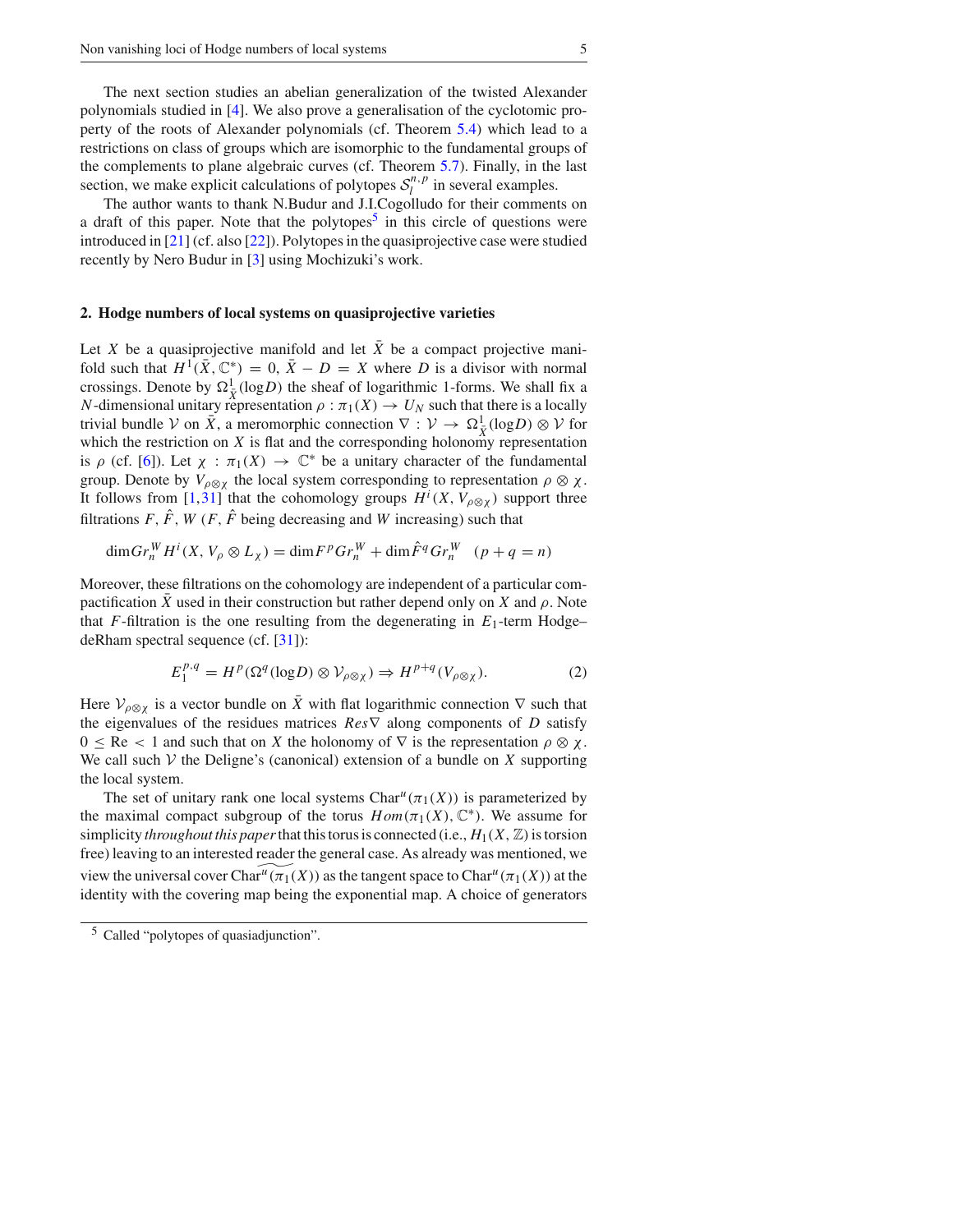The next section studies an abelian generalization of the twisted Alexander polynomials studied in [4]. We also prove a generalisation of the cyclotomic property of the roots of Alexander polynomials (cf. Theorem 5.4) which lead to a restrictions on class of groups which are isomorphic to the fundamental groups of the complements to plane algebraic curves (cf. Theorem 5.7). Finally, in the last section, we make explicit calculations of polytopes $\mathcal{S}_l^{n,p}$ in several examples.

The author wants to thank N.Budur and J.I.Cogolludo for their comments on a draft of this paper. Note that the polytopes[5] in this circle of questions were introduced in [21] (cf. also [22]). Polytopes in the quasiprojective case were studied recently by Nero Budur in [3] using Mochizuki's work.

## 2. Hodge numbers of local systems on quasiprojective varieties

Let $X$ be a quasiprojective manifold and let $\bar{X}$ be a compact projective manifold such that $H^1(\bar{X}, \mathbb{C}^*) = 0$, $\bar{X} - D = X$ where $D$ is a divisor with normal crossings. Denote by $\Omega^1_{\bar{X}}(\log D)$ the sheaf of logarithmic 1-forms. We shall fix a $N$-dimensional unitary representation $\rho : \pi_1(X) \to U_N$ such that there is a locally trivial bundle $\mathcal{V}$ on $\bar{X}$, a meromorphic connection $\nabla : \mathcal{V} \to \Omega^1_{\bar{X}}(\log D) \otimes \mathcal{V}$ for which the restriction on $X$ is flat and the corresponding holonomy representation is $\rho$ (cf. [6]). Let $\chi : \pi_1(X) \to \mathbb{C}^*$ be a unitary character of the fundamental group. Denote by $V_{\rho\otimes\chi}$ the local system corresponding to representation $\rho \otimes \chi$. It follows from [1,31] that the cohomology groups $H^i(X, V_{\rho\otimes\chi})$ support three filtrations $F, \hat{F}, W$ ($F, \hat{F}$ being decreasing and $W$ increasing) such that

$$\dim Gr^W_n H^i(X, V_\rho \otimes L_\chi) = \dim F^p Gr^W_n + \dim \hat{F}^q Gr^W_n \quad (p + q = n)$$

Moreover, these filtrations on the cohomology are independent of a particular compactification $\bar{X}$ used in their construction but rather depend only on $X$ and $\rho$. Note that $F$-filtration is the one resulting from the degenerating in $E_1$-term Hodge–deRham spectral sequence (cf. [31]):

$$E_1^{p,q} = H^p(\Omega^q(\log D) \otimes \mathcal{V}_{\rho\otimes\chi}) \Rightarrow H^{p+q}(V_{\rho\otimes\chi}). \tag{2}$$

Here $\mathcal{V}_{\rho\otimes\chi}$ is a vector bundle on $\bar{X}$ with flat logarithmic connection $\nabla$ such that the eigenvalues of the residues matrices $Res\nabla$ along components of $D$ satisfy $0 \le \mathrm{Re} < 1$ and such that on $X$ the holonomy of $\nabla$ is the representation $\rho \otimes \chi$. We call such $\mathcal{V}$ the Deligne's (canonical) extension of a bundle on $X$ supporting the local system.

The set of unitary rank one local systems $\mathrm{Char}^u(\pi_1(X))$ is parameterized by the maximal compact subgroup of the torus $Hom(\pi_1(X), \mathbb{C}^*)$. We assume for simplicity *throughout this paper* that this torus is connected (i.e., $H_1(X, \mathbb{Z})$ is torsion free) leaving to an interested reader the general case. As already was mentioned, we view the universal cover $\widetilde{\mathrm{Char}^u(\pi_1(X))}$ as the tangent space to $\mathrm{Char}^u(\pi_1(X))$ at the identity with the covering map being the exponential map. A choice of generators

[5] Called "polytopes of quasiadjunction".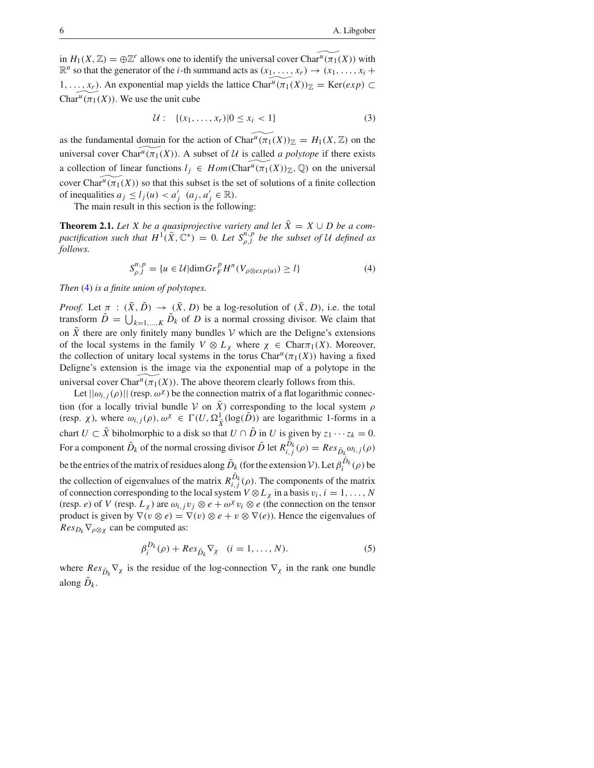in $H_1(X,\mathbb{Z}) = \oplus \mathbb{Z}^r$ allows one to identify the universal cover $\widetilde{\mathrm{Char}^u(\pi_1(X))}$ with $\mathbb{R}^n$ so that the generator of the $i$-th summand acts as $(x_1,\ldots,x_r) \to (x_1,\ldots,x_i + 1,\ldots,x_r)$. An exponential map yields the lattice $\widetilde{\mathrm{Char}^u(\pi_1(X))}_{\mathbb{Z}} = \mathrm{Ker}(exp) \subset \widetilde{\mathrm{Char}^u(\pi_1(X))}$. We use the unit cube

$$\mathcal{U}: \quad \{(x_1,\ldots,x_r) | 0 \le x_i < 1\} \tag{3}$$

as the fundamental domain for the action of $\widetilde{\mathrm{Char}^u(\pi_1(X))}_{\mathbb{Z}} = H_1(X,\mathbb{Z})$ on the universal cover $\widetilde{\mathrm{Char}^u(\pi_1(X))}$. A subset of $\mathcal{U}$ is called *a polytope* if there exists a collection of linear functions $l_j \in Hom(\widetilde{\mathrm{Char}^u(\pi_1(X))}_{\mathbb{Z}},\mathbb{Q})$ on the universal cover $\widetilde{\mathrm{Char}^u(\pi_1(X))}$ so that this subset is the set of solutions of a finite collection of inequalities $a_j \le l_j(u) < a_j'$ $(a_j, a_j' \in \mathbb{R})$.

The main result in this section is the following:

**Theorem 2.1.** *Let $X$ be a quasiprojective variety and let $\bar{X} = X \cup D$ be a compactification such that $H^1(\bar{X},\mathbb{C}^*) = 0$. Let $S^{n,p}_{\rho,l}$ be the subset of $\mathcal{U}$ defined as follows.*

$$S^{n,p}_{\rho,l} = \{u \in \mathcal{U} | \dim Gr^p_F H^n(V_{\rho \otimes exp(u)}) \ge l\} \tag{4}$$

*Then* (4) *is a finite union of polytopes.*

*Proof.* Let $\pi : (\tilde{X},\tilde{D}) \to (\bar{X}, D)$ be a log-resolution of $(\bar{X}, D)$, i.e. the total transform $\tilde{D} = \bigcup_{k=1,\ldots,K} \tilde{D}_k$ of $D$ is a normal crossing divisor. We claim that on $\tilde{X}$ there are only finitely many bundles $\mathcal{V}$ which are the Deligne's extensions of the local systems in the family $V \otimes L_\chi$ where $\chi \in \mathrm{Char}\pi_1(X)$. Moreover, the collection of unitary local systems in the torus $\mathrm{Char}^u(\pi_1(X))$ having a fixed Deligne's extension is the image via the exponential map of a polytope in the universal cover $\widetilde{\mathrm{Char}^u(\pi_1(X))}$. The above theorem clearly follows from this.

Let $||\omega_{i,j}(\rho)||$ (resp. $\omega^\chi$) be the connection matrix of a flat logarithmic connection (for a locally trivial bundle $\mathcal{V}$ on $\tilde{X}$) corresponding to the local system $\rho$ (resp. $\chi$), where $\omega_{i,j}(\rho), \omega^\chi \in \Gamma(U, \Omega^1_{\tilde{X}}(\log(\tilde{D}))$ are logarithmic 1-forms in a chart $U \subset \tilde{X}$ biholomorphic to a disk so that $U \cap \tilde{D}$ in $U$ is given by $z_1 \cdots z_k = 0$. For a component $\tilde{D}_k$ of the normal crossing divisor $\tilde{D}$ let $R^{\tilde{D}_k}_{i,j}(\rho) = Res_{\tilde{D}_k}\omega_{i,j}(\rho)$ be the entries of the matrix of residues along $\tilde{D}_k$ (for the extension $\mathcal{V}$). Let $\beta^{\tilde{D}_k}_i(\rho)$ be the collection of eigenvalues of the matrix $R^{\tilde{D}_k}_{i,j}(\rho)$. The components of the matrix of connection corresponding to the local system $V \otimes L_\chi$ in a basis $v_i, i = 1,\ldots,N$ (resp. $e$) of $V$ (resp. $L_\chi$) are $\omega_{i,j} v_j \otimes e + \omega^\chi v_i \otimes e$ (the connection on the tensor product is given by $\nabla(v \otimes e) = \nabla(v) \otimes e + v \otimes \nabla(e)$). Hence the eigenvalues of $Res_{D_k}\nabla_{\rho\otimes\chi}$ can be computed as:

$$\beta^{D_k}_i(\rho) + Res_{\tilde{D}_k}\nabla_\chi \quad (i = 1,\ldots,N). \tag{5}$$

where $Res_{\tilde{D}_k}\nabla_\chi$ is the residue of the log-connection $\nabla_\chi$ in the rank one bundle along $\tilde{D}_k$.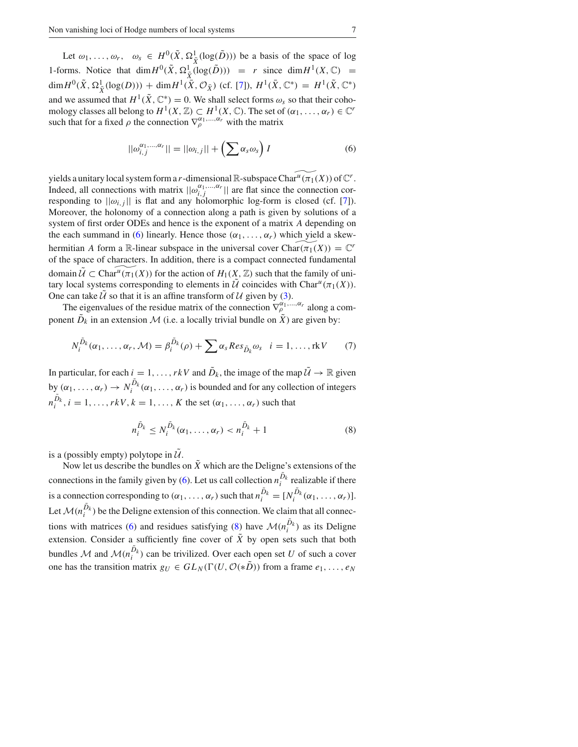Let $\omega_1, \dots, \omega_r, \quad \omega_s \in H^0(\tilde{X}, \Omega^1_{\tilde{X}}(\log(\tilde{D})))$ be a basis of the space of log 1-forms. Notice that $\dim H^0(\tilde{X}, \Omega^1_{\tilde{X}}(\log(\tilde{D}))) = r$ since $\dim H^1(X, \mathbb{C}) = \dim H^0(\bar{X}, \Omega^1_{\bar{X}}(\log(D))) + \dim H^1(\bar{X}, \mathcal{O}_{\bar{X}})$ (cf. [7]), $H^1(\bar{X}, \mathbb{C}^*) = H^1(\tilde{X}, \mathbb{C}^*)$ and we assumed that $H^1(\tilde{X}, \mathbb{C}^*) = 0$. We shall select forms $\omega_s$ so that their cohomology classes all belong to $H^1(X, \mathbb{Z}) \subset H^1(X, \mathbb{C})$. The set of $(\alpha_1, \dots, \alpha_r) \in \mathbb{C}^r$ such that for a fixed $\rho$ the connection $\nabla_\rho^{\alpha_1, \dots, \alpha_r}$ with the matrix

$$||\omega_{i,j}^{\alpha_1, \dots, \alpha_r}|| = ||\omega_{i,j}|| + \left(\sum \alpha_s \omega_s\right) I \tag{6}$$

yields a unitary local system form a $r$-dimensional $\mathbb{R}$-subspace $\widetilde{\mathrm{Char}^u(\pi_1(X))}$ of $\mathbb{C}^r$. Indeed, all connections with matrix $||\omega_{i,j}^{\alpha_1, \dots, \alpha_r}||$ are flat since the connection corresponding to $||\omega_{i,j}||$ is flat and any holomorphic log-form is closed (cf. [7]). Moreover, the holonomy of a connection along a path is given by solutions of a system of first order ODEs and hence is the exponent of a matrix $A$ depending on the each summand in (6) linearly. Hence those $(\alpha_1, \dots, \alpha_r)$ which yield a skew-hermitian $A$ form a $\mathbb{R}$-linear subspace in the universal cover $\widetilde{\mathrm{Char}(\pi_1(X))} = \mathbb{C}^r$ of the space of characters. In addition, there is a compact connected fundamental domain $\tilde{\mathcal{U}} \subset \widetilde{\mathrm{Char}^u(\pi_1(X))}$ for the action of $H_1(X, \mathbb{Z})$ such that the family of unitary local systems corresponding to elements in $\tilde{\mathcal{U}}$ coincides with $\mathrm{Char}^u(\pi_1(X))$. One can take $\tilde{\mathcal{U}}$ so that it is an affine transform of $\mathcal{U}$ given by (3).

The eigenvalues of the residue matrix of the connection $\nabla_\rho^{\alpha_1, \dots, \alpha_r}$ along a component $\tilde{D}_k$ in an extension $\mathcal{M}$ (i.e. a locally trivial bundle on $\tilde{X}$) are given by:

$$N_i^{\tilde{D}_k}(\alpha_1, \dots, \alpha_r, \mathcal{M}) = \beta_i^{\tilde{D}_k}(\rho) + \sum \alpha_s Res_{\tilde{D}_k} \omega_s \quad i = 1, \dots, \mathrm{rk} V \tag{7}$$

In particular, for each $i = 1, \dots, rkV$ and $\tilde{D}_k$, the image of the map $\tilde{\mathcal{U}} \to \mathbb{R}$ given by $(\alpha_1, \dots, \alpha_r) \to N_i^{\tilde{D}_k}(\alpha_1, \dots, \alpha_r)$ is bounded and for any collection of integers $n_i^{\tilde{D}_k}, i = 1, \dots, rkV, k = 1, \dots, K$ the set $(\alpha_1, \dots, \alpha_r)$ such that

$$n_i^{\tilde{D}_k} \leq N_i^{\tilde{D}_k}(\alpha_1, \dots, \alpha_r) < n_i^{\tilde{D}_k} + 1 \tag{8}$$

is a (possibly empty) polytope in $\tilde{\mathcal{U}}$.

Now let us describe the bundles on $\tilde{X}$ which are the Deligne's extensions of the connections in the family given by (6). Let us call collection $n_i^{\tilde{D}_k}$ realizable if there is a connection corresponding to $(\alpha_1, \dots, \alpha_r)$ such that $n_i^{\tilde{D}_k} = [N_i^{\tilde{D}_k}(\alpha_1, \dots, \alpha_r)]$. Let $\mathcal{M}(n_i^{\tilde{D}_k})$ be the Deligne extension of this connection. We claim that all connections with matrices (6) and residues satisfying (8) have $\mathcal{M}(n_i^{\tilde{D}_k})$ as its Deligne extension. Consider a sufficiently fine cover of $\tilde{X}$ by open sets such that both bundles $\mathcal{M}$ and $\mathcal{M}(n_i^{\tilde{D}_k})$ can be trivilized. Over each open set $U$ of such a cover one has the transition matrix $g_U \in GL_N(\Gamma(U, \mathcal{O}(*\tilde{D}))$ from a frame $e_1, \dots, e_N$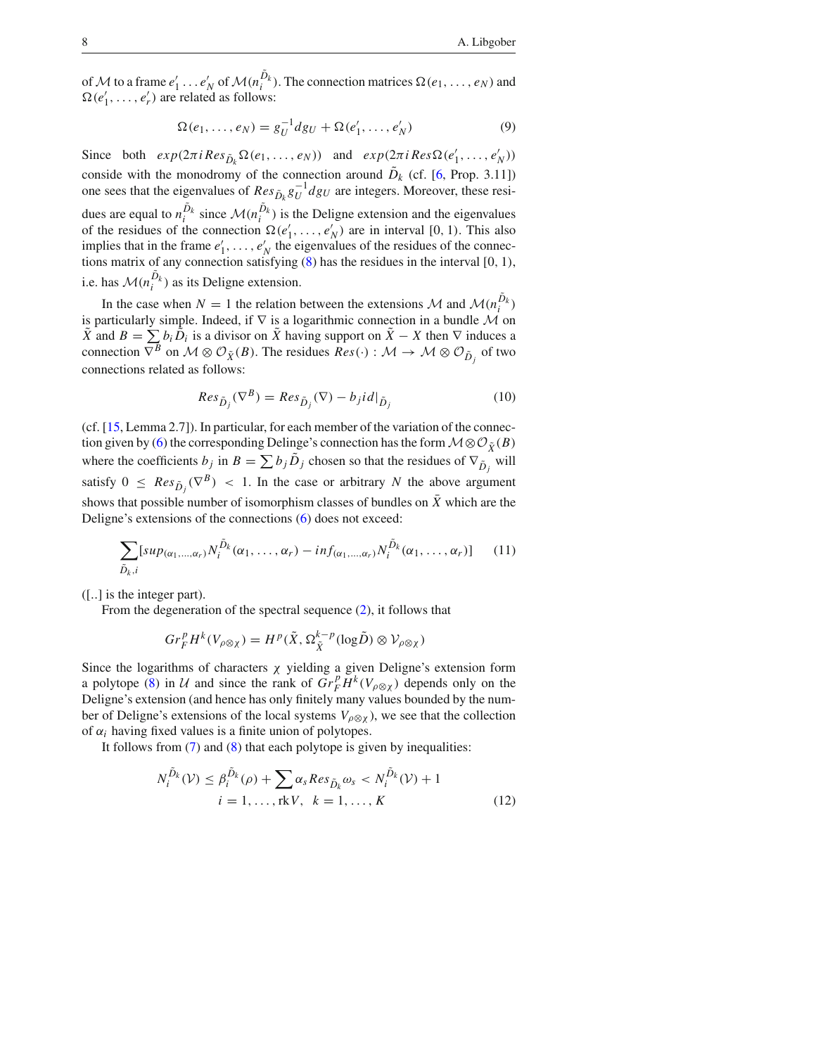of $\mathcal{M}$ to a frame $e'_1 \dots e'_N$ of $\mathcal{M}(n_i^{\tilde{D}_k})$. The connection matrices $\Omega(e_1, \dots, e_N)$ and $\Omega(e'_1, \dots, e'_r)$ are related as follows:

$$\Omega(e_1, \dots, e_N) = g_U^{-1} dg_U + \Omega(e'_1, \dots, e'_N) \tag{9}$$

Since both $exp(2\pi i Res_{\tilde{D}_k} \Omega(e_1, \dots, e_N))$ and $exp(2\pi i Res \Omega(e'_1, \dots, e'_N))$ conside with the monodromy of the connection around $\tilde{D}_k$ (cf. [6, Prop. 3.11]) one sees that the eigenvalues of $Res_{\tilde{D}_k} g_U^{-1} dg_U$ are integers. Moreover, these residues are equal to $n_i^{\tilde{D}_k}$ since $\mathcal{M}(n_i^{\tilde{D}_k})$ is the Deligne extension and the eigenvalues of the residues of the connection $\Omega(e'_1, \dots, e'_N)$ are in interval $[0, 1)$. This also implies that in the frame $e'_1, \dots, e'_N$ the eigenvalues of the residues of the connections matrix of any connection satisfying (8) has the residues in the interval $[0, 1)$, i.e. has $\mathcal{M}(n_i^{\tilde{D}_k})$ as its Deligne extension.

In the case when $N = 1$ the relation between the extensions $\mathcal{M}$ and $\mathcal{M}(n_i^{\tilde{D}_k})$ is particularly simple. Indeed, if $\nabla$ is a logarithmic connection in a bundle $\mathcal{M}$ on $\tilde{X}$ and $B = \sum b_i \tilde{D}_i$ is a divisor on $\tilde{X}$ having support on $\tilde{X} - X$ then $\nabla$ induces a connection $\nabla^B$ on $\mathcal{M} \otimes \mathcal{O}_{\tilde{X}}(B)$. The residues $Res(\cdot) : \mathcal{M} \to \mathcal{M} \otimes \mathcal{O}_{\tilde{D}_j}$ of two connections related as follows:

$$Res_{\tilde{D}_j}(\nabla^B) = Res_{\tilde{D}_j}(\nabla) - b_j id|_{\tilde{D}_j} \tag{10}$$

(cf. [15, Lemma 2.7]). In particular, for each member of the variation of the connection given by (6) the corresponding Delinge's connection has the form $\mathcal{M} \otimes \mathcal{O}_{\tilde{X}}(B)$ where the coefficients $b_j$ in $B = \sum b_j \tilde{D}_j$ chosen so that the residues of $\nabla_{\tilde{D}_j}$ will satisfy $0 \le Res_{\tilde{D}_j}(\nabla^B) < 1$. In the case or arbitrary $N$ the above argument shows that possible number of isomorphism classes of bundles on $\bar{X}$ which are the Deligne's extensions of the connections (6) does not exceed:

$$\sum_{\tilde{D}_k, i} [sup_{(\alpha_1, \dots, \alpha_r)} N_i^{\tilde{D}_k}(\alpha_1, \dots, \alpha_r) - inf_{(\alpha_1, \dots, \alpha_r)} N_i^{\tilde{D}_k}(\alpha_1, \dots, \alpha_r)] \tag{11}$$

([..] is the integer part).

From the degeneration of the spectral sequence (2), it follows that

$$Gr_F^p H^k(V_{\rho \otimes \chi}) = H^p(\tilde{X}, \Omega_{\tilde{X}}^{k-p}(\log \tilde{D}) \otimes \mathcal{V}_{\rho \otimes \chi})$$

Since the logarithms of characters $\chi$ yielding a given Deligne's extension form a polytope (8) in $\mathcal{U}$ and since the rank of $Gr_F^p H^k(V_{\rho \otimes \chi})$ depends only on the Deligne's extension (and hence has only finitely many values bounded by the number of Deligne's extensions of the local systems $V_{\rho \otimes \chi}$), we see that the collection of $\alpha_i$ having fixed values is a finite union of polytopes.

It follows from (7) and (8) that each polytope is given by inequalities:

$$N_i^{\tilde{D}_k}(\mathcal{V}) \le \beta_i^{\tilde{D}_k}(\rho) + \sum \alpha_s Res_{\tilde{D}_k} \omega_s < N_i^{\tilde{D}_k}(\mathcal{V}) + 1$$
$$i = 1, \dots, \text{rk} V, \quad k = 1, \dots, K \tag{12}$$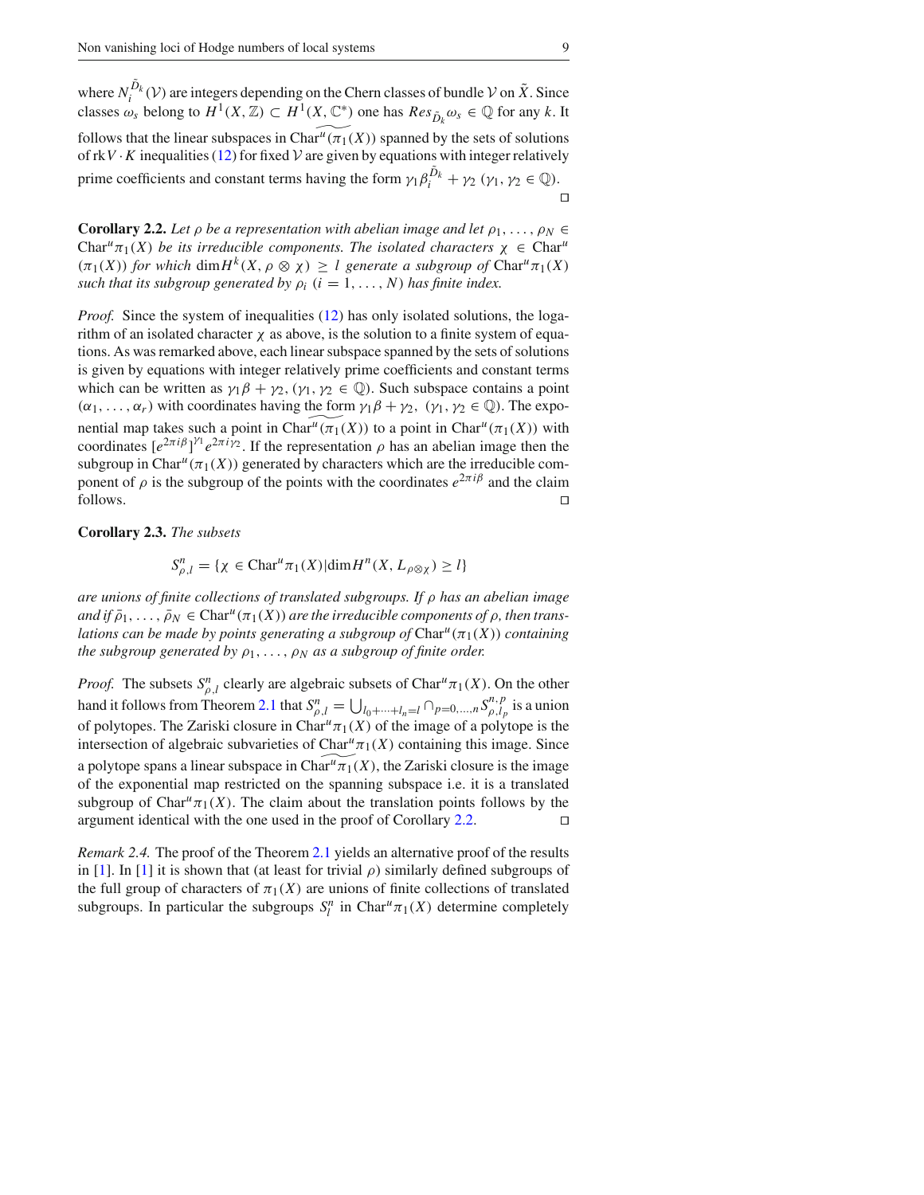where $N_i^{\tilde{D}_k}(\mathcal{V})$ are integers depending on the Chern classes of bundle $\mathcal{V}$ on $\tilde{X}$. Since classes $\omega_s$ belong to $H^1(X,\mathbb{Z}) \subset H^1(X,\mathbb{C}^*)$ one has $Res_{\tilde{D}_k}\omega_s \in \mathbb{Q}$ for any $k$. It follows that the linear subspaces in $\widetilde{\mathrm{Char}^u(\pi_1(X))}$ spanned by the sets of solutions of $\mathrm{rk}V \cdot K$ inequalities (12) for fixed $\mathcal{V}$ are given by equations with integer relatively prime coefficients and constant terms having the form $\gamma_1\beta_i^{\tilde{D}_k} + \gamma_2$ ($\gamma_1, \gamma_2 \in \mathbb{Q}$). □

**Corollary 2.2.** *Let $\rho$ be a representation with abelian image and let $\rho_1,\ldots,\rho_N \in \mathrm{Char}^u\pi_1(X)$ be its irreducible components. The isolated characters $\chi \in \mathrm{Char}^u(\pi_1(X))$ for which $\dim H^k(X,\rho\otimes\chi) \geq l$ generate a subgroup of $\mathrm{Char}^u\pi_1(X)$ such that its subgroup generated by $\rho_i$ ($i=1,\ldots,N$) has finite index.*

*Proof.* Since the system of inequalities (12) has only isolated solutions, the logarithm of an isolated character $\chi$ as above, is the solution to a finite system of equations. As was remarked above, each linear subspace spanned by the sets of solutions is given by equations with integer relatively prime coefficients and constant terms which can be written as $\gamma_1\beta + \gamma_2$, ($\gamma_1, \gamma_2 \in \mathbb{Q}$). Such subspace contains a point $(\alpha_1,\ldots,\alpha_r)$ with coordinates having the form $\gamma_1\beta + \gamma_2$, ($\gamma_1, \gamma_2 \in \mathbb{Q}$). The exponential map takes such a point in $\widetilde{\mathrm{Char}^u(\pi_1(X))}$ to a point in $\mathrm{Char}^u(\pi_1(X))$ with coordinates $[e^{2\pi i\beta}]^{\gamma_1}e^{2\pi i\gamma_2}$. If the representation $\rho$ has an abelian image then the subgroup in $\mathrm{Char}^u(\pi_1(X))$ generated by characters which are the irreducible component of $\rho$ is the subgroup of the points with the coordinates $e^{2\pi i\beta}$ and the claim follows. □

**Corollary 2.3.** *The subsets*

$$S^n_{\rho,l} = \{\chi \in \mathrm{Char}^u\pi_1(X) | \dim H^n(X, L_{\rho\otimes\chi}) \geq l\}$$

*are unions of finite collections of translated subgroups. If $\rho$ has an abelian image and if $\bar{\rho}_1,\ldots,\bar{\rho}_N \in \mathrm{Char}^u(\pi_1(X))$ are the irreducible components of $\rho$, then translations can be made by points generating a subgroup of $\mathrm{Char}^u(\pi_1(X))$ containing the subgroup generated by $\rho_1,\ldots,\rho_N$ as a subgroup of finite order.*

*Proof.* The subsets $S^n_{\rho,l}$ clearly are algebraic subsets of $\mathrm{Char}^u\pi_1(X)$. On the other hand it follows from Theorem 2.1 that $S^n_{\rho,l} = \bigcup_{l_0+\cdots+l_n=l}\cap_{p=0,\ldots,n}S^{n,p}_{\rho,l_p}$ is a union of polytopes. The Zariski closure in $\mathrm{Char}^u\pi_1(X)$ of the image of a polytope is the intersection of algebraic subvarieties of $\mathrm{Char}^u\pi_1(X)$ containing this image. Since a polytope spans a linear subspace in $\widetilde{\mathrm{Char}^u\pi_1}(X)$, the Zariski closure is the image of the exponential map restricted on the spanning subspace i.e. it is a translated subgroup of $\mathrm{Char}^u\pi_1(X)$. The claim about the translation points follows by the argument identical with the one used in the proof of Corollary 2.2. □

*Remark 2.4.* The proof of the Theorem 2.1 yields an alternative proof of the results in [1]. In [1] it is shown that (at least for trivial $\rho$) similarly defined subgroups of the full group of characters of $\pi_1(X)$ are unions of finite collections of translated subgroups. In particular the subgroups $S^n_l$ in $\mathrm{Char}^u\pi_1(X)$ determine completely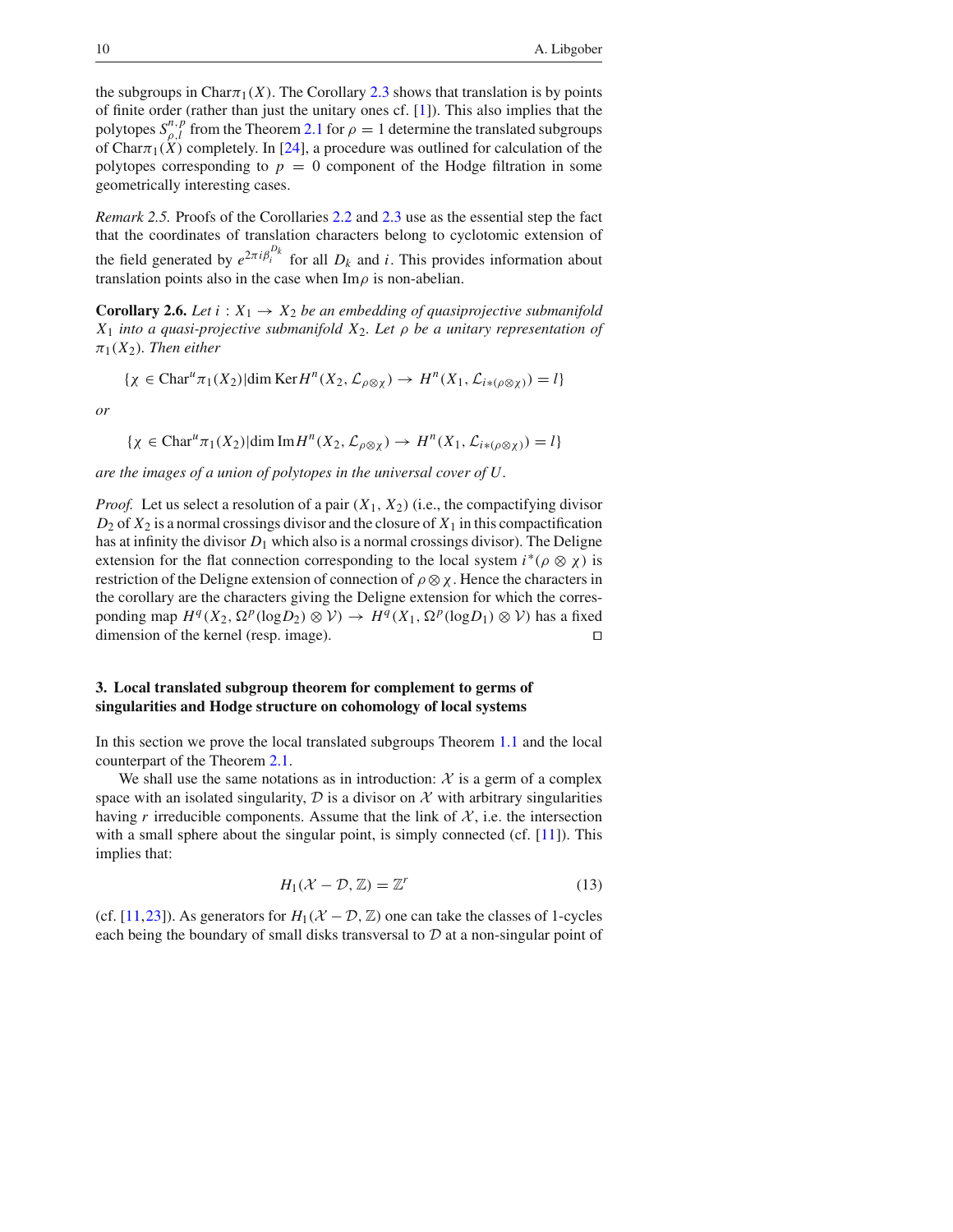the subgroups in $\mathrm{Char}\pi_1(X)$. The Corollary 2.3 shows that translation is by points of finite order (rather than just the unitary ones cf. [1]). This also implies that the polytopes $S^{n,p}_{\rho,l}$ from the Theorem 2.1 for $\rho = 1$ determine the translated subgroups of $\mathrm{Char}\pi_1(X)$ completely. In [24], a procedure was outlined for calculation of the polytopes corresponding to $p = 0$ component of the Hodge filtration in some geometrically interesting cases.

*Remark 2.5.* Proofs of the Corollaries 2.2 and 2.3 use as the essential step the fact that the coordinates of translation characters belong to cyclotomic extension of the field generated by $e^{2\pi i \beta_i^{D_k}}$ for all $D_k$ and $i$. This provides information about translation points also in the case when $\mathrm{Im}\rho$ is non-abelian.

**Corollary 2.6.** *Let $i : X_1 \to X_2$ be an embedding of quasiprojective submanifold $X_1$ into a quasi-projective submanifold $X_2$. Let $\rho$ be a unitary representation of $\pi_1(X_2)$. Then either*

$$\{\chi \in \mathrm{Char}^u\pi_1(X_2) | \dim \mathrm{Ker} H^n(X_2, \mathcal{L}_{\rho\otimes\chi}) \to H^n(X_1, \mathcal{L}_{i*(\rho\otimes\chi)}) = l\}$$

*or*

$$\{\chi \in \mathrm{Char}^u\pi_1(X_2) | \dim \mathrm{Im} H^n(X_2, \mathcal{L}_{\rho\otimes\chi}) \to H^n(X_1, \mathcal{L}_{i*(\rho\otimes\chi)}) = l\}$$

*are the images of a union of polytopes in the universal cover of $U$.*

*Proof.* Let us select a resolution of a pair $(X_1, X_2)$ (i.e., the compactifying divisor $D_2$ of $X_2$ is a normal crossings divisor and the closure of $X_1$ in this compactification has at infinity the divisor $D_1$ which also is a normal crossings divisor). The Deligne extension for the flat connection corresponding to the local system $i^*(\rho \otimes \chi)$ is restriction of the Deligne extension of connection of $\rho \otimes \chi$. Hence the characters in the corollary are the characters giving the Deligne extension for which the corresponding map $H^q(X_2, \Omega^p(\log D_2) \otimes \mathcal{V}) \to H^q(X_1, \Omega^p(\log D_1) \otimes \mathcal{V})$ has a fixed dimension of the kernel (resp. image). ◻

## 3. Local translated subgroup theorem for complement to germs of singularities and Hodge structure on cohomology of local systems

In this section we prove the local translated subgroups Theorem 1.1 and the local counterpart of the Theorem 2.1.

We shall use the same notations as in introduction: $\mathcal{X}$ is a germ of a complex space with an isolated singularity, $\mathcal{D}$ is a divisor on $\mathcal{X}$ with arbitrary singularities having $r$ irreducible components. Assume that the link of $\mathcal{X}$, i.e. the intersection with a small sphere about the singular point, is simply connected (cf. [11]). This implies that:

$$H_1(\mathcal{X} - \mathcal{D}, \mathbb{Z}) = \mathbb{Z}^r \tag{13}$$

(cf. [11,23]). As generators for $H_1(\mathcal{X} - \mathcal{D}, \mathbb{Z})$ one can take the classes of 1-cycles each being the boundary of small disks transversal to $\mathcal{D}$ at a non-singular point of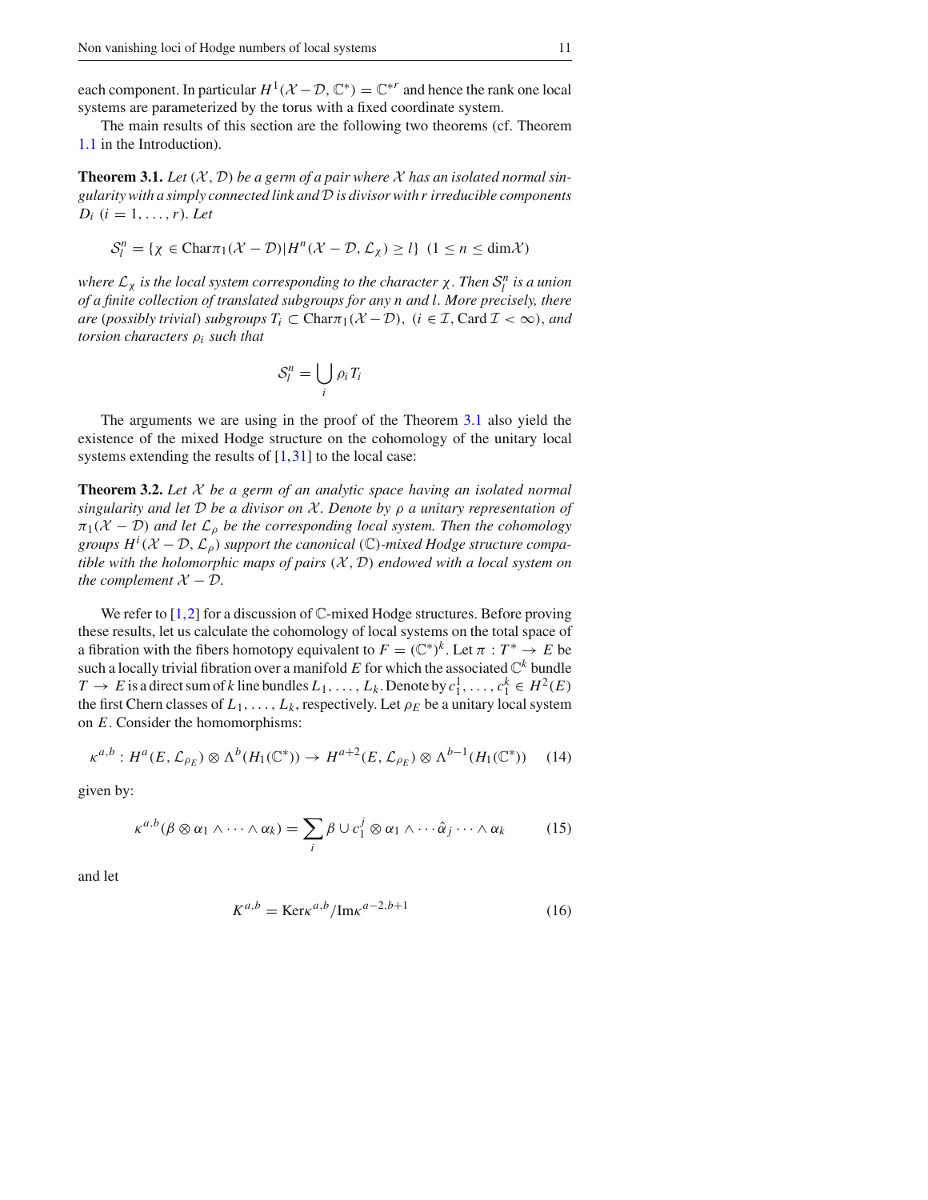each component. In particular $H^1(\mathcal{X}-\mathcal{D}, \mathbb{C}^*) = \mathbb{C}^{*r}$ and hence the rank one local systems are parameterized by the torus with a fixed coordinate system.

The main results of this section are the following two theorems (cf. Theorem 1.1 in the Introduction).

**Theorem 3.1.** *Let $(\mathcal{X}, \mathcal{D})$ be a germ of a pair where $\mathcal{X}$ has an isolated normal singularity with a simply connected link and $\mathcal{D}$ is divisor with $r$ irreducible components $D_i$ $(i = 1, \ldots, r)$. Let*

$$\mathcal{S}^n_l = \{\chi \in \mathrm{Char}\pi_1(\mathcal{X}-\mathcal{D}) | H^n(\mathcal{X}-\mathcal{D}, \mathcal{L}_\chi) \geq l\} \ \ (1 \leq n \leq \dim \mathcal{X})$$

*where $\mathcal{L}_\chi$ is the local system corresponding to the character $\chi$. Then $\mathcal{S}^n_l$ is a union of a finite collection of translated subgroups for any $n$ and $l$. More precisely, there are (possibly trivial) subgroups $T_i \subset \mathrm{Char}\pi_1(\mathcal{X}-\mathcal{D})$, $(i \in \mathcal{I}, \mathrm{Card}\, \mathcal{I} < \infty)$, and torsion characters $\rho_i$ such that*

$$\mathcal{S}^n_l = \bigcup_i \rho_i T_i$$

The arguments we are using in the proof of the Theorem 3.1 also yield the existence of the mixed Hodge structure on the cohomology of the unitary local systems extending the results of [1,31] to the local case:

**Theorem 3.2.** *Let $\mathcal{X}$ be a germ of an analytic space having an isolated normal singularity and let $\mathcal{D}$ be a divisor on $\mathcal{X}$. Denote by $\rho$ a unitary representation of $\pi_1(\mathcal{X}-\mathcal{D})$ and let $\mathcal{L}_\rho$ be the corresponding local system. Then the cohomology groups $H^i(\mathcal{X}-\mathcal{D}, \mathcal{L}_\rho)$ support the canonical $(\mathbb{C})$-mixed Hodge structure compatible with the holomorphic maps of pairs $(\mathcal{X}, \mathcal{D})$ endowed with a local system on the complement $\mathcal{X}-\mathcal{D}$.*

We refer to [1,2] for a discussion of $\mathbb{C}$-mixed Hodge structures. Before proving these results, let us calculate the cohomology of local systems on the total space of a fibration with the fibers homotopy equivalent to $F = (\mathbb{C}^*)^k$. Let $\pi : T^* \to E$ be such a locally trivial fibration over a manifold $E$ for which the associated $\mathbb{C}^k$ bundle $T \to E$ is a direct sum of $k$ line bundles $L_1, \ldots, L_k$. Denote by $c_1^1, \ldots, c_1^k \in H^2(E)$ the first Chern classes of $L_1, \ldots, L_k$, respectively. Let $\rho_E$ be a unitary local system on $E$. Consider the homomorphisms:

$$\kappa^{a,b} : H^a(E, \mathcal{L}_{\rho_E}) \otimes \Lambda^b(H_1(\mathbb{C}^*)) \to H^{a+2}(E, \mathcal{L}_{\rho_E}) \otimes \Lambda^{b-1}(H_1(\mathbb{C}^*)) \qquad (14)$$

given by:

$$\kappa^{a,b}(\beta \otimes \alpha_1 \wedge \cdots \wedge \alpha_k) = \sum_i \beta \cup c_1^j \otimes \alpha_1 \wedge \cdots \hat{\alpha}_j \cdots \wedge \alpha_k \qquad (15)$$

and let

$$K^{a,b} = \mathrm{Ker}\kappa^{a,b} / \mathrm{Im}\kappa^{a-2,b+1} \qquad (16)$$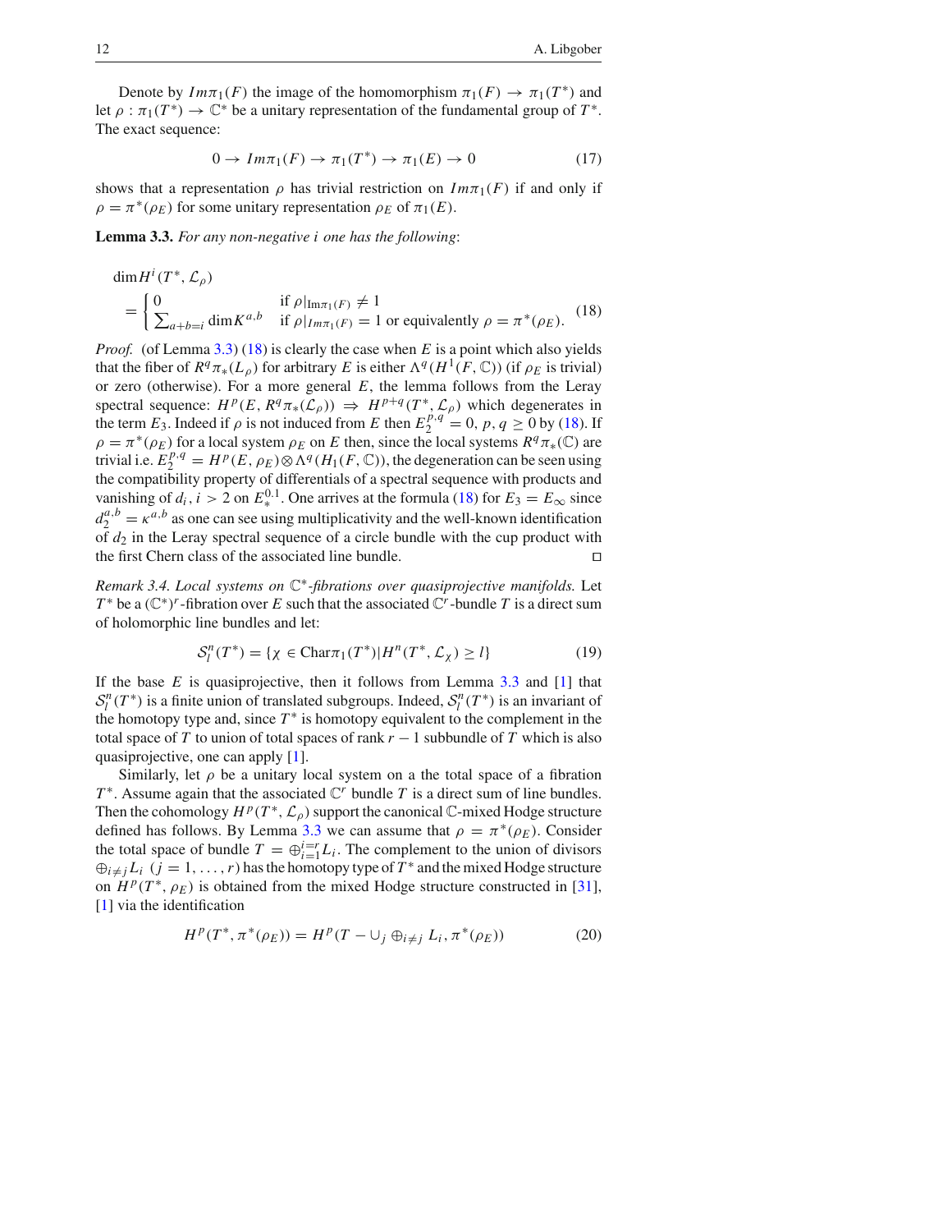Denote by $Im\pi_1(F)$ the image of the homomorphism $\pi_1(F) \to \pi_1(T^*)$ and let $\rho : \pi_1(T^*) \to \mathbb{C}^*$ be a unitary representation of the fundamental group of $T^*$. The exact sequence:

$$0 \to Im\pi_1(F) \to \pi_1(T^*) \to \pi_1(E) \to 0 \tag{17}$$

shows that a representation $\rho$ has trivial restriction on $Im\pi_1(F)$ if and only if $\rho = \pi^*(\rho_E)$ for some unitary representation $\rho_E$ of $\pi_1(E)$.

**Lemma 3.3.** *For any non-negative $i$ one has the following*:

$$\dim H^i(T^*, \mathcal{L}_\rho) = \begin{cases} 0 & \text{if } \rho|_{\mathrm{Im}\pi_1(F)} \neq 1 \\ \sum_{a+b=i} \dim K^{a,b} & \text{if } \rho|_{Im\pi_1(F)} = 1 \text{ or equivalently } \rho = \pi^*(\rho_E). \end{cases} \tag{18}$$

*Proof.* (of Lemma 3.3) (18) is clearly the case when $E$ is a point which also yields that the fiber of $R^q\pi_*(L_\rho)$ for arbitrary $E$ is either $\Lambda^q(H^1(F, \mathbb{C}))$ (if $\rho_E$ is trivial) or zero (otherwise). For a more general $E$, the lemma follows from the Leray spectral sequence: $H^p(E, R^q\pi_*(\mathcal{L}_\rho)) \Rightarrow H^{p+q}(T^*, \mathcal{L}_\rho)$ which degenerates in the term $E_3$. Indeed if $\rho$ is not induced from $E$ then $E_2^{p,q} = 0$, $p, q \geq 0$ by (18). If $\rho = \pi^*(\rho_E)$ for a local system $\rho_E$ on $E$ then, since the local systems $R^q\pi_*(\mathbb{C})$ are trivial i.e. $E_2^{p,q} = H^p(E, \rho_E) \otimes \Lambda^q(H_1(F, \mathbb{C}))$, the degeneration can be seen using the compatibility property of differentials of a spectral sequence with products and vanishing of $d_i, i > 2$ on $E_*^{0,1}$. One arrives at the formula (18) for $E_3 = E_\infty$ since $d_2^{a,b} = \kappa^{a,b}$ as one can see using multiplicativity and the well-known identification of $d_2$ in the Leray spectral sequence of a circle bundle with the cup product with the first Chern class of the associated line bundle. ◻

*Remark 3.4. Local systems on $\mathbb{C}^*$-fibrations over quasiprojective manifolds.* Let $T^*$ be a $(\mathbb{C}^*)^r$-fibration over $E$ such that the associated $\mathbb{C}^r$-bundle $T$ is a direct sum of holomorphic line bundles and let:

$$\mathcal{S}_l^n(T^*) = \{\chi \in \mathrm{Char}\pi_1(T^*) | H^n(T^*, \mathcal{L}_\chi) \geq l\} \tag{19}$$

If the base $E$ is quasiprojective, then it follows from Lemma 3.3 and [1] that $\mathcal{S}_l^n(T^*)$ is a finite union of translated subgroups. Indeed, $\mathcal{S}_l^n(T^*)$ is an invariant of the homotopy type and, since $T^*$ is homotopy equivalent to the complement in the total space of $T$ to union of total spaces of rank $r-1$ subbundle of $T$ which is also quasiprojective, one can apply [1].

Similarly, let $\rho$ be a unitary local system on a the total space of a fibration $T^*$. Assume again that the associated $\mathbb{C}^r$ bundle $T$ is a direct sum of line bundles. Then the cohomology $H^p(T^*, \mathcal{L}_\rho)$ support the canonical $\mathbb{C}$-mixed Hodge structure defined has follows. By Lemma 3.3 we can assume that $\rho = \pi^*(\rho_E)$. Consider the total space of bundle $T = \oplus_{i=1}^{i=r} L_i$. The complement to the union of divisors $\oplus_{i \neq j} L_i$ $(j = 1, \dots, r)$ has the homotopy type of $T^*$ and the mixed Hodge structure on $H^p(T^*, \rho_E)$ is obtained from the mixed Hodge structure constructed in [31], [1] via the identification

$$H^p(T^*, \pi^*(\rho_E)) = H^p(T - \cup_j \oplus_{i \neq j} L_i, \pi^*(\rho_E)) \tag{20}$$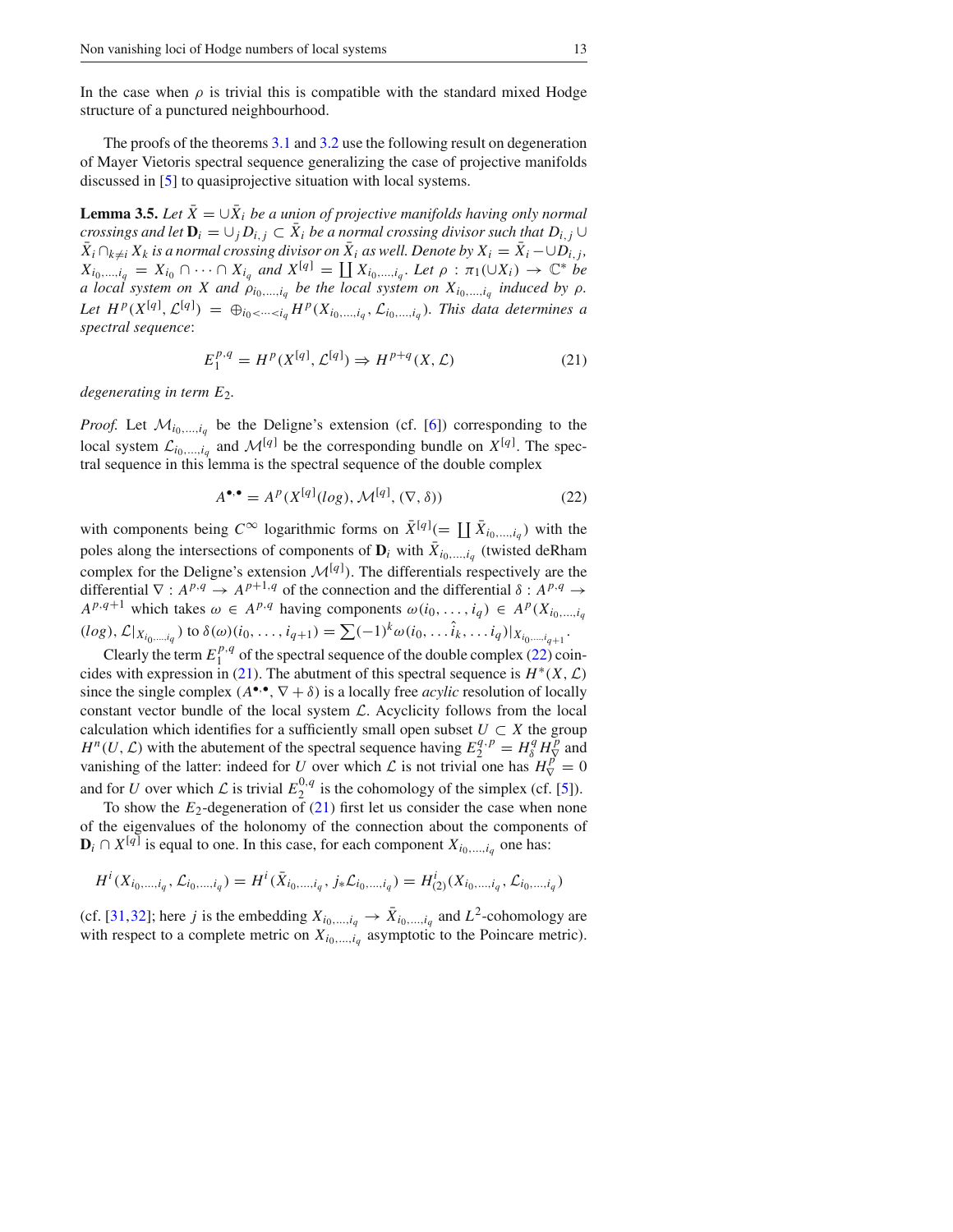In the case when $\rho$ is trivial this is compatible with the standard mixed Hodge structure of a punctured neighbourhood.

The proofs of the theorems 3.1 and 3.2 use the following result on degeneration of Mayer Vietoris spectral sequence generalizing the case of projective manifolds discussed in [5] to quasiprojective situation with local systems.

**Lemma 3.5.** *Let $\bar{X} = \cup \bar{X}_i$ be a union of projective manifolds having only normal crossings and let $\mathbf{D}_i = \cup_j D_{i,j} \subset \bar{X}_i$ be a normal crossing divisor such that $D_{i,j} \cup \bar{X}_i \cap_{k \neq i} X_k$ is a normal crossing divisor on $\bar{X}_i$ as well. Denote by $X_i = \bar{X}_i - \cup D_{i,j}$, $X_{i_0,\ldots,i_q} = X_{i_0} \cap \cdots \cap X_{i_q}$ and $X^{[q]} = \coprod X_{i_0,\ldots,i_q}$. Let $\rho : \pi_1(\cup X_i) \to \mathbb{C}^*$ be a local system on $X$ and $\rho_{i_0,\ldots,i_q}$ be the local system on $X_{i_0,\ldots,i_q}$ induced by $\rho$. Let $H^p(X^{[q]}, \mathcal{L}^{[q]}) = \oplus_{i_0 < \cdots < i_q} H^p(X_{i_0,\ldots,i_q}, \mathcal{L}_{i_0,\ldots,i_q})$. This data determines a spectral sequence*:

$$E_1^{p,q} = H^p(X^{[q]}, \mathcal{L}^{[q]}) \Rightarrow H^{p+q}(X, \mathcal{L}) \tag{21}$$

*degenerating in term $E_2$.*

*Proof.* Let $\mathcal{M}_{i_0,\ldots,i_q}$ be the Deligne's extension (cf. [6]) corresponding to the local system $\mathcal{L}_{i_0,\ldots,i_q}$ and $\mathcal{M}^{[q]}$ be the corresponding bundle on $X^{[q]}$. The spectral sequence in this lemma is the spectral sequence of the double complex

$$A^{\bullet,\bullet} = A^p(X^{[q]}(log), \mathcal{M}^{[q]}, (\nabla, \delta)) \tag{22}$$

with components being $C^\infty$ logarithmic forms on $\bar{X}^{[q]} (= \coprod \bar{X}_{i_0,\ldots,i_q})$ with the poles along the intersections of components of $\mathbf{D}_i$ with $\bar{X}_{i_0,\ldots,i_q}$ (twisted deRham complex for the Deligne's extension $\mathcal{M}^{[q]}$). The differentials respectively are the differential $\nabla : A^{p,q} \to A^{p+1,q}$ of the connection and the differential $\delta : A^{p,q} \to A^{p,q+1}$ which takes $\omega \in A^{p,q}$ having components $\omega(i_0, \ldots, i_q) \in A^p(X_{i_0,\ldots,i_q}(log), \mathcal{L}|_{X_{i_0,\ldots,i_q}})$ to $\delta(\omega)(i_0, \ldots, i_{q+1}) = \sum (-1)^k \omega(i_0, \ldots \hat{i}_k, \ldots i_q)|_{X_{i_0,\ldots,i_{q+1}}}$.

Clearly the term $E_1^{p,q}$ of the spectral sequence of the double complex (22) coincides with expression in (21). The abutment of this spectral sequence is $H^*(X, \mathcal{L})$ since the single complex $(A^{\bullet,\bullet}, \nabla + \delta)$ is a locally free *acylic* resolution of locally constant vector bundle of the local system $\mathcal{L}$. Acyclicity follows from the local calculation which identifies for a sufficiently small open subset $U \subset X$ the group $H^n(U, \mathcal{L})$ with the abutement of the spectral sequence having $E_2^{q,p} = H_\delta^q H_\nabla^p$ and vanishing of the latter: indeed for $U$ over which $\mathcal{L}$ is not trivial one has $H_\nabla^p = 0$ and for $U$ over which $\mathcal{L}$ is trivial $E_2^{0,q}$ is the cohomology of the simplex (cf. [5]).

To show the $E_2$-degeneration of (21) first let us consider the case when none of the eigenvalues of the holonomy of the connection about the components of $\mathbf{D}_i \cap X^{[q]}$ is equal to one. In this case, for each component $X_{i_0,\ldots,i_q}$ one has:

$$H^i(X_{i_0,\ldots,i_q}, \mathcal{L}_{i_0,\ldots,i_q}) = H^i(\bar{X}_{i_0,\ldots,i_q}, j_* \mathcal{L}_{i_0,\ldots,i_q}) = H^i_{(2)}(X_{i_0,\ldots,i_q}, \mathcal{L}_{i_0,\ldots,i_q})$$

(cf. [31,32]; here $j$ is the embedding $X_{i_0,\ldots,i_q} \to \bar{X}_{i_0,\ldots,i_q}$ and $L^2$-cohomology are with respect to a complete metric on $X_{i_0,\ldots,i_q}$ asymptotic to the Poincare metric).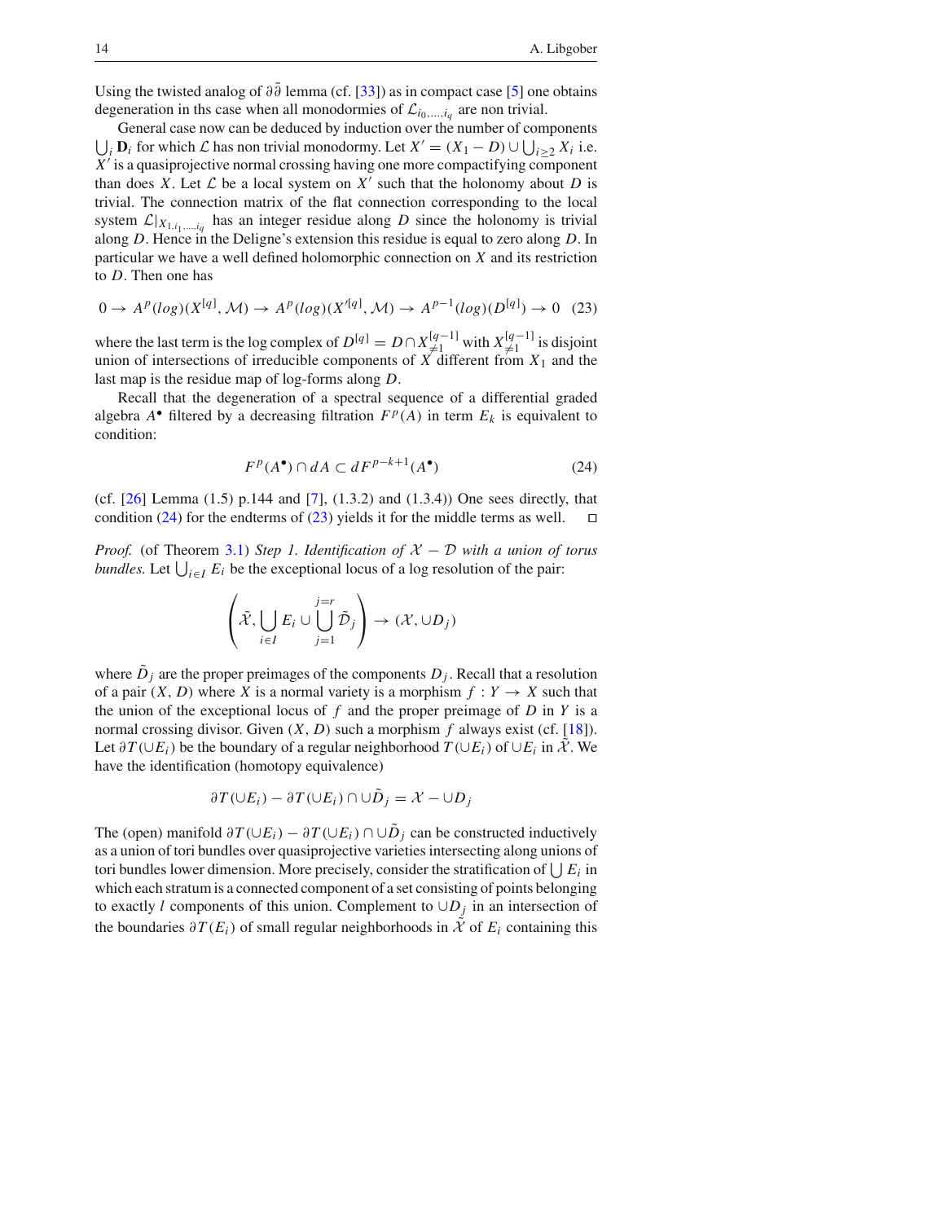Using the twisted analog of $\partial\bar{\partial}$ lemma (cf. [33]) as in compact case [5] one obtains degeneration in ths case when all monodormies of $\mathcal{L}_{i_0,\ldots,i_q}$ are non trivial.

General case now can be deduced by induction over the number of components $\bigcup_i \mathbf{D}_i$ for which $\mathcal{L}$ has non trivial monodormy. Let $X' = (X_1 - D) \cup \bigcup_{i \geq 2} X_i$ i.e. $X'$ is a quasiprojective normal crossing having one more compactifying component than does $X$. Let $\mathcal{L}$ be a local system on $X'$ such that the holonomy about $D$ is trivial. The connection matrix of the flat connection corresponding to the local system $\mathcal{L}|_{X_{1,i_1,\ldots,i_q}}$ has an integer residue along $D$ since the holonomy is trivial along $D$. Hence in the Deligne's extension this residue is equal to zero along $D$. In particular we have a well defined holomorphic connection on $X$ and its restriction to $D$. Then one has

$$0 \to A^p(log)(X^{[q]}, \mathcal{M}) \to A^p(log)(X'^{[q]}, \mathcal{M}) \to A^{p-1}(log)(D^{[q]}) \to 0 \quad (23)$$

where the last term is the log complex of $D^{[q]} = D \cap X_{\neq 1}^{[q-1]}$ with $X_{\neq 1}^{[q-1]}$ is disjoint union of intersections of irreducible components of $X$ different from $X_1$ and the last map is the residue map of log-forms along $D$.

Recall that the degeneration of a spectral sequence of a differential graded algebra $A^\bullet$ filtered by a decreasing filtration $F^p(A)$ in term $E_k$ is equivalent to condition:

$$F^p(A^\bullet) \cap dA \subset dF^{p-k+1}(A^\bullet) \quad (24)$$

(cf. [26] Lemma (1.5) p.144 and [7], (1.3.2) and (1.3.4)) One sees directly, that condition (24) for the endterms of (23) yields it for the middle terms as well. $\square$

*Proof.* (of Theorem 3.1) *Step 1. Identification of $\mathcal{X} - \mathcal{D}$ with a union of torus bundles.* Let $\bigcup_{i \in I} E_i$ be the exceptional locus of a log resolution of the pair:

$$\left(\tilde{\mathcal{X}}, \bigcup_{i \in I} E_i \cup \bigcup_{j=1}^{j=r} \tilde{\mathcal{D}}_j\right) \to (\mathcal{X}, \cup D_j)$$

where $\tilde{D}_j$ are the proper preimages of the components $D_j$. Recall that a resolution of a pair $(X, D)$ where $X$ is a normal variety is a morphism $f : Y \to X$ such that the union of the exceptional locus of $f$ and the proper preimage of $D$ in $Y$ is a normal crossing divisor. Given $(X, D)$ such a morphism $f$ always exist (cf. [18]). Let $\partial T(\cup E_i)$ be the boundary of a regular neighborhood $T(\cup E_i)$ of $\cup E_i$ in $\tilde{\mathcal{X}}$. We have the identification (homotopy equivalence)

$$\partial T(\cup E_i) - \partial T(\cup E_i) \cap \cup \tilde{D}_j = \mathcal{X} - \cup D_j$$

The (open) manifold $\partial T(\cup E_i) - \partial T(\cup E_i) \cap \cup \tilde{D}_j$ can be constructed inductively as a union of tori bundles over quasiprojective varieties intersecting along unions of tori bundles lower dimension. More precisely, consider the stratification of $\bigcup E_i$ in which each stratum is a connected component of a set consisting of points belonging to exactly $l$ components of this union. Complement to $\cup D_j$ in an intersection of the boundaries $\partial T(E_i)$ of small regular neighborhoods in $\tilde{\mathcal{X}}$ of $E_i$ containing this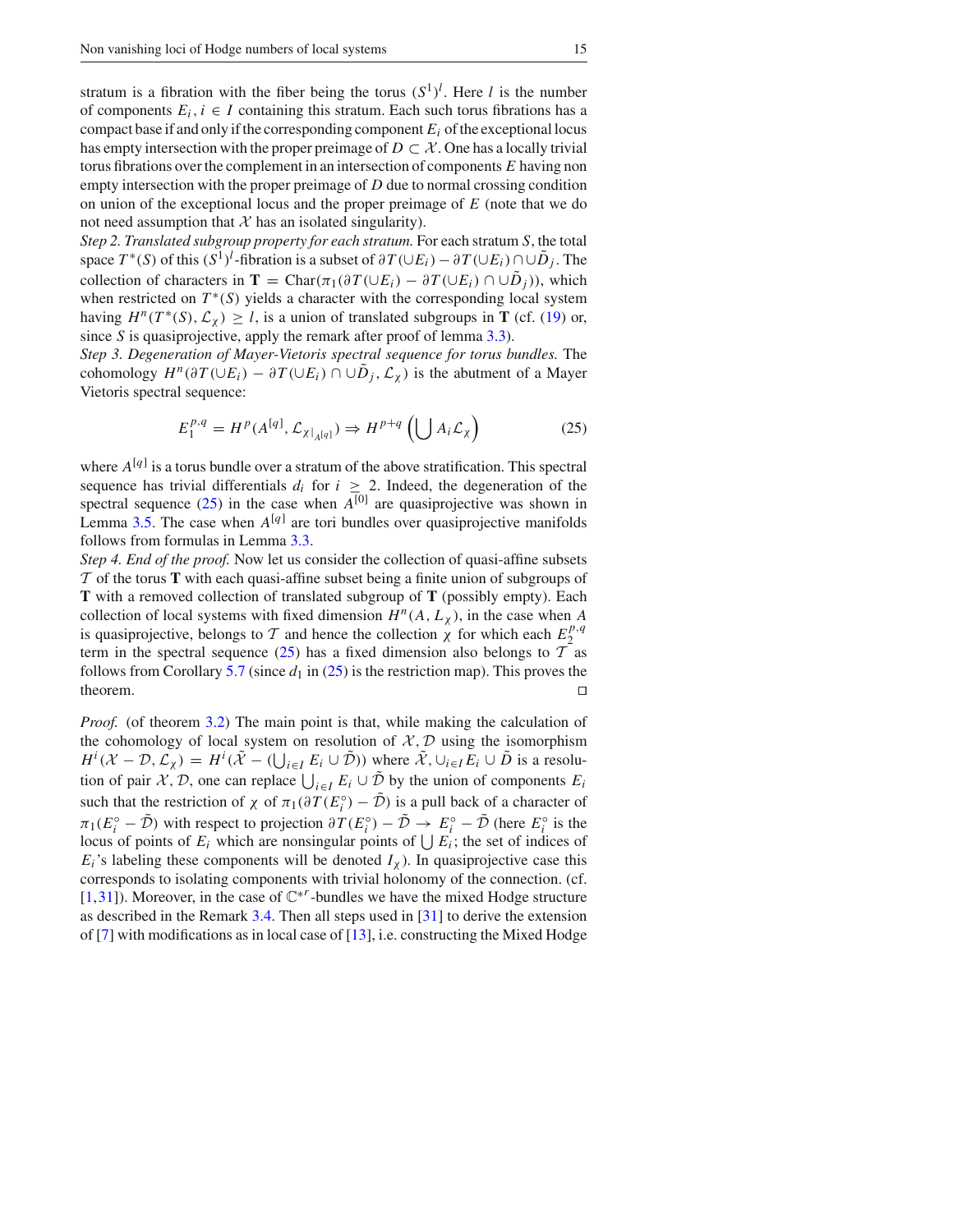stratum is a fibration with the fiber being the torus $(S^1)^l$. Here $l$ is the number of components $E_i, i \in I$ containing this stratum. Each such torus fibrations has a compact base if and only if the corresponding component $E_i$ of the exceptional locus has empty intersection with the proper preimage of $D \subset \mathcal{X}$. One has a locally trivial torus fibrations over the complement in an intersection of components $E$ having non empty intersection with the proper preimage of $D$ due to normal crossing condition on union of the exceptional locus and the proper preimage of $E$ (note that we do not need assumption that $\mathcal{X}$ has an isolated singularity).

*Step 2. Translated subgroup property for each stratum.* For each stratum $S$, the total space $T^*(S)$ of this $(S^1)^l$-fibration is a subset of $\partial T(\cup E_i) - \partial T(\cup E_i) \cap \cup \tilde{D}_j$. The collection of characters in $\mathbf{T} = \mathrm{Char}(\pi_1(\partial T(\cup E_i) - \partial T(\cup E_i) \cap \cup \tilde{D}_j))$, which when restricted on $T^*(S)$ yields a character with the corresponding local system having $H^n(T^*(S), \mathcal{L}_\chi) \geq l$, is a union of translated subgroups in $\mathbf{T}$ (cf. (19) or, since $S$ is quasiprojective, apply the remark after proof of lemma 3.3).

*Step 3. Degeneration of Mayer-Vietoris spectral sequence for torus bundles.* The cohomology $H^n(\partial T(\cup E_i) - \partial T(\cup E_i) \cap \cup \tilde{D}_j, \mathcal{L}_\chi)$ is the abutment of a Mayer Vietoris spectral sequence:

$$E_1^{p,q} = H^p(A^{[q]}, \mathcal{L}_{\chi|_{A^{[q]}}}) \Rightarrow H^{p+q}\left(\bigcup A_i \mathcal{L}_\chi\right) \tag{25}$$

where $A^{[q]}$ is a torus bundle over a stratum of the above stratification. This spectral sequence has trivial differentials $d_i$ for $i \geq 2$. Indeed, the degeneration of the spectral sequence (25) in the case when $A^{[0]}$ are quasiprojective was shown in Lemma 3.5. The case when $A^{[q]}$ are tori bundles over quasiprojective manifolds follows from formulas in Lemma 3.3.

*Step 4. End of the proof.* Now let us consider the collection of quasi-affine subsets $\mathcal{T}$ of the torus $\mathbf{T}$ with each quasi-affine subset being a finite union of subgroups of $\mathbf{T}$ with a removed collection of translated subgroup of $\mathbf{T}$ (possibly empty). Each collection of local systems with fixed dimension $H^n(A, L_\chi)$, in the case when $A$ is quasiprojective, belongs to $\mathcal{T}$ and hence the collection $\chi$ for which each $E_2^{p,q}$ term in the spectral sequence (25) has a fixed dimension also belongs to $\mathcal{T}$ as follows from Corollary 5.7 (since $d_1$ in (25) is the restriction map). This proves the theorem. □

*Proof.* (of theorem 3.2) The main point is that, while making the calculation of the cohomology of local system on resolution of $\mathcal{X}, \mathcal{D}$ using the isomorphism $H^i(\mathcal{X} - \mathcal{D}, \mathcal{L}_\chi) = H^i(\tilde{\mathcal{X}} - (\bigcup_{i \in I} E_i \cup \tilde{\mathcal{D}}))$ where $\tilde{\mathcal{X}}, \cup_{i \in I} E_i \cup \tilde{D}$ is a resolution of pair $\mathcal{X}, \mathcal{D}$, one can replace $\bigcup_{i \in I} E_i \cup \tilde{\mathcal{D}}$ by the union of components $E_i$ such that the restriction of $\chi$ of $\pi_1(\partial T(E_i^\circ) - \tilde{\mathcal{D}})$ is a pull back of a character of $\pi_1(E_i^\circ - \tilde{\mathcal{D}})$ with respect to projection $\partial T(E_i^\circ) - \tilde{\mathcal{D}} \to E_i^\circ - \tilde{\mathcal{D}}$ (here $E_i^\circ$ is the locus of points of $E_i$ which are nonsingular points of $\bigcup E_i$; the set of indices of $E_i$'s labeling these components will be denoted $I_\chi$). In quasiprojective case this corresponds to isolating components with trivial holonomy of the connection. (cf. [1,31]). Moreover, in the case of $\mathbb{C}^{*r}$-bundles we have the mixed Hodge structure as described in the Remark 3.4. Then all steps used in [31] to derive the extension of [7] with modifications as in local case of [13], i.e. constructing the Mixed Hodge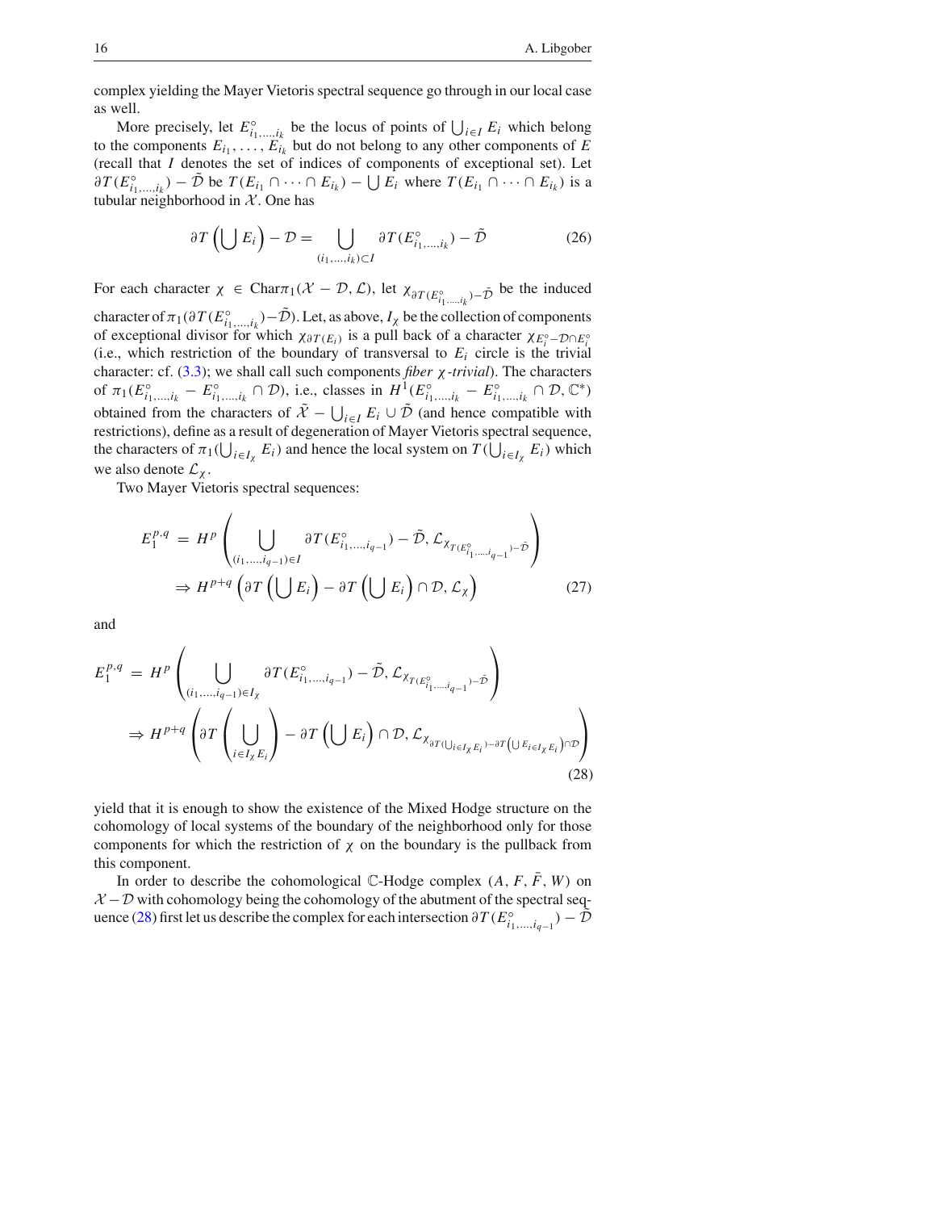complex yielding the Mayer Vietoris spectral sequence go through in our local case as well.

More precisely, let $E^{\circ}_{i_1,\dots,i_k}$ be the locus of points of $\bigcup_{i\in I} E_i$ which belong to the components $E_{i_1},\dots,E_{i_k}$ but do not belong to any other components of $E$ (recall that $I$ denotes the set of indices of components of exceptional set). Let $\partial T(E^{\circ}_{i_1,\dots,i_k}) - \tilde{\mathcal{D}}$ be $T(E_{i_1}\cap\dots\cap E_{i_k}) - \bigcup E_i$ where $T(E_{i_1}\cap\dots\cap E_{i_k})$ is a tubular neighborhood in $\mathcal{X}$. One has

$$\partial T\left(\bigcup E_i\right) - \mathcal{D} = \bigcup_{(i_1,\dots,i_k)\subset I} \partial T(E^{\circ}_{i_1,\dots,i_k}) - \tilde{\mathcal{D}} \tag{26}$$

For each character $\chi \in \mathrm{Char}\pi_1(\mathcal{X}-\mathcal{D},\mathcal{L})$, let $\chi_{\partial T(E^{\circ}_{i_1,\dots,i_k})-\tilde{\mathcal{D}}}$ be the induced character of $\pi_1(\partial T(E^{\circ}_{i_1,\dots,i_k})-\tilde{\mathcal{D}})$. Let, as above, $I_\chi$ be the collection of components of exceptional divisor for which $\chi_{\partial T(E_i)}$ is a pull back of a character $\chi_{E^{\circ}_i-\mathcal{D}\cap E^{\circ}_i}$ (i.e., which restriction of the boundary of transversal to $E_i$ circle is the trivial character: cf. (3.3); we shall call such components *fiber* $\chi$*-trivial*). The characters of $\pi_1(E^{\circ}_{i_1,\dots,i_k} - E^{\circ}_{i_1,\dots,i_k}\cap\mathcal{D})$, i.e., classes in $H^1(E^{\circ}_{i_1,\dots,i_k} - E^{\circ}_{i_1,\dots,i_k}\cap\mathcal{D},\mathbb{C}^*)$ obtained from the characters of $\tilde{\mathcal{X}} - \bigcup_{i\in I} E_i \cup \tilde{\mathcal{D}}$ (and hence compatible with restrictions), define as a result of degeneration of Mayer Vietoris spectral sequence, the characters of $\pi_1(\bigcup_{i\in I_\chi} E_i)$ and hence the local system on $T(\bigcup_{i\in I_\chi} E_i)$ which we also denote $\mathcal{L}_\chi$.

Two Mayer Vietoris spectral sequences:

$$\begin{aligned} E_1^{p,q} &= H^p\left(\bigcup_{(i_1,\dots,i_{q-1})\in I} \partial T(E^{\circ}_{i_1,\dots,i_{q-1}}) - \tilde{\mathcal{D}}, \mathcal{L}_{\chi_{T(E^{\circ}_{i_1,\dots,i_{q-1}})-\tilde{\mathcal{D}}}}\right) \\ &\Rightarrow H^{p+q}\left(\partial T\left(\bigcup E_i\right) - \partial T\left(\bigcup E_i\right)\cap\mathcal{D}, \mathcal{L}_\chi\right) \end{aligned} \tag{27}$$

and

$$\begin{aligned} E_1^{p,q} &= H^p\left(\bigcup_{(i_1,\dots,i_{q-1})\in I_\chi} \partial T(E^{\circ}_{i_1,\dots,i_{q-1}}) - \tilde{\mathcal{D}}, \mathcal{L}_{\chi_{T(E^{\circ}_{i_1,\dots,i_{q-1}})-\tilde{\mathcal{D}}}}\right) \\ &\Rightarrow H^{p+q}\left(\partial T\left(\bigcup_{i\in I_\chi E_i}\right) - \partial T\left(\bigcup E_i\right)\cap\mathcal{D}, \mathcal{L}_{\chi_{\partial T(\bigcup_{i\in I_\chi} E_i) - \partial T\left(\bigcup E_{i\in I_\chi E_i}\right)\cap\mathcal{D}}}\right) \end{aligned} \tag{28}$$

yield that it is enough to show the existence of the Mixed Hodge structure on the cohomology of local systems of the boundary of the neighborhood only for those components for which the restriction of $\chi$ on the boundary is the pullback from this component.

In order to describe the cohomological $\mathbb{C}$-Hodge complex $(A, F, \bar{F}, W)$ on $\mathcal{X}-\mathcal{D}$ with cohomology being the cohomology of the abutment of the spectral sequence (28) first let us describe the complex for each intersection $\partial T(E^{\circ}_{i_1,\dots,i_{q-1}}) - \tilde{\mathcal{D}}$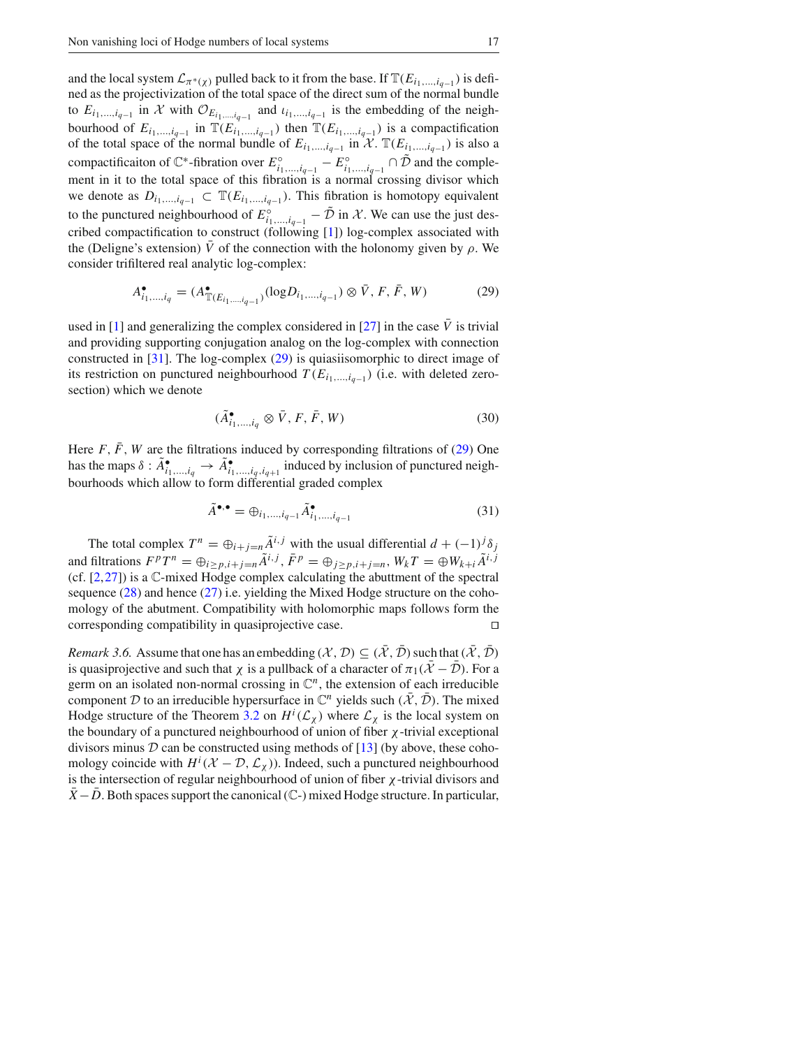and the local system $\mathcal{L}_{\pi^*(\chi)}$ pulled back to it from the base. If $\mathbb{T}(E_{i_1,\dots,i_{q-1}})$ is defined as the projectivization of the total space of the direct sum of the normal bundle to $E_{i_1,\dots,i_{q-1}}$ in $\mathcal{X}$ with $\mathcal{O}_{E_{i_1,\dots,i_{q-1}}}$ and $\iota_{i_1,\dots,i_{q-1}}$ is the embedding of the neighbourhood of $E_{i_1,\dots,i_{q-1}}$ in $\mathbb{T}(E_{i_1,\dots,i_{q-1}})$ then $\mathbb{T}(E_{i_1,\dots,i_{q-1}})$ is a compactification of the total space of the normal bundle of $E_{i_1,\dots,i_{q-1}}$ in $\mathcal{X}$. $\mathbb{T}(E_{i_1,\dots,i_{q-1}})$ is also a compactificaiton of $\mathbb{C}^*$-fibration over $E^\circ_{i_1,\dots,i_{q-1}} - E^\circ_{i_1,\dots,i_{q-1}} \cap \tilde{\mathcal{D}}$ and the complement in it to the total space of this fibration is a normal crossing divisor which we denote as $D_{i_1,\dots,i_{q-1}} \subset \mathbb{T}(E_{i_1,\dots,i_{q-1}})$. This fibration is homotopy equivalent to the punctured neighbourhood of $E^\circ_{i_1,\dots,i_{q-1}} - \tilde{\mathcal{D}}$ in $\mathcal{X}$. We can use the just described compactification to construct (following [1]) log-complex associated with the (Deligne's extension) $\bar{V}$ of the connection with the holonomy given by $\rho$. We consider trifiltered real analytic log-complex:

$$A^\bullet_{i_1,\dots,i_q} = (A^\bullet_{\mathbb{T}(E_{i_1,\dots,i_{q-1}})}(\log D_{i_1,\dots,i_{q-1}}) \otimes \bar{V}, F, \bar{F}, W) \tag{29}$$

used in [1] and generalizing the complex considered in [27] in the case $\bar{V}$ is trivial and providing supporting conjugation analog on the log-complex with connection constructed in [31]. The log-complex (29) is quasiisomorphic to direct image of its restriction on punctured neighbourhood $T(E_{i_1,\dots,i_{q-1}})$ (i.e. with deleted zero-section) which we denote

$$(\tilde{A}^\bullet_{i_1,\dots,i_q} \otimes \bar{V}, F, \bar{F}, W) \tag{30}$$

Here $F, \bar{F}, W$ are the filtrations induced by corresponding filtrations of (29) One has the maps $\delta : \tilde{A}^\bullet_{i_1,\dots,i_q} \to \tilde{A}^\bullet_{i_1,\dots,i_q,i_{q+1}}$ induced by inclusion of punctured neighbourhoods which allow to form differential graded complex

$$\tilde{A}^{\bullet,\bullet} = \oplus_{i_1,\dots,i_{q-1}} \tilde{A}^\bullet_{i_1,\dots,i_{q-1}} \tag{31}$$

The total complex $T^n = \oplus_{i+j=n} \tilde{A}^{i,j}$ with the usual differential $d + (-1)^j \delta_j$ and filtrations $F^p T^n = \oplus_{i \geq p, i+j=n} \tilde{A}^{i,j}$, $\bar{F}^p = \oplus_{j \geq p, i+j=n}$, $W_k T = \oplus W_{k+i} \tilde{A}^{i,j}$ (cf. [2,27]) is a $\mathbb{C}$-mixed Hodge complex calculating the abuttment of the spectral sequence (28) and hence (27) i.e. yielding the Mixed Hodge structure on the cohomology of the abutment. Compatibility with holomorphic maps follows form the corresponding compatibility in quasiprojective case. $\square$

*Remark 3.6.* Assume that one has an embedding $(\mathcal{X}, \mathcal{D}) \subseteq (\bar{\mathcal{X}}, \bar{\mathcal{D}})$ such that $(\bar{\mathcal{X}}, \bar{\mathcal{D}})$ is quasiprojective and such that $\chi$ is a pullback of a character of $\pi_1(\bar{\mathcal{X}} - \bar{\mathcal{D}})$. For a germ on an isolated non-normal crossing in $\mathbb{C}^n$, the extension of each irreducible component $\mathcal{D}$ to an irreducible hypersurface in $\mathbb{C}^n$ yields such $(\bar{\mathcal{X}}, \bar{\mathcal{D}})$. The mixed Hodge structure of the Theorem 3.2 on $H^i(\mathcal{L}_\chi)$ where $\mathcal{L}_\chi$ is the local system on the boundary of a punctured neighbourhood of union of fiber $\chi$-trivial exceptional divisors minus $\mathcal{D}$ can be constructed using methods of [13] (by above, these cohomology coincide with $H^i(\mathcal{X} - \mathcal{D}, \mathcal{L}_\chi)$). Indeed, such a punctured neighbourhood is the intersection of regular neighbourhood of union of fiber $\chi$-trivial divisors and $\bar{X} - \bar{D}$. Both spaces support the canonical ($\mathbb{C}$-) mixed Hodge structure. In particular,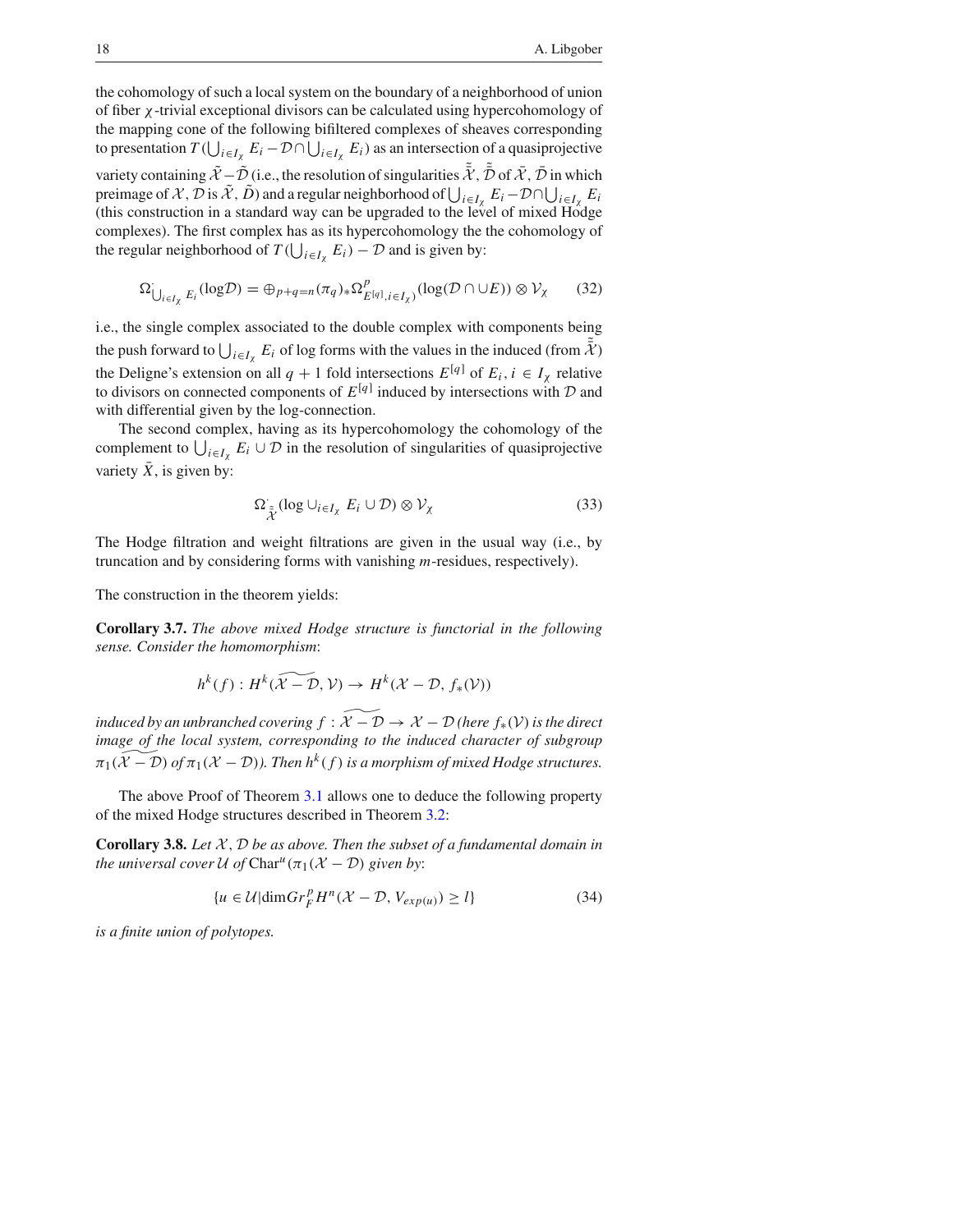the cohomology of such a local system on the boundary of a neighborhood of union of fiber $\chi$-trivial exceptional divisors can be calculated using hypercohomology of the mapping cone of the following bifiltered complexes of sheaves corresponding to presentation $T(\bigcup_{i\in I_\chi} E_i - \mathcal{D}\cap\bigcup_{i\in I_\chi} E_i)$ as an intersection of a quasiprojective variety containing $\tilde{\mathcal{X}}-\tilde{\mathcal{D}}$ (i.e., the resolution of singularities $\tilde{\bar{\mathcal{X}}}$, $\tilde{\bar{\mathcal{D}}}$ of $\bar{\mathcal{X}}$, $\bar{\mathcal{D}}$ in which preimage of $\mathcal{X}$, $\mathcal{D}$ is $\tilde{\mathcal{X}}$, $\tilde{D}$) and a regular neighborhood of $\bigcup_{i\in I_\chi} E_i - \mathcal{D}\cap\bigcup_{i\in I_\chi} E_i$ (this construction in a standard way can be upgraded to the level of mixed Hodge complexes). The first complex has as its hypercohomology the the cohomology of the regular neighborhood of $T(\bigcup_{i\in I_\chi} E_i) - \mathcal{D}$ and is given by:

$$\Omega^{\cdot}_{\bigcup_{i\in I_\chi} E_i}(\log\mathcal{D}) = \oplus_{p+q=n}(\pi_q)_*\Omega^p_{E^{[q]},i\in I_\chi)}(\log(\mathcal{D}\cap\cup E))\otimes\mathcal{V}_\chi \tag{32}$$

i.e., the single complex associated to the double complex with components being the push forward to $\bigcup_{i\in I_\chi} E_i$ of log forms with the values in the induced (from $\tilde{\bar{\mathcal{X}}}$) the Deligne's extension on all $q+1$ fold intersections $E^{[q]}$ of $E_i, i\in I_\chi$ relative to divisors on connected components of $E^{[q]}$ induced by intersections with $\mathcal{D}$ and with differential given by the log-connection.

The second complex, having as its hypercohomology the cohomology of the complement to $\bigcup_{i\in I_\chi} E_i\cup\mathcal{D}$ in the resolution of singularities of quasiprojective variety $\bar{X}$, is given by:

$$\Omega^{\cdot}_{\tilde{\bar{\mathcal{X}}}}(\log\cup_{i\in I_\chi} E_i\cup\mathcal{D})\otimes\mathcal{V}_\chi \tag{33}$$

The Hodge filtration and weight filtrations are given in the usual way (i.e., by truncation and by considering forms with vanishing $m$-residues, respectively).

The construction in the theorem yields:

**Corollary 3.7.** *The above mixed Hodge structure is functorial in the following sense. Consider the homomorphism*:

$$h^k(f): H^k(\widetilde{\mathcal{X}-\mathcal{D}},\mathcal{V})\to H^k(\mathcal{X}-\mathcal{D}, f_*(\mathcal{V}))$$

*induced by an unbranched covering $f:\widetilde{\mathcal{X}-\mathcal{D}}\to\mathcal{X}-\mathcal{D}$ (here $f_*(\mathcal{V})$ is the direct image of the local system, corresponding to the induced character of subgroup $\pi_1(\widetilde{\mathcal{X}-\mathcal{D}})$ of $\pi_1(\mathcal{X}-\mathcal{D})$). Then $h^k(f)$ is a morphism of mixed Hodge structures.*

The above Proof of Theorem 3.1 allows one to deduce the following property of the mixed Hodge structures described in Theorem 3.2:

**Corollary 3.8.** *Let $\mathcal{X}$, $\mathcal{D}$ be as above. Then the subset of a fundamental domain in the universal cover $\mathcal{U}$ of $\mathrm{Char}^u(\pi_1(\mathcal{X}-\mathcal{D})$ given by*:

$$\{u\in\mathcal{U}|\dim Gr^p_F H^n(\mathcal{X}-\mathcal{D}, V_{exp(u)})\geq l\} \tag{34}$$

*is a finite union of polytopes.*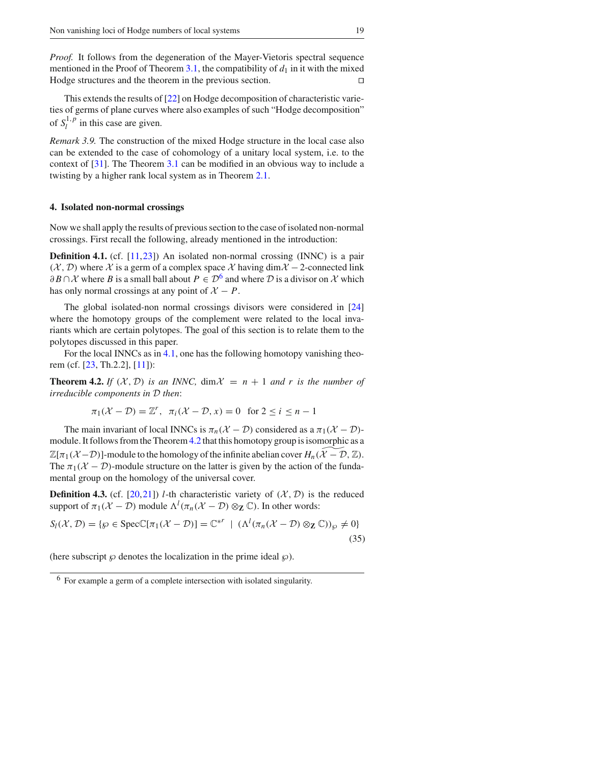*Proof.* It follows from the degeneration of the Mayer-Vietoris spectral sequence mentioned in the Proof of Theorem 3.1, the compatibility of $d_1$ in it with the mixed Hodge structures and the theorem in the previous section. □

This extends the results of [22] on Hodge decomposition of characteristic varieties of germs of plane curves where also examples of such "Hodge decomposition" of $S_l^{1,p}$ in this case are given.

*Remark 3.9.* The construction of the mixed Hodge structure in the local case also can be extended to the case of cohomology of a unitary local system, i.e. to the context of [31]. The Theorem 3.1 can be modified in an obvious way to include a twisting by a higher rank local system as in Theorem 2.1.

## 4. Isolated non-normal crossings

Now we shall apply the results of previous section to the case of isolated non-normal crossings. First recall the following, already mentioned in the introduction:

**Definition 4.1.** (cf. [11,23]) An isolated non-normal crossing (INNC) is a pair $(\mathcal{X}, \mathcal{D})$ where $\mathcal{X}$ is a germ of a complex space $\mathcal{X}$ having $\dim\mathcal{X} - 2$-connected link $\partial B \cap \mathcal{X}$ where $B$ is a small ball about $P \in \mathcal{D}$[6] and where $\mathcal{D}$ is a divisor on $\mathcal{X}$ which has only normal crossings at any point of $\mathcal{X} - P$.

The global isolated-non normal crossings divisors were considered in [24] where the homotopy groups of the complement were related to the local invariants which are certain polytopes. The goal of this section is to relate them to the polytopes discussed in this paper.

For the local INNCs as in 4.1, one has the following homotopy vanishing theorem (cf. [23, Th.2.2], [11]):

**Theorem 4.2.** *If $(\mathcal{X}, \mathcal{D})$ is an INNC, $\dim\mathcal{X} = n + 1$ and $r$ is the number of irreducible components in $\mathcal{D}$ then*:

$$\pi_1(\mathcal{X} - \mathcal{D}) = \mathbb{Z}^r, \quad \pi_i(\mathcal{X} - \mathcal{D}, x) = 0 \quad \text{for } 2 \leq i \leq n - 1$$

The main invariant of local INNCs is $\pi_n(\mathcal{X} - \mathcal{D})$ considered as a $\pi_1(\mathcal{X} - \mathcal{D})$-module. It follows from the Theorem 4.2 that this homotopy group is isomorphic as a $\mathbb{Z}[\pi_1(\mathcal{X} - \mathcal{D})]$-module to the homology of the infinite abelian cover $H_n(\widetilde{\mathcal{X} - \mathcal{D}}, \mathbb{Z})$. The $\pi_1(\mathcal{X} - \mathcal{D})$-module structure on the latter is given by the action of the fundamental group on the homology of the universal cover.

**Definition 4.3.** (cf. [20,21]) $l$-th characteristic variety of $(\mathcal{X}, \mathcal{D})$ is the reduced support of $\pi_1(\mathcal{X} - \mathcal{D})$ module $\Lambda^l(\pi_n(\mathcal{X} - \mathcal{D}) \otimes_{\mathbf{Z}} \mathbb{C})$. In other words:

$$S_l(\mathcal{X}, \mathcal{D}) = \{\wp \in \operatorname{Spec}\mathbb{C}[\pi_1(\mathcal{X} - \mathcal{D})] = \mathbb{C}^{*r} \mid (\Lambda^l(\pi_n(\mathcal{X} - \mathcal{D}) \otimes_{\mathbf{Z}} \mathbb{C}))_{\wp} \neq 0\} \tag{35}$$

(here subscript $\wp$ denotes the localization in the prime ideal $\wp$).

[6] For example a germ of a complete intersection with isolated singularity.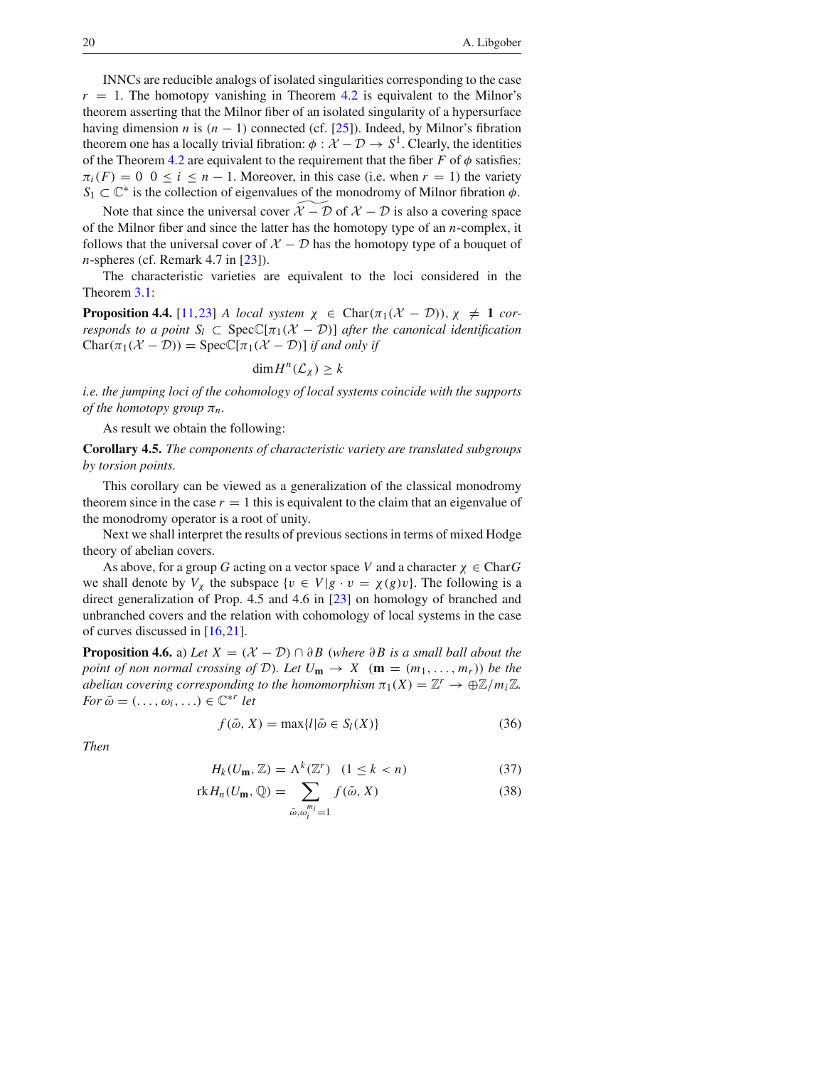INNCs are reducible analogs of isolated singularities corresponding to the case $r = 1$. The homotopy vanishing in Theorem 4.2 is equivalent to the Milnor's theorem asserting that the Milnor fiber of an isolated singularity of a hypersurface having dimension $n$ is $(n-1)$ connected (cf. [25]). Indeed, by Milnor's fibration theorem one has a locally trivial fibration: $\phi : \mathcal{X} - \mathcal{D} \to S^1$. Clearly, the identities of the Theorem 4.2 are equivalent to the requirement that the fiber $F$ of $\phi$ satisfies: $\pi_i(F) = 0 \ \ 0 \le i \le n-1$. Moreover, in this case (i.e. when $r = 1$) the variety $S_1 \subset \mathbb{C}^*$ is the collection of eigenvalues of the monodromy of Milnor fibration $\phi$.

Note that since the universal cover $\widetilde{\mathcal{X} - \mathcal{D}}$ of $\mathcal{X} - \mathcal{D}$ is also a covering space of the Milnor fiber and since the latter has the homotopy type of an $n$-complex, it follows that the universal cover of $\mathcal{X} - \mathcal{D}$ has the homotopy type of a bouquet of $n$-spheres (cf. Remark 4.7 in [23]).

The characteristic varieties are equivalent to the loci considered in the Theorem 3.1:

**Proposition 4.4.** [11,23] *A local system $\chi \in \mathrm{Char}(\pi_1(\mathcal{X} - \mathcal{D}))$, $\chi \neq \mathbf{1}$ corresponds to a point $S_l \subset \mathrm{Spec}\mathbb{C}[\pi_1(\mathcal{X} - \mathcal{D})]$ after the canonical identification $\mathrm{Char}(\pi_1(\mathcal{X} - \mathcal{D})) = \mathrm{Spec}\mathbb{C}[\pi_1(\mathcal{X} - \mathcal{D})]$ if and only if*

$$\dim H^n(\mathcal{L}_\chi) \ge k$$

*i.e. the jumping loci of the cohomology of local systems coincide with the supports of the homotopy group $\pi_n$.*

As result we obtain the following:

**Corollary 4.5.** *The components of characteristic variety are translated subgroups by torsion points.*

This corollary can be viewed as a generalization of the classical monodromy theorem since in the case $r = 1$ this is equivalent to the claim that an eigenvalue of the monodromy operator is a root of unity.

Next we shall interpret the results of previous sections in terms of mixed Hodge theory of abelian covers.

As above, for a group $G$ acting on a vector space $V$ and a character $\chi \in \mathrm{Char}G$ we shall denote by $V_\chi$ the subspace $\{v \in V | g \cdot v = \chi(g)v\}$. The following is a direct generalization of Prop. 4.5 and 4.6 in [23] on homology of branched and unbranched covers and the relation with cohomology of local systems in the case of curves discussed in [16,21].

**Proposition 4.6.** a) *Let $X = (\mathcal{X} - \mathcal{D}) \cap \partial B$ (where $\partial B$ is a small ball about the point of non normal crossing of $\mathcal{D}$). Let $U_{\mathbf{m}} \to X$ $(\mathbf{m} = (m_1, \ldots, m_r))$ be the abelian covering corresponding to the homomorphism $\pi_1(X) = \mathbb{Z}^r \to \oplus \mathbb{Z}/m_i\mathbb{Z}$. For $\bar{\omega} = (\ldots, \omega_i, \ldots) \in \mathbb{C}^{*r}$ let*

$$f(\bar{\omega}, X) = \max\{l | \bar{\omega} \in S_l(X)\} \tag{36}$$

*Then*

$$H_k(U_{\mathbf{m}}, \mathbb{Z}) = \Lambda^k(\mathbb{Z}^r) \quad (1 \le k < n) \tag{37}$$

$$\mathrm{rk} H_n(U_{\mathbf{m}}, \mathbb{Q}) = \sum_{\bar{\omega}, \omega_i^{m_i} = 1} f(\bar{\omega}, X) \tag{38}$$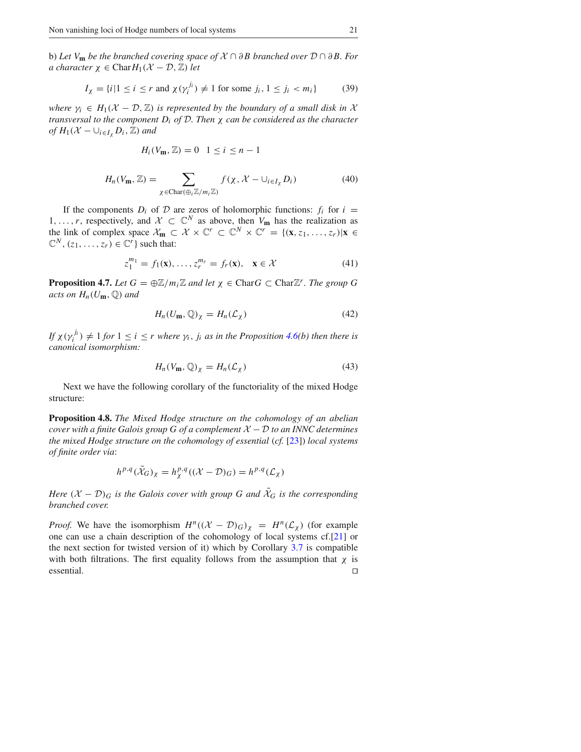b) *Let $V_{\mathbf{m}}$ be the branched covering space of $\mathcal{X} \cap \partial B$ branched over $\mathcal{D} \cap \partial B$. For a character $\chi \in \operatorname{Char} H_1(\mathcal{X} - \mathcal{D}, \mathbb{Z})$ let*

$$I_\chi = \{i | 1 \le i \le r \text{ and } \chi(\gamma_i^{j_i}) \ne 1 \text{ for some } j_i, 1 \le j_i < m_i\} \tag{39}$$

*where $\gamma_i \in H_1(\mathcal{X} - \mathcal{D}, \mathbb{Z})$ is represented by the boundary of a small disk in $\mathcal{X}$ transversal to the component $D_i$ of $\mathcal{D}$. Then $\chi$ can be considered as the character of $H_1(\mathcal{X} - \cup_{i \in I_\chi} D_i, \mathbb{Z})$ and*

$$H_i(V_{\mathbf{m}}, \mathbb{Z}) = 0 \quad 1 \le i \le n-1$$

$$H_n(V_{\mathbf{m}}, \mathbb{Z}) = \sum_{\chi \in \operatorname{Char}(\oplus_i \mathbb{Z}/m_i\mathbb{Z})} f(\chi, \mathcal{X} - \cup_{i \in I_\chi} D_i) \tag{40}$$

If the components $D_i$ of $\mathcal{D}$ are zeros of holomorphic functions: $f_i$ for $i = 1, \ldots, r$, respectively, and $\mathcal{X} \subset \mathbb{C}^N$ as above, then $V_{\mathbf{m}}$ has the realization as the link of complex space $\mathcal{X}_{\mathbf{m}} \subset \mathcal{X} \times \mathbb{C}^r \subset \mathbb{C}^N \times \mathbb{C}^r = \{(\mathbf{x}, z_1, \ldots, z_r) | \mathbf{x} \in \mathbb{C}^N, (z_1, \ldots, z_r) \in \mathbb{C}^r\}$ such that:

$$z_1^{m_1} = f_1(\mathbf{x}), \ldots, z_r^{m_r} = f_r(\mathbf{x}), \quad \mathbf{x} \in \mathcal{X} \tag{41}$$

**Proposition 4.7.** *Let $G = \oplus \mathbb{Z}/m_i\mathbb{Z}$ and let $\chi \in \operatorname{Char} G \subset \operatorname{Char} \mathbb{Z}^r$. The group $G$ acts on $H_n(U_{\mathbf{m}}, \mathbb{Q})$ and*

$$H_n(U_{\mathbf{m}}, \mathbb{Q})_\chi = H_n(\mathcal{L}_\chi) \tag{42}$$

*If $\chi(\gamma_i^{j_i}) \ne 1$ for $1 \le i \le r$ where $\gamma_i$, $j_i$ as in the Proposition 4.6(b) then there is canonical isomorphism:*

$$H_n(V_{\mathbf{m}}, \mathbb{Q})_\chi = H_n(\mathcal{L}_\chi) \tag{43}$$

Next we have the following corollary of the functoriality of the mixed Hodge structure:

**Proposition 4.8.** *The Mixed Hodge structure on the cohomology of an abelian cover with a finite Galois group $G$ of a complement $\mathcal{X} - \mathcal{D}$ to an INNC determines the mixed Hodge structure on the cohomology of essential (cf. [23]) local systems of finite order via*:

$$h^{p,q}(\tilde{\mathcal{X}}_G)_\chi = h_\chi^{p,q}((\mathcal{X} - \mathcal{D})_G) = h^{p,q}(\mathcal{L}_\chi)$$

*Here $(\mathcal{X} - \mathcal{D})_G$ is the Galois cover with group $G$ and $\tilde{\mathcal{X}}_G$ is the corresponding branched cover.*

*Proof.* We have the isomorphism $H^n((\mathcal{X} - \mathcal{D})_G)_\chi = H^n(\mathcal{L}_\chi)$ (for example one can use a chain description of the cohomology of local systems cf.[21] or the next section for twisted version of it) which by Corollary 3.7 is compatible with both filtrations. The first equality follows from the assumption that $\chi$ is essential. ∎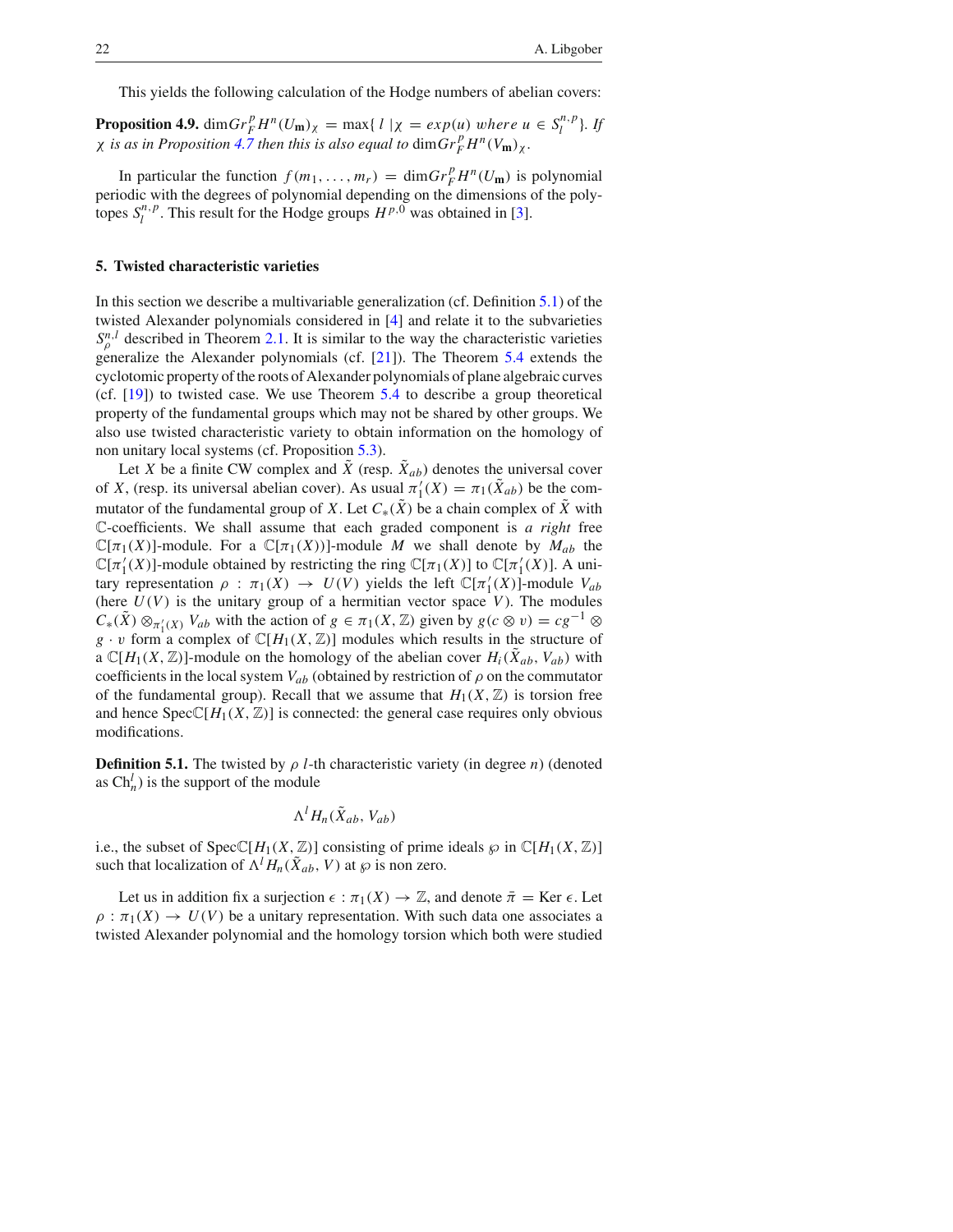This yields the following calculation of the Hodge numbers of abelian covers:

**Proposition 4.9.** $\dim Gr_F^p H^n(U_{\mathbf{m}})_\chi = \max\{ l \mid \chi = exp(u)$ *where* $u \in S_l^{n,p}\}$. *If* $\chi$ *is as in Proposition 4.7 then this is also equal to* $\dim Gr_F^p H^n(V_{\mathbf{m}})_\chi$.

In particular the function $f(m_1, \ldots, m_r) = \dim Gr_F^p H^n(U_{\mathbf{m}})$ is polynomial periodic with the degrees of polynomial depending on the dimensions of the polytopes $S_l^{n,p}$. This result for the Hodge groups $H^{p,0}$ was obtained in [3].

## 5. Twisted characteristic varieties

In this section we describe a multivariable generalization (cf. Definition 5.1) of the twisted Alexander polynomials considered in [4] and relate it to the subvarieties $S_\rho^{n,l}$ described in Theorem 2.1. It is similar to the way the characteristic varieties generalize the Alexander polynomials (cf. [21]). The Theorem 5.4 extends the cyclotomic property of the roots of Alexander polynomials of plane algebraic curves (cf. [19]) to twisted case. We use Theorem 5.4 to describe a group theoretical property of the fundamental groups which may not be shared by other groups. We also use twisted characteristic variety to obtain information on the homology of non unitary local systems (cf. Proposition 5.3).

Let $X$ be a finite CW complex and $\tilde{X}$ (resp. $\tilde{X}_{ab}$) denotes the universal cover of $X$, (resp. its universal abelian cover). As usual $\pi_1'(X) = \pi_1(\tilde{X}_{ab})$ be the commutator of the fundamental group of $X$. Let $C_*(\tilde{X})$ be a chain complex of $\tilde{X}$ with $\mathbb{C}$-coefficients. We shall assume that each graded component is *a right* free $\mathbb{C}[\pi_1(X)]$-module. For a $\mathbb{C}[\pi_1(X))]$-module $M$ we shall denote by $M_{ab}$ the $\mathbb{C}[\pi_1'(X)]$-module obtained by restricting the ring $\mathbb{C}[\pi_1(X)]$ to $\mathbb{C}[\pi_1'(X)]$. A unitary representation $\rho : \pi_1(X) \to U(V)$ yields the left $\mathbb{C}[\pi_1'(X)]$-module $V_{ab}$ (here $U(V)$ is the unitary group of a hermitian vector space $V$). The modules $C_*(\tilde{X}) \otimes_{\pi_1'(X)} V_{ab}$ with the action of $g \in \pi_1(X, \mathbb{Z})$ given by $g(c \otimes v) = cg^{-1} \otimes g \cdot v$ form a complex of $\mathbb{C}[H_1(X, \mathbb{Z})]$ modules which results in the structure of a $\mathbb{C}[H_1(X, \mathbb{Z})]$-module on the homology of the abelian cover $H_i(\tilde{X}_{ab}, V_{ab})$ with coefficients in the local system $V_{ab}$ (obtained by restriction of $\rho$ on the commutator of the fundamental group). Recall that we assume that $H_1(X, \mathbb{Z})$ is torsion free and hence $\mathrm{Spec}\mathbb{C}[H_1(X, \mathbb{Z})]$ is connected: the general case requires only obvious modifications.

**Definition 5.1.** The twisted by $\rho$ $l$-th characteristic variety (in degree $n$) (denoted as $\mathrm{Ch}_n^l$) is the support of the module

$$\Lambda^l H_n(\tilde{X}_{ab}, V_{ab})$$

i.e., the subset of $\mathrm{Spec}\mathbb{C}[H_1(X, \mathbb{Z})]$ consisting of prime ideals $\wp$ in $\mathbb{C}[H_1(X, \mathbb{Z})]$ such that localization of $\Lambda^l H_n(\tilde{X}_{ab}, V)$ at $\wp$ is non zero.

Let us in addition fix a surjection $\epsilon : \pi_1(X) \to \mathbb{Z}$, and denote $\bar{\pi} = \mathrm{Ker}\, \epsilon$. Let $\rho : \pi_1(X) \to U(V)$ be a unitary representation. With such data one associates a twisted Alexander polynomial and the homology torsion which both were studied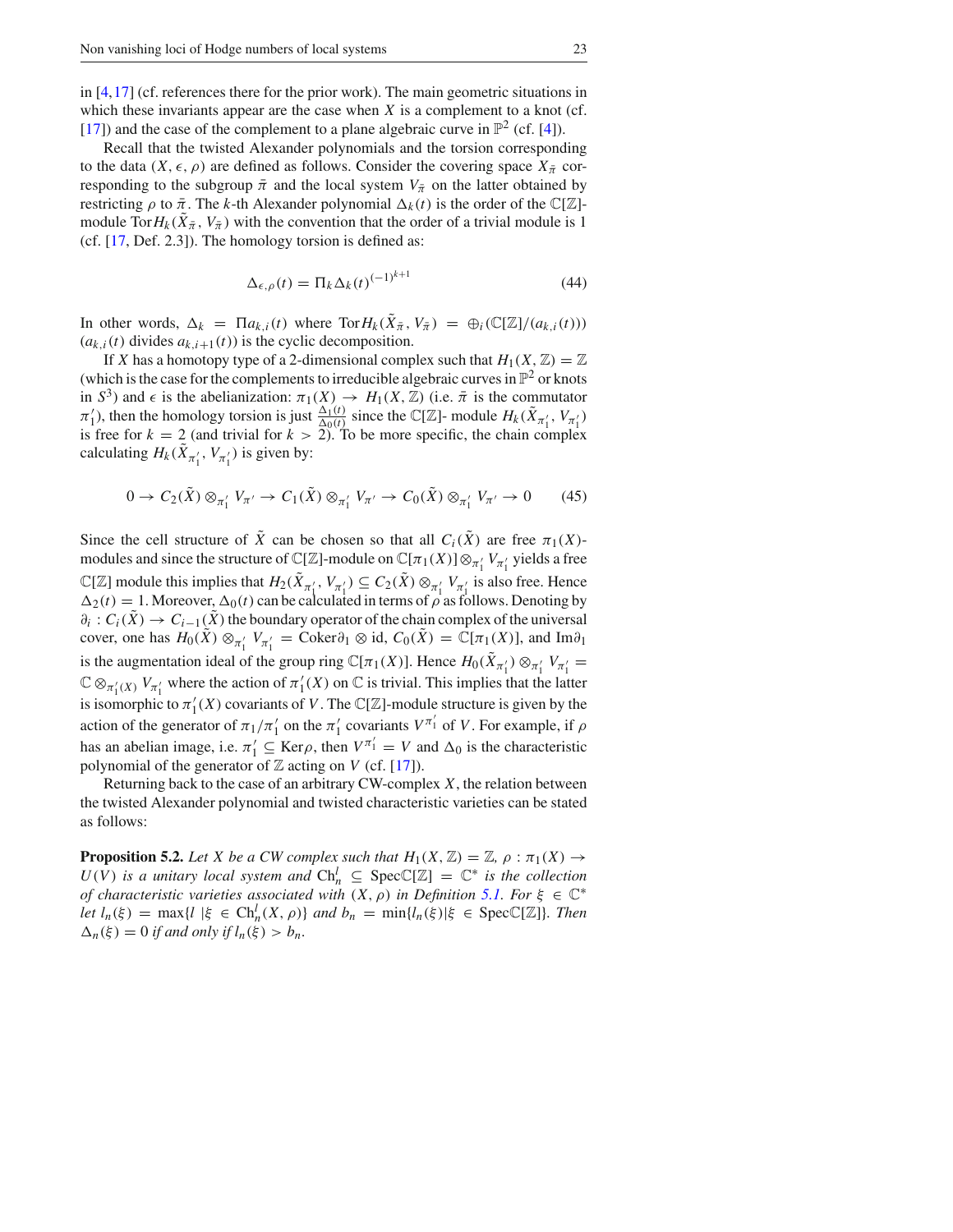in [4,17] (cf. references there for the prior work). The main geometric situations in which these invariants appear are the case when $X$ is a complement to a knot (cf. [17]) and the case of the complement to a plane algebraic curve in $\mathbb{P}^2$ (cf. [4]).

Recall that the twisted Alexander polynomials and the torsion corresponding to the data $(X, \epsilon, \rho)$ are defined as follows. Consider the covering space $X_{\bar{\pi}}$ corresponding to the subgroup $\bar{\pi}$ and the local system $V_{\bar{\pi}}$ on the latter obtained by restricting $\rho$ to $\bar{\pi}$. The $k$-th Alexander polynomial $\Delta_k(t)$ is the order of the $\mathbb{C}[\mathbb{Z}]$-module $\operatorname{Tor} H_k(\tilde{X}_{\bar{\pi}}, V_{\bar{\pi}})$ with the convention that the order of a trivial module is 1 (cf. [17, Def. 2.3]). The homology torsion is defined as:

$$\Delta_{\epsilon,\rho}(t) = \Pi_k \Delta_k(t)^{(-1)^{k+1}} \tag{44}$$

In other words, $\Delta_k = \Pi a_{k,i}(t)$ where $\operatorname{Tor} H_k(\tilde{X}_{\bar{\pi}}, V_{\bar{\pi}}) = \oplus_i(\mathbb{C}[\mathbb{Z}]/(a_{k,i}(t)))$ ($a_{k,i}(t)$ divides $a_{k,i+1}(t)$) is the cyclic decomposition.

If $X$ has a homotopy type of a 2-dimensional complex such that $H_1(X,\mathbb{Z}) = \mathbb{Z}$ (which is the case for the complements to irreducible algebraic curves in $\mathbb{P}^2$ or knots in $S^3$) and $\epsilon$ is the abelianization: $\pi_1(X) \to H_1(X,\mathbb{Z})$ (i.e. $\bar{\pi}$ is the commutator $\pi_1'$), then the homology torsion is just $\frac{\Delta_1(t)}{\Delta_0(t)}$ since the $\mathbb{C}[\mathbb{Z}]$- module $H_k(\tilde{X}_{\pi_1'}, V_{\pi_1'})$ is free for $k = 2$ (and trivial for $k > 2$). To be more specific, the chain complex calculating $H_k(\tilde{X}_{\pi_1'}, V_{\pi_1'})$ is given by:

$$0 \to C_2(\tilde{X}) \otimes_{\pi_1'} V_{\pi'} \to C_1(\tilde{X}) \otimes_{\pi_1'} V_{\pi'} \to C_0(\tilde{X}) \otimes_{\pi_1'} V_{\pi'} \to 0 \tag{45}$$

Since the cell structure of $\tilde{X}$ can be chosen so that all $C_i(\tilde{X})$ are free $\pi_1(X)$-modules and since the structure of $\mathbb{C}[\mathbb{Z}]$-module on $\mathbb{C}[\pi_1(X)] \otimes_{\pi_1'} V_{\pi_1'}$ yields a free $\mathbb{C}[\mathbb{Z}]$ module this implies that $H_2(\tilde{X}_{\pi_1'}, V_{\pi_1'}) \subseteq C_2(\tilde{X}) \otimes_{\pi_1'} V_{\pi_1'}$ is also free. Hence $\Delta_2(t) = 1$. Moreover, $\Delta_0(t)$ can be calculated in terms of $\rho$ as follows. Denoting by $\partial_i : C_i(\tilde{X}) \to C_{i-1}(\tilde{X})$ the boundary operator of the chain complex of the universal cover, one has $H_0(\tilde{X}) \otimes_{\pi_1'} V_{\pi_1'} = \operatorname{Coker}\partial_1 \otimes \operatorname{id}$, $C_0(\tilde{X}) = \mathbb{C}[\pi_1(X)]$, and $\operatorname{Im}\partial_1$ is the augmentation ideal of the group ring $\mathbb{C}[\pi_1(X)]$. Hence $H_0(\tilde{X}_{\pi_1'}) \otimes_{\pi_1'} V_{\pi_1'} = \mathbb{C} \otimes_{\pi_1'(X)} V_{\pi_1'}$ where the action of $\pi_1'(X)$ on $\mathbb{C}$ is trivial. This implies that the latter is isomorphic to $\pi_1'(X)$ covariants of $V$. The $\mathbb{C}[\mathbb{Z}]$-module structure is given by the action of the generator of $\pi_1/\pi_1'$ on the $\pi_1'$ covariants $V^{\pi_1'}$ of $V$. For example, if $\rho$ has an abelian image, i.e. $\pi_1' \subseteq \operatorname{Ker}\rho$, then $V^{\pi_1'} = V$ and $\Delta_0$ is the characteristic polynomial of the generator of $\mathbb{Z}$ acting on $V$ (cf. [17]).

Returning back to the case of an arbitrary CW-complex $X$, the relation between the twisted Alexander polynomial and twisted characteristic varieties can be stated as follows:

**Proposition 5.2.** *Let $X$ be a CW complex such that $H_1(X,\mathbb{Z}) = \mathbb{Z}$, $\rho : \pi_1(X) \to U(V)$ is a unitary local system and $\mathrm{Ch}_n^l \subseteq \operatorname{Spec}\mathbb{C}[\mathbb{Z}] = \mathbb{C}^*$ is the collection of characteristic varieties associated with $(X,\rho)$ in Definition 5.1. For $\xi \in \mathbb{C}^*$ let $l_n(\xi) = \max\{l \mid \xi \in \mathrm{Ch}_n^l(X,\rho)\}$ and $b_n = \min\{l_n(\xi) | \xi \in \operatorname{Spec}\mathbb{C}[\mathbb{Z}]\}$. Then $\Delta_n(\xi) = 0$ if and only if $l_n(\xi) > b_n$.*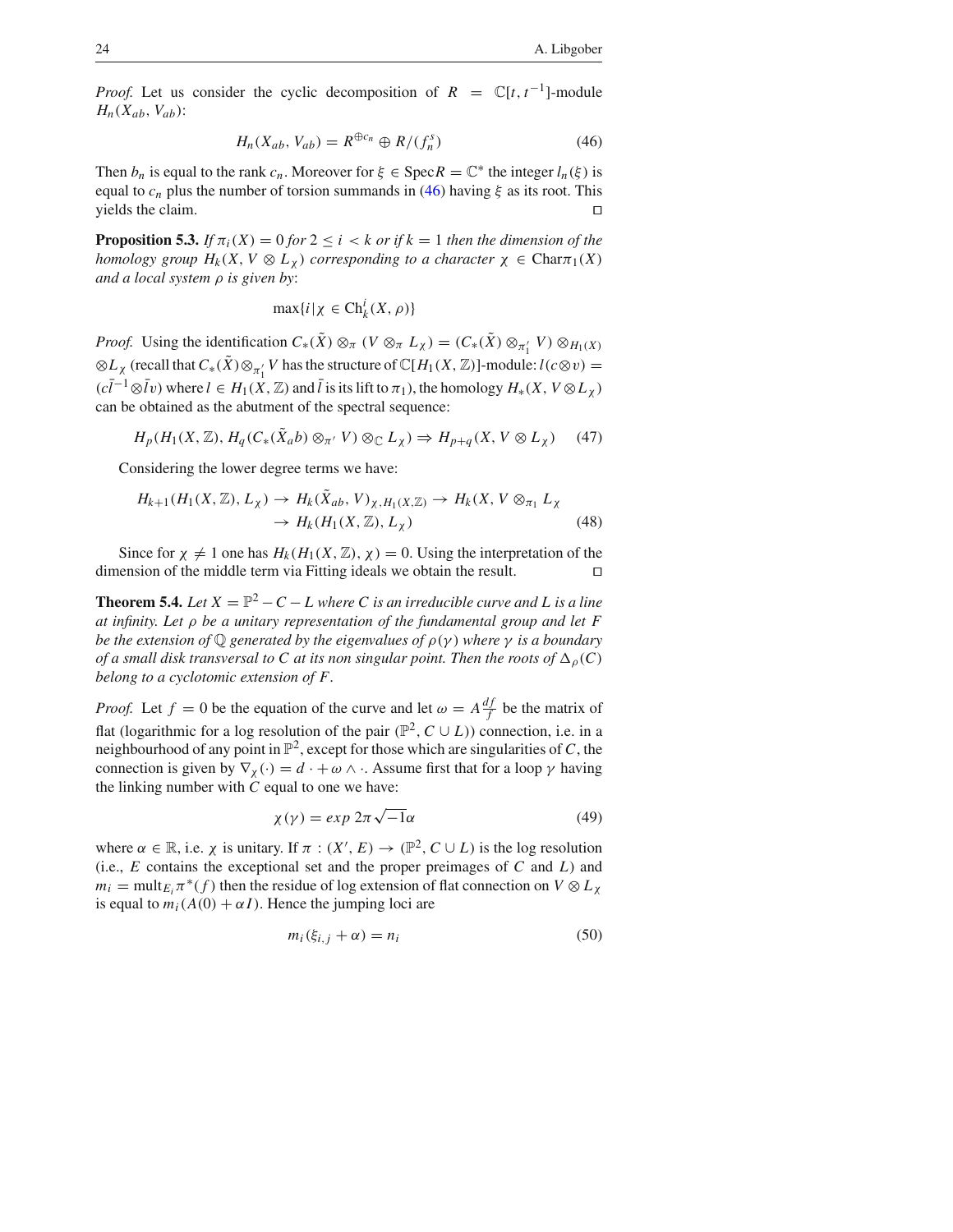*Proof.* Let us consider the cyclic decomposition of $R = \mathbb{C}[t, t^{-1}]$-module $H_n(X_{ab}, V_{ab})$:

$$H_n(X_{ab}, V_{ab}) = R^{\oplus c_n} \oplus R/(f_n^s) \tag{46}$$

Then $b_n$ is equal to the rank $c_n$. Moreover for $\xi \in \operatorname{Spec} R = \mathbb{C}^*$ the integer $l_n(\xi)$ is equal to $c_n$ plus the number of torsion summands in (46) having $\xi$ as its root. This yields the claim. $\square$

**Proposition 5.3.** *If $\pi_i(X) = 0$ for $2 \le i < k$ or if $k = 1$ then the dimension of the homology group $H_k(X, V \otimes L_\chi)$ corresponding to a character $\chi \in \operatorname{Char}\pi_1(X)$ and a local system $\rho$ is given by*:

$$\max\{i \,|\, \chi \in \operatorname{Ch}^i_k(X, \rho)\}$$

*Proof.* Using the identification $C_*(\tilde{X}) \otimes_\pi (V \otimes_\pi L_\chi) = (C_*(\tilde{X}) \otimes_{\pi_1'} V) \otimes_{H_1(X)} \otimes L_\chi$ (recall that $C_*(\tilde{X}) \otimes_{\pi_1'} V$ has the structure of $\mathbb{C}[H_1(X, \mathbb{Z})]$-module: $l(c \otimes v) = (c\bar{l}^{-1} \otimes \bar{l}v)$ where $l \in H_1(X, \mathbb{Z})$ and $\bar{l}$ is its lift to $\pi_1$), the homology $H_*(X, V \otimes L_\chi)$ can be obtained as the abutment of the spectral sequence:

$$H_p(H_1(X, \mathbb{Z}), H_q(C_*(\tilde{X}_ab) \otimes_{\pi'} V) \otimes_{\mathbb{C}} L_\chi) \Rightarrow H_{p+q}(X, V \otimes L_\chi) \tag{47}$$

Considering the lower degree terms we have:

$$\begin{aligned} H_{k+1}(H_1(X, \mathbb{Z}), L_\chi) \to H_k(\tilde{X}_{ab}, V)_{\chi, H_1(X, \mathbb{Z})} &\to H_k(X, V \otimes_{\pi_1} L_\chi \\ &\to H_k(H_1(X, \mathbb{Z}), L_\chi) \end{aligned} \tag{48}$$

Since for $\chi \neq 1$ one has $H_k(H_1(X, \mathbb{Z}), \chi) = 0$. Using the interpretation of the dimension of the middle term via Fitting ideals we obtain the result. $\square$

**Theorem 5.4.** *Let $X = \mathbb{P}^2 - C - L$ where $C$ is an irreducible curve and $L$ is a line at infinity. Let $\rho$ be a unitary representation of the fundamental group and let $F$ be the extension of $\mathbb{Q}$ generated by the eigenvalues of $\rho(\gamma)$ where $\gamma$ is a boundary of a small disk transversal to $C$ at its non singular point. Then the roots of $\Delta_\rho(C)$ belong to a cyclotomic extension of $F$.*

*Proof.* Let $f = 0$ be the equation of the curve and let $\omega = A\frac{df}{f}$ be the matrix of flat (logarithmic for a log resolution of the pair $(\mathbb{P}^2, C \cup L)$) connection, i.e. in a neighbourhood of any point in $\mathbb{P}^2$, except for those which are singularities of $C$, the connection is given by $\nabla_\chi(\cdot) = d \cdot + \omega \wedge \cdot$. Assume first that for a loop $\gamma$ having the linking number with $C$ equal to one we have:

$$\chi(\gamma) = exp\ 2\pi\sqrt{-1}\alpha \tag{49}$$

where $\alpha \in \mathbb{R}$, i.e. $\chi$ is unitary. If $\pi : (X', E) \to (\mathbb{P}^2, C \cup L)$ is the log resolution (i.e., $E$ contains the exceptional set and the proper preimages of $C$ and $L$) and $m_i = \operatorname{mult}_{E_i} \pi^*(f)$ then the residue of log extension of flat connection on $V \otimes L_\chi$ is equal to $m_i(A(0) + \alpha I)$. Hence the jumping loci are

$$m_i(\xi_{i,j} + \alpha) = n_i \tag{50}$$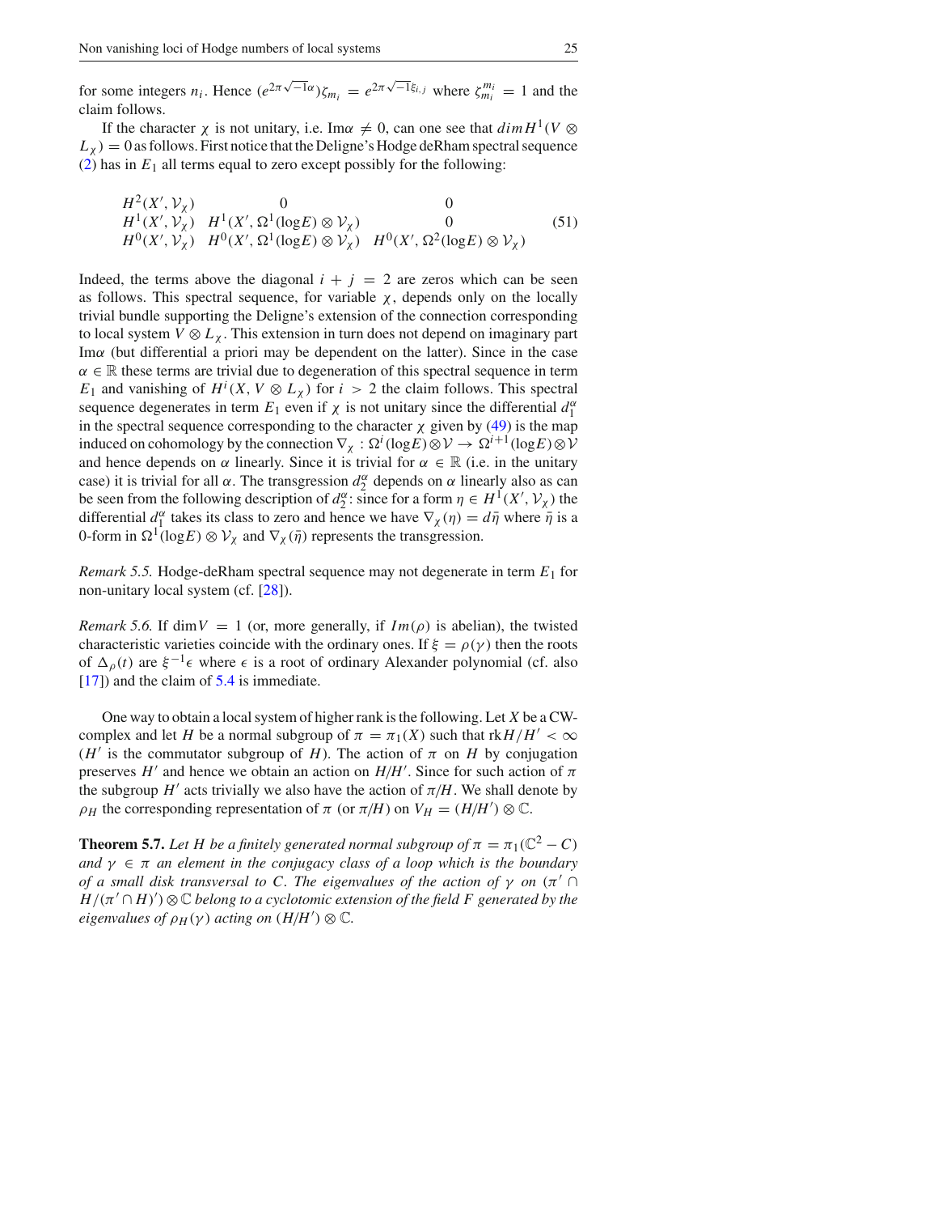for some integers $n_i$. Hence $(e^{2\pi\sqrt{-1}\alpha})\zeta_{m_i} = e^{2\pi\sqrt{-1}\xi_{i,j}}$ where $\zeta_{m_i}^{m_i} = 1$ and the claim follows.

If the character $\chi$ is not unitary, i.e. $\mathrm{Im}\alpha \neq 0$, can one see that $dim H^1(V \otimes L_\chi) = 0$ as follows. First notice that the Deligne's Hodge deRham spectral sequence (2) has in $E_1$ all terms equal to zero except possibly for the following:

$$\begin{array}{lll}
H^2(X', \mathcal{V}_\chi) & 0 & 0 \\
H^1(X', \mathcal{V}_\chi) & H^1(X', \Omega^1(\log E) \otimes \mathcal{V}_\chi) & 0 \\
H^0(X', \mathcal{V}_\chi) & H^0(X', \Omega^1(\log E) \otimes \mathcal{V}_\chi) & H^0(X', \Omega^2(\log E) \otimes \mathcal{V}_\chi)
\end{array} \tag{51}$$

Indeed, the terms above the diagonal $i + j = 2$ are zeros which can be seen as follows. This spectral sequence, for variable $\chi$, depends only on the locally trivial bundle supporting the Deligne's extension of the connection corresponding to local system $V \otimes L_\chi$. This extension in turn does not depend on imaginary part $\mathrm{Im}\alpha$ (but differential a priori may be dependent on the latter). Since in the case $\alpha \in \mathbb{R}$ these terms are trivial due to degeneration of this spectral sequence in term $E_1$ and vanishing of $H^i(X, V \otimes L_\chi)$ for $i > 2$ the claim follows. This spectral sequence degenerates in term $E_1$ even if $\chi$ is not unitary since the differential $d_1^\alpha$ in the spectral sequence corresponding to the character $\chi$ given by (49) is the map induced on cohomology by the connection $\nabla_\chi : \Omega^i(\log E) \otimes \mathcal{V} \to \Omega^{i+1}(\log E) \otimes \mathcal{V}$ and hence depends on $\alpha$ linearly. Since it is trivial for $\alpha \in \mathbb{R}$ (i.e. in the unitary case) it is trivial for all $\alpha$. The transgression $d_2^\alpha$ depends on $\alpha$ linearly also as can be seen from the following description of $d_2^\alpha$: since for a form $\eta \in H^1(X', \mathcal{V}_\chi)$ the differential $d_1^\alpha$ takes its class to zero and hence we have $\nabla_\chi(\eta) = d\bar{\eta}$ where $\bar{\eta}$ is a 0-form in $\Omega^1(\log E) \otimes \mathcal{V}_\chi$ and $\nabla_\chi(\bar{\eta})$ represents the transgression.

*Remark 5.5.* Hodge-deRham spectral sequence may not degenerate in term $E_1$ for non-unitary local system (cf. [28]).

*Remark 5.6.* If $\dim V = 1$ (or, more generally, if $Im(\rho)$ is abelian), the twisted characteristic varieties coincide with the ordinary ones. If $\xi = \rho(\gamma)$ then the roots of $\Delta_\rho(t)$ are $\xi^{-1}\epsilon$ where $\epsilon$ is a root of ordinary Alexander polynomial (cf. also [17]) and the claim of 5.4 is immediate.

One way to obtain a local system of higher rank is the following. Let $X$ be a CW-complex and let $H$ be a normal subgroup of $\pi = \pi_1(X)$ such that $\mathrm{rk} H/H' < \infty$ ($H'$ is the commutator subgroup of $H$). The action of $\pi$ on $H$ by conjugation preserves $H'$ and hence we obtain an action on $H/H'$. Since for such action of $\pi$ the subgroup $H'$ acts trivially we also have the action of $\pi/H$. We shall denote by $\rho_H$ the corresponding representation of $\pi$ (or $\pi/H$) on $V_H = (H/H') \otimes \mathbb{C}$.

**Theorem 5.7.** *Let $H$ be a finitely generated normal subgroup of $\pi = \pi_1(\mathbb{C}^2 - C)$ and $\gamma \in \pi$ an element in the conjugacy class of a loop which is the boundary of a small disk transversal to $C$. The eigenvalues of the action of $\gamma$ on $(\pi' \cap H/(\pi' \cap H)') \otimes \mathbb{C}$ belong to a cyclotomic extension of the field $F$ generated by the eigenvalues of $\rho_H(\gamma)$ acting on $(H/H') \otimes \mathbb{C}$.*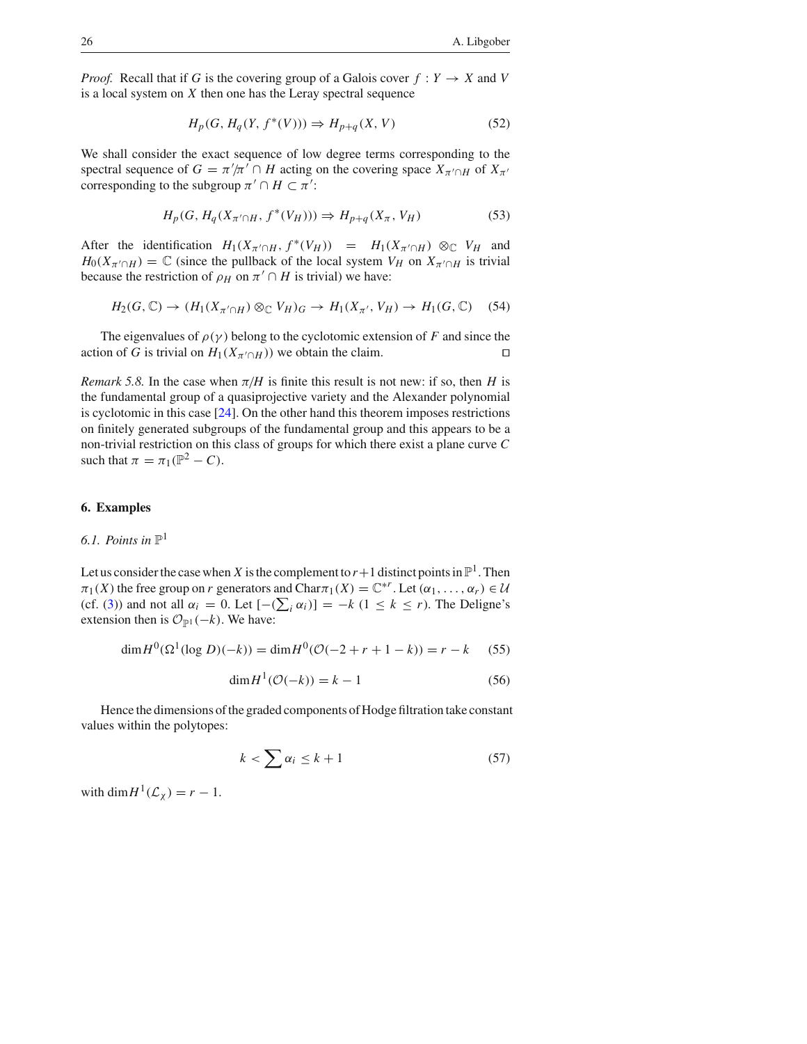*Proof.* Recall that if $G$ is the covering group of a Galois cover $f : Y \to X$ and $V$ is a local system on $X$ then one has the Leray spectral sequence

$$H_p(G, H_q(Y, f^*(V))) \Rightarrow H_{p+q}(X, V) \tag{52}$$

We shall consider the exact sequence of low degree terms corresponding to the spectral sequence of $G = \pi'/\pi' \cap H$ acting on the covering space $X_{\pi' \cap H}$ of $X_{\pi'}$ corresponding to the subgroup $\pi' \cap H \subset \pi'$:

$$H_p(G, H_q(X_{\pi' \cap H}, f^*(V_H))) \Rightarrow H_{p+q}(X_\pi, V_H) \tag{53}$$

After the identification $H_1(X_{\pi' \cap H}, f^*(V_H)) = H_1(X_{\pi' \cap H}) \otimes_{\mathbb{C}} V_H$ and $H_0(X_{\pi' \cap H}) = \mathbb{C}$ (since the pullback of the local system $V_H$ on $X_{\pi' \cap H}$ is trivial because the restriction of $\rho_H$ on $\pi' \cap H$ is trivial) we have:

$$H_2(G, \mathbb{C}) \to (H_1(X_{\pi' \cap H}) \otimes_{\mathbb{C}} V_H)_G \to H_1(X_{\pi'}, V_H) \to H_1(G, \mathbb{C}) \tag{54}$$

The eigenvalues of $\rho(\gamma)$ belong to the cyclotomic extension of $F$ and since the action of $G$ is trivial on $H_1(X_{\pi' \cap H})$) we obtain the claim. $\square$

*Remark 5.8.* In the case when $\pi/H$ is finite this result is not new: if so, then $H$ is the fundamental group of a quasiprojective variety and the Alexander polynomial is cyclotomic in this case [24]. On the other hand this theorem imposes restrictions on finitely generated subgroups of the fundamental group and this appears to be a non-trivial restriction on this class of groups for which there exist a plane curve $C$ such that $\pi = \pi_1(\mathbb{P}^2 - C)$.

## 6. Examples

### *6.1. Points in $\mathbb{P}^1$*

Let us consider the case when $X$ is the complement to $r+1$ distinct points in $\mathbb{P}^1$. Then $\pi_1(X)$ the free group on $r$ generators and $\mathrm{Char}\pi_1(X) = \mathbb{C}^{*r}$. Let $(\alpha_1, \ldots, \alpha_r) \in \mathcal{U}$ (cf. (3)) and not all $\alpha_i = 0$. Let $[-(\sum_i \alpha_i)] = -k$ $(1 \leq k \leq r)$. The Deligne's extension then is $\mathcal{O}_{\mathbb{P}^1}(-k)$. We have:

$$\dim H^0(\Omega^1(\log D)(-k)) = \dim H^0(\mathcal{O}(-2 + r + 1 - k)) = r - k \tag{55}$$

$$\dim H^1(\mathcal{O}(-k)) = k - 1 \tag{56}$$

Hence the dimensions of the graded components of Hodge filtration take constant values within the polytopes:

$$k < \sum \alpha_i \leq k + 1 \tag{57}$$

with $\dim H^1(\mathcal{L}_\chi) = r - 1$.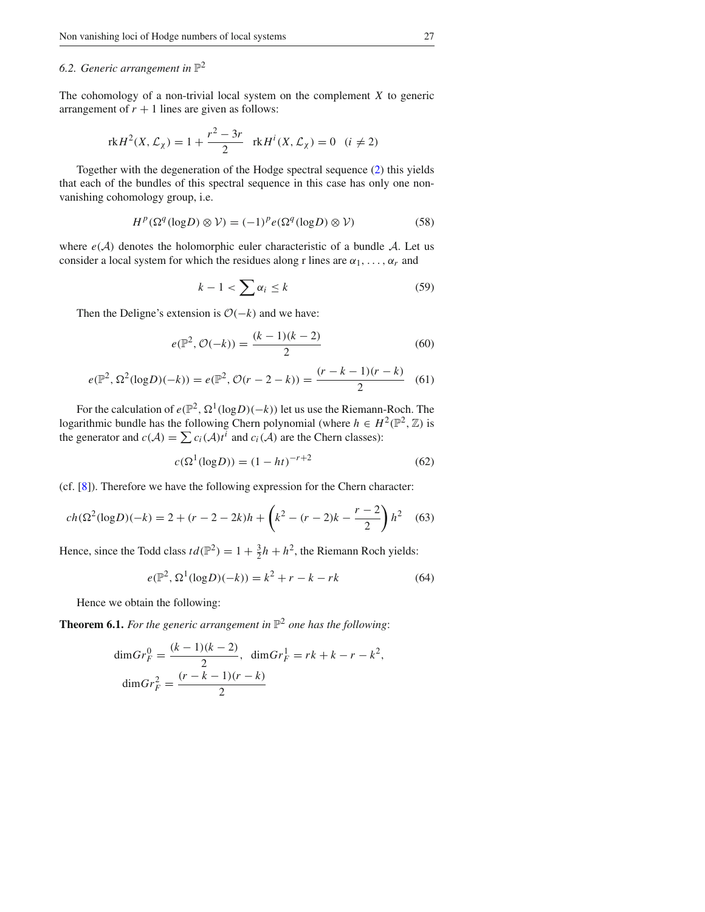### 6.2. Generic arrangement in $\mathbb{P}^2$

The cohomology of a non-trivial local system on the complement $X$ to generic arrangement of $r+1$ lines are given as follows:

$$\mathrm{rk} H^2(X, \mathcal{L}_\chi) = 1 + \frac{r^2 - 3r}{2} \quad \mathrm{rk} H^i(X, \mathcal{L}_\chi) = 0 \quad (i \neq 2)$$

Together with the degeneration of the Hodge spectral sequence (2) this yields that each of the bundles of this spectral sequence in this case has only one non-vanishing cohomology group, i.e.

$$H^p(\Omega^q(\log D) \otimes \mathcal{V}) = (-1)^p e(\Omega^q(\log D) \otimes \mathcal{V}) \tag{58}$$

where $e(\mathcal{A})$ denotes the holomorphic euler characteristic of a bundle $\mathcal{A}$. Let us consider a local system for which the residues along r lines are $\alpha_1, \ldots, \alpha_r$ and

$$k - 1 < \sum \alpha_i \leq k \tag{59}$$

Then the Deligne's extension is $\mathcal{O}(-k)$ and we have:

$$e(\mathbb{P}^2, \mathcal{O}(-k)) = \frac{(k-1)(k-2)}{2} \tag{60}$$

$$e(\mathbb{P}^2, \Omega^2(\log D)(-k)) = e(\mathbb{P}^2, \mathcal{O}(r-2-k)) = \frac{(r-k-1)(r-k)}{2} \tag{61}$$

For the calculation of $e(\mathbb{P}^2, \Omega^1(\log D)(-k))$ let us use the Riemann-Roch. The logarithmic bundle has the following Chern polynomial (where $h \in H^2(\mathbb{P}^2, \mathbb{Z})$ is the generator and $c(\mathcal{A}) = \sum c_i(\mathcal{A}) t^i$ and $c_i(\mathcal{A})$ are the Chern classes):

$$c(\Omega^1(\log D)) = (1 - ht)^{-r+2} \tag{62}$$

(cf. [8]). Therefore we have the following expression for the Chern character:

$$ch(\Omega^2(\log D)(-k) = 2 + (r - 2 - 2k)h + \left(k^2 - (r-2)k - \frac{r-2}{2}\right) h^2 \tag{63}$$

Hence, since the Todd class $td(\mathbb{P}^2) = 1 + \frac{3}{2}h + h^2$, the Riemann Roch yields:

$$e(\mathbb{P}^2, \Omega^1(\log D)(-k)) = k^2 + r - k - rk \tag{64}$$

Hence we obtain the following:

**Theorem 6.1.** *For the generic arrangement in $\mathbb{P}^2$ one has the following*:

$$\dim Gr_F^0 = \frac{(k-1)(k-2)}{2}, \quad \dim Gr_F^1 = rk + k - r - k^2,$$
$$\dim Gr_F^2 = \frac{(r-k-1)(r-k)}{2}$$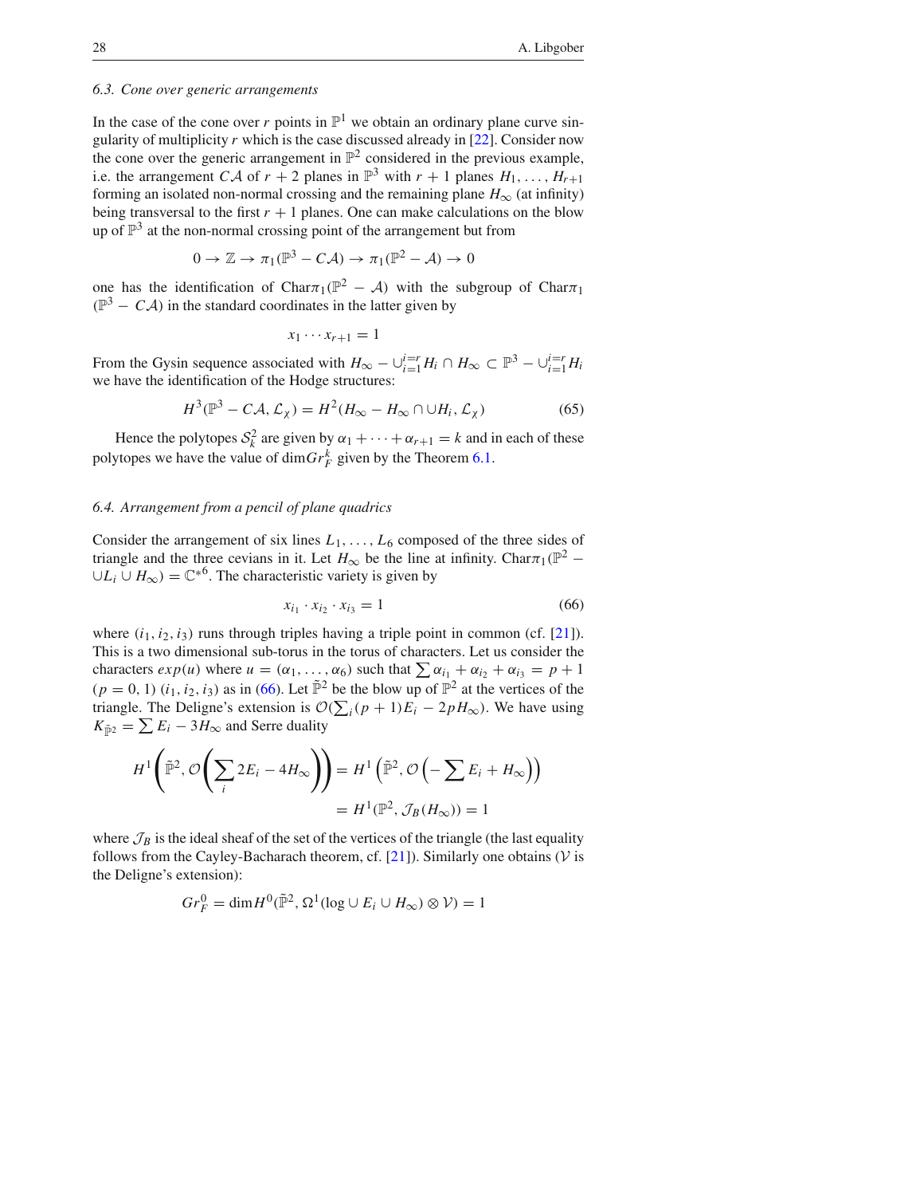### 6.3. Cone over generic arrangements

In the case of the cone over $r$ points in $\mathbb{P}^1$ we obtain an ordinary plane curve singularity of multiplicity $r$ which is the case discussed already in [22]. Consider now the cone over the generic arrangement in $\mathbb{P}^2$ considered in the previous example, i.e. the arrangement $C\mathcal{A}$ of $r+2$ planes in $\mathbb{P}^3$ with $r+1$ planes $H_1, \ldots, H_{r+1}$ forming an isolated non-normal crossing and the remaining plane $H_\infty$ (at infinity) being transversal to the first $r+1$ planes. One can make calculations on the blow up of $\mathbb{P}^3$ at the non-normal crossing point of the arrangement but from

$$0 \to \mathbb{Z} \to \pi_1(\mathbb{P}^3 - C\mathcal{A}) \to \pi_1(\mathbb{P}^2 - \mathcal{A}) \to 0$$

one has the identification of $\mathrm{Char}\pi_1(\mathbb{P}^2 - \mathcal{A})$ with the subgroup of $\mathrm{Char}\pi_1(\mathbb{P}^3 - C\mathcal{A})$ in the standard coordinates in the latter given by

$$x_1 \cdots x_{r+1} = 1$$

From the Gysin sequence associated with $H_\infty - \cup_{i=1}^{i=r} H_i \cap H_\infty \subset \mathbb{P}^3 - \cup_{i=1}^{i=r} H_i$ we have the identification of the Hodge structures:

$$H^3(\mathbb{P}^3 - C\mathcal{A}, \mathcal{L}_\chi) = H^2(H_\infty - H_\infty \cap \cup H_i, \mathcal{L}_\chi) \tag{65}$$

Hence the polytopes $\mathcal{S}_k^2$ are given by $\alpha_1 + \cdots + \alpha_{r+1} = k$ and in each of these polytopes we have the value of $\dim Gr_F^k$ given by the Theorem 6.1.

### 6.4. Arrangement from a pencil of plane quadrics

Consider the arrangement of six lines $L_1, \ldots, L_6$ composed of the three sides of triangle and the three cevians in it. Let $H_\infty$ be the line at infinity. $\mathrm{Char}\pi_1(\mathbb{P}^2 - \cup L_i \cup H_\infty) = \mathbb{C}^{*6}$. The characteristic variety is given by

$$x_{i_1} \cdot x_{i_2} \cdot x_{i_3} = 1 \tag{66}$$

where $(i_1, i_2, i_3)$ runs through triples having a triple point in common (cf. [21]). This is a two dimensional sub-torus in the torus of characters. Let us consider the characters $exp(u)$ where $u = (\alpha_1, \ldots, \alpha_6)$ such that $\sum \alpha_{i_1} + \alpha_{i_2} + \alpha_{i_3} = p + 1$ $(p = 0, 1)$ $(i_1, i_2, i_3)$ as in (66). Let $\tilde{\mathbb{P}}^2$ be the blow up of $\mathbb{P}^2$ at the vertices of the triangle. The Deligne's extension is $\mathcal{O}(\sum_i (p+1)E_i - 2pH_\infty)$. We have using $K_{\tilde{\mathbb{P}}^2} = \sum E_i - 3H_\infty$ and Serre duality

$$H^1\left(\tilde{\mathbb{P}}^2, \mathcal{O}\left(\sum_i 2E_i - 4H_\infty\right)\right) = H^1\left(\tilde{\mathbb{P}}^2, \mathcal{O}\left(-\sum E_i + H_\infty\right)\right)$$
$$= H^1(\mathbb{P}^2, \mathcal{J}_B(H_\infty)) = 1$$

where $\mathcal{J}_B$ is the ideal sheaf of the set of the vertices of the triangle (the last equality follows from the Cayley-Bacharach theorem, cf. [21]). Similarly one obtains ($\mathcal{V}$ is the Deligne's extension):

$$Gr_F^0 = \dim H^0(\tilde{\mathbb{P}}^2, \Omega^1(\log \cup E_i \cup H_\infty) \otimes \mathcal{V}) = 1$$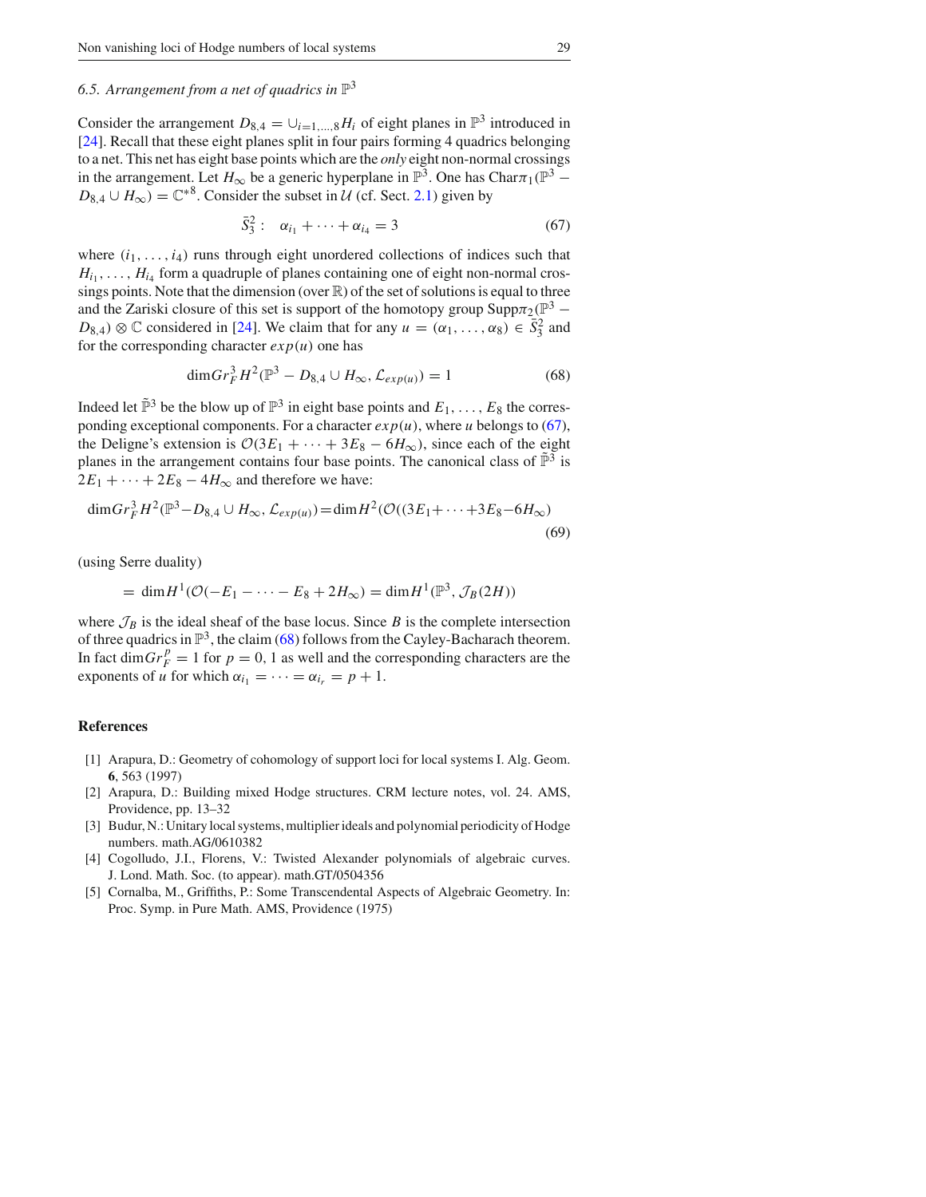### 6.5. Arrangement from a net of quadrics in $\mathbb{P}^3$

Consider the arrangement $D_{8,4} = \cup_{i=1,\dots,8} H_i$ of eight planes in $\mathbb{P}^3$ introduced in [24]. Recall that these eight planes split in four pairs forming 4 quadrics belonging to a net. This net has eight base points which are the *only* eight non-normal crossings in the arrangement. Let $H_\infty$ be a generic hyperplane in $\mathbb{P}^3$. One has $\mathrm{Char}\pi_1(\mathbb{P}^3 - D_{8,4} \cup H_\infty) = \mathbb{C}^{*8}$. Consider the subset in $\mathcal{U}$ (cf. Sect. 2.1) given by

$$\bar{S}^2_3: \quad \alpha_{i_1} + \cdots + \alpha_{i_4} = 3 \tag{67}$$

where $(i_1, \dots, i_4)$ runs through eight unordered collections of indices such that $H_{i_1}, \dots, H_{i_4}$ form a quadruple of planes containing one of eight non-normal crossings points. Note that the dimension (over $\mathbb{R}$) of the set of solutions is equal to three and the Zariski closure of this set is support of the homotopy group $\mathrm{Supp}\pi_2(\mathbb{P}^3 - D_{8,4}) \otimes \mathbb{C}$ considered in [24]. We claim that for any $u = (\alpha_1, \dots, \alpha_8) \in \bar{S}^2_3$ and for the corresponding character $exp(u)$ one has

$$\dim Gr^3_F H^2(\mathbb{P}^3 - D_{8,4} \cup H_\infty, \mathcal{L}_{exp(u)}) = 1 \tag{68}$$

Indeed let $\tilde{\mathbb{P}}^3$ be the blow up of $\mathbb{P}^3$ in eight base points and $E_1, \dots, E_8$ the corresponding exceptional components. For a character $exp(u)$, where $u$ belongs to (67), the Deligne's extension is $\mathcal{O}(3E_1 + \cdots + 3E_8 - 6H_\infty)$, since each of the eight planes in the arrangement contains four base points. The canonical class of $\tilde{\mathbb{P}}^3$ is $2E_1 + \cdots + 2E_8 - 4H_\infty$ and therefore we have:

$$\dim Gr^3_F H^2(\mathbb{P}^3 - D_{8,4} \cup H_\infty, \mathcal{L}_{exp(u)}) = \dim H^2(\mathcal{O}((3E_1 + \cdots + 3E_8 - 6H_\infty) \tag{69}$$

(using Serre duality)

$$= \dim H^1(\mathcal{O}(-E_1 - \cdots - E_8 + 2H_\infty) = \dim H^1(\mathbb{P}^3, \mathcal{J}_B(2H))$$

where $\mathcal{J}_B$ is the ideal sheaf of the base locus. Since $B$ is the complete intersection of three quadrics in $\mathbb{P}^3$, the claim (68) follows from the Cayley-Bacharach theorem. In fact $\dim Gr^p_F = 1$ for $p = 0, 1$ as well and the corresponding characters are the exponents of $u$ for which $\alpha_{i_1} = \cdots = \alpha_{i_r} = p + 1$.

## References

[1] Arapura, D.: Geometry of cohomology of support loci for local systems I. Alg. Geom. **6**, 563 (1997)

[2] Arapura, D.: Building mixed Hodge structures. CRM lecture notes, vol. 24. AMS, Providence, pp. 13–32

[3] Budur, N.: Unitary local systems, multiplier ideals and polynomial periodicity of Hodge numbers. math.AG/0610382

[4] Cogolludo, J.I., Florens, V.: Twisted Alexander polynomials of algebraic curves. J. Lond. Math. Soc. (to appear). math.GT/0504356

[5] Cornalba, M., Griffiths, P.: Some Transcendental Aspects of Algebraic Geometry. In: Proc. Symp. in Pure Math. AMS, Providence (1975)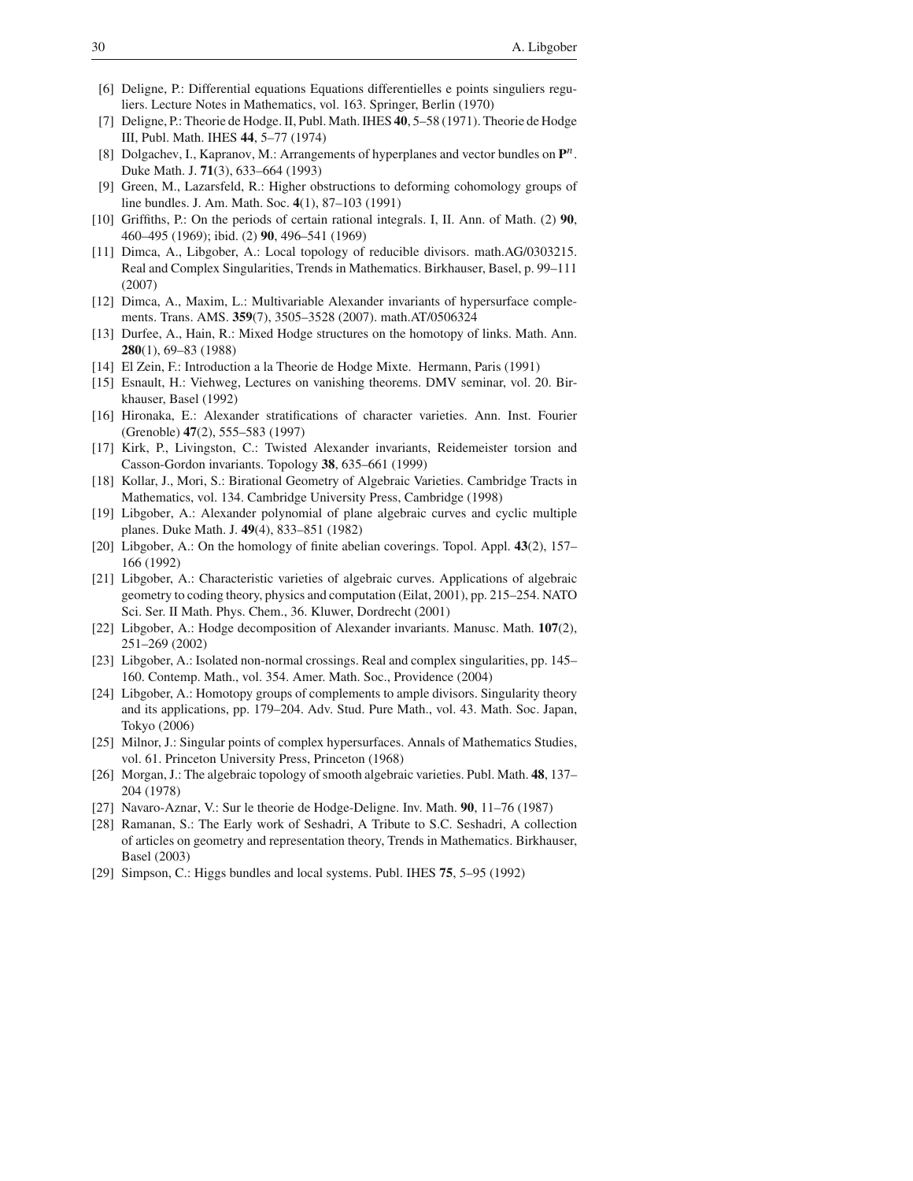[6] Deligne, P.: Differential equations Equations differentielles e points singuliers reguliers. Lecture Notes in Mathematics, vol. 163. Springer, Berlin (1970)

[7] Deligne, P.: Theorie de Hodge. II, Publ. Math. IHES **40**, 5–58 (1971). Theorie de Hodge III, Publ. Math. IHES **44**, 5–77 (1974)

[8] Dolgachev, I., Kapranov, M.: Arrangements of hyperplanes and vector bundles on $\mathbf{P}^n$. Duke Math. J. **71**(3), 633–664 (1993)

[9] Green, M., Lazarsfeld, R.: Higher obstructions to deforming cohomology groups of line bundles. J. Am. Math. Soc. **4**(1), 87–103 (1991)

[10] Griffiths, P.: On the periods of certain rational integrals. I, II. Ann. of Math. (2) **90**, 460–495 (1969); ibid. (2) **90**, 496–541 (1969)

[11] Dimca, A., Libgober, A.: Local topology of reducible divisors. math.AG/0303215. Real and Complex Singularities, Trends in Mathematics. Birkhauser, Basel, p. 99–111 (2007)

[12] Dimca, A., Maxim, L.: Multivariable Alexander invariants of hypersurface complements. Trans. AMS. **359**(7), 3505–3528 (2007). math.AT/0506324

[13] Durfee, A., Hain, R.: Mixed Hodge structures on the homotopy of links. Math. Ann. **280**(1), 69–83 (1988)

[14] El Zein, F.: Introduction a la Theorie de Hodge Mixte. Hermann, Paris (1991)

[15] Esnault, H.: Viehweg, Lectures on vanishing theorems. DMV seminar, vol. 20. Birkhauser, Basel (1992)

[16] Hironaka, E.: Alexander stratifications of character varieties. Ann. Inst. Fourier (Grenoble) **47**(2), 555–583 (1997)

[17] Kirk, P., Livingston, C.: Twisted Alexander invariants, Reidemeister torsion and Casson-Gordon invariants. Topology **38**, 635–661 (1999)

[18] Kollar, J., Mori, S.: Birational Geometry of Algebraic Varieties. Cambridge Tracts in Mathematics, vol. 134. Cambridge University Press, Cambridge (1998)

[19] Libgober, A.: Alexander polynomial of plane algebraic curves and cyclic multiple planes. Duke Math. J. **49**(4), 833–851 (1982)

[20] Libgober, A.: On the homology of finite abelian coverings. Topol. Appl. **43**(2), 157–166 (1992)

[21] Libgober, A.: Characteristic varieties of algebraic curves. Applications of algebraic geometry to coding theory, physics and computation (Eilat, 2001), pp. 215–254. NATO Sci. Ser. II Math. Phys. Chem., 36. Kluwer, Dordrecht (2001)

[22] Libgober, A.: Hodge decomposition of Alexander invariants. Manusc. Math. **107**(2), 251–269 (2002)

[23] Libgober, A.: Isolated non-normal crossings. Real and complex singularities, pp. 145–160. Contemp. Math., vol. 354. Amer. Math. Soc., Providence (2004)

[24] Libgober, A.: Homotopy groups of complements to ample divisors. Singularity theory and its applications, pp. 179–204. Adv. Stud. Pure Math., vol. 43. Math. Soc. Japan, Tokyo (2006)

[25] Milnor, J.: Singular points of complex hypersurfaces. Annals of Mathematics Studies, vol. 61. Princeton University Press, Princeton (1968)

[26] Morgan, J.: The algebraic topology of smooth algebraic varieties. Publ. Math. **48**, 137–204 (1978)

[27] Navaro-Aznar, V.: Sur le theorie de Hodge-Deligne. Inv. Math. **90**, 11–76 (1987)

[28] Ramanan, S.: The Early work of Seshadri, A Tribute to S.C. Seshadri, A collection of articles on geometry and representation theory, Trends in Mathematics. Birkhauser, Basel (2003)

[29] Simpson, C.: Higgs bundles and local systems. Publ. IHES **75**, 5–95 (1992)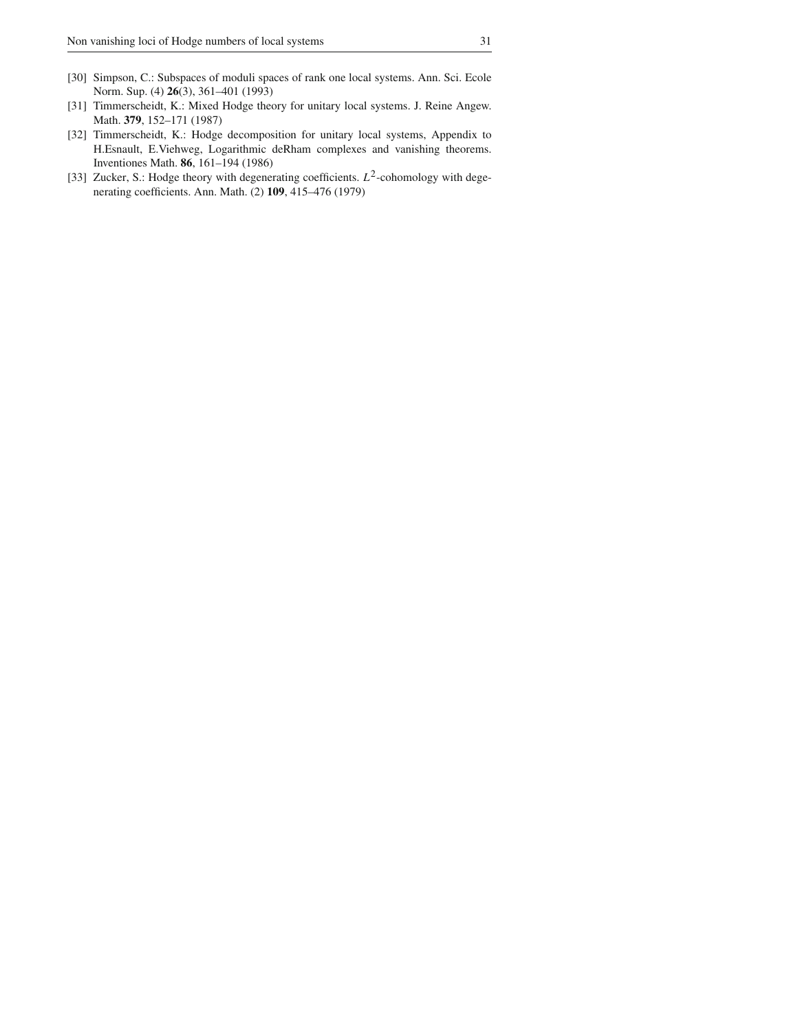[30] Simpson, C.: Subspaces of moduli spaces of rank one local systems. Ann. Sci. Ecole Norm. Sup. (4) **26**(3), 361–401 (1993)

[31] Timmerscheidt, K.: Mixed Hodge theory for unitary local systems. J. Reine Angew. Math. **379**, 152–171 (1987)

[32] Timmerscheidt, K.: Hodge decomposition for unitary local systems, Appendix to H.Esnault, E.Viehweg, Logarithmic deRham complexes and vanishing theorems. Inventiones Math. **86**, 161–194 (1986)

[33] Zucker, S.: Hodge theory with degenerating coefficients. $L^2$-cohomology with degenerating coefficients. Ann. Math. (2) **109**, 415–476 (1979)